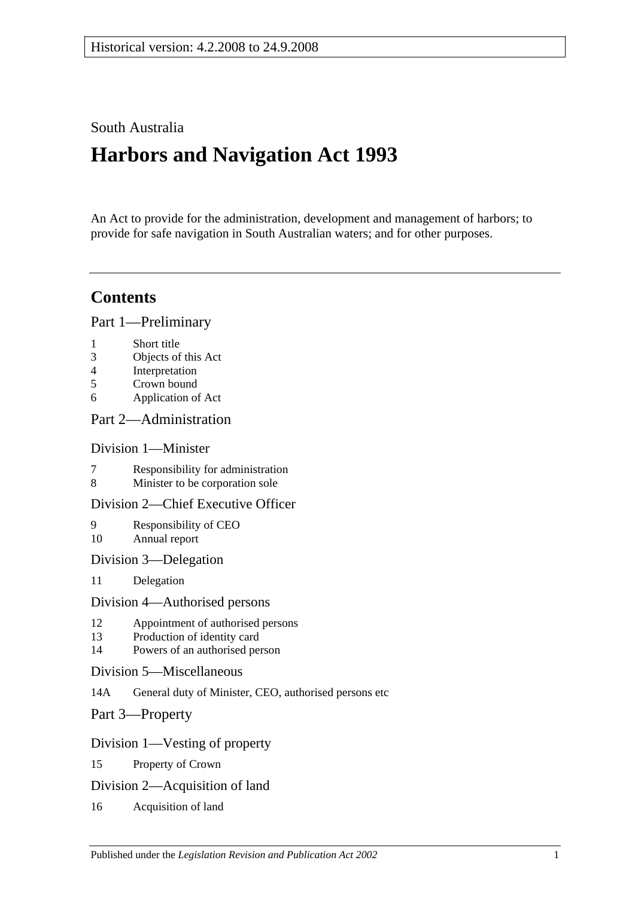Historical version: 4.2.2008 to 24.9.2008

South Australia

# Harbors and Navigation Act 1993

An Act to provide for the administration, development and management of harbors; to provide for safe navigation in South Australian waters; and for other purposes.

## Contents

Part 1—Preliminary

1 Short title
3 Objects of this Act
4 Interpretation
5 Crown bound
6 Application of Act

Part 2—Administration

Division 1—Minister

7 Responsibility for administration
8 Minister to be corporation sole

Division 2—Chief Executive Officer

9 Responsibility of CEO
10 Annual report

Division 3—Delegation

11 Delegation

Division 4—Authorised persons

12 Appointment of authorised persons
13 Production of identity card
14 Powers of an authorised person

Division 5—Miscellaneous

14A General duty of Minister, CEO, authorised persons etc

Part 3—Property

Division 1—Vesting of property

15 Property of Crown

Division 2—Acquisition of land

16 Acquisition of land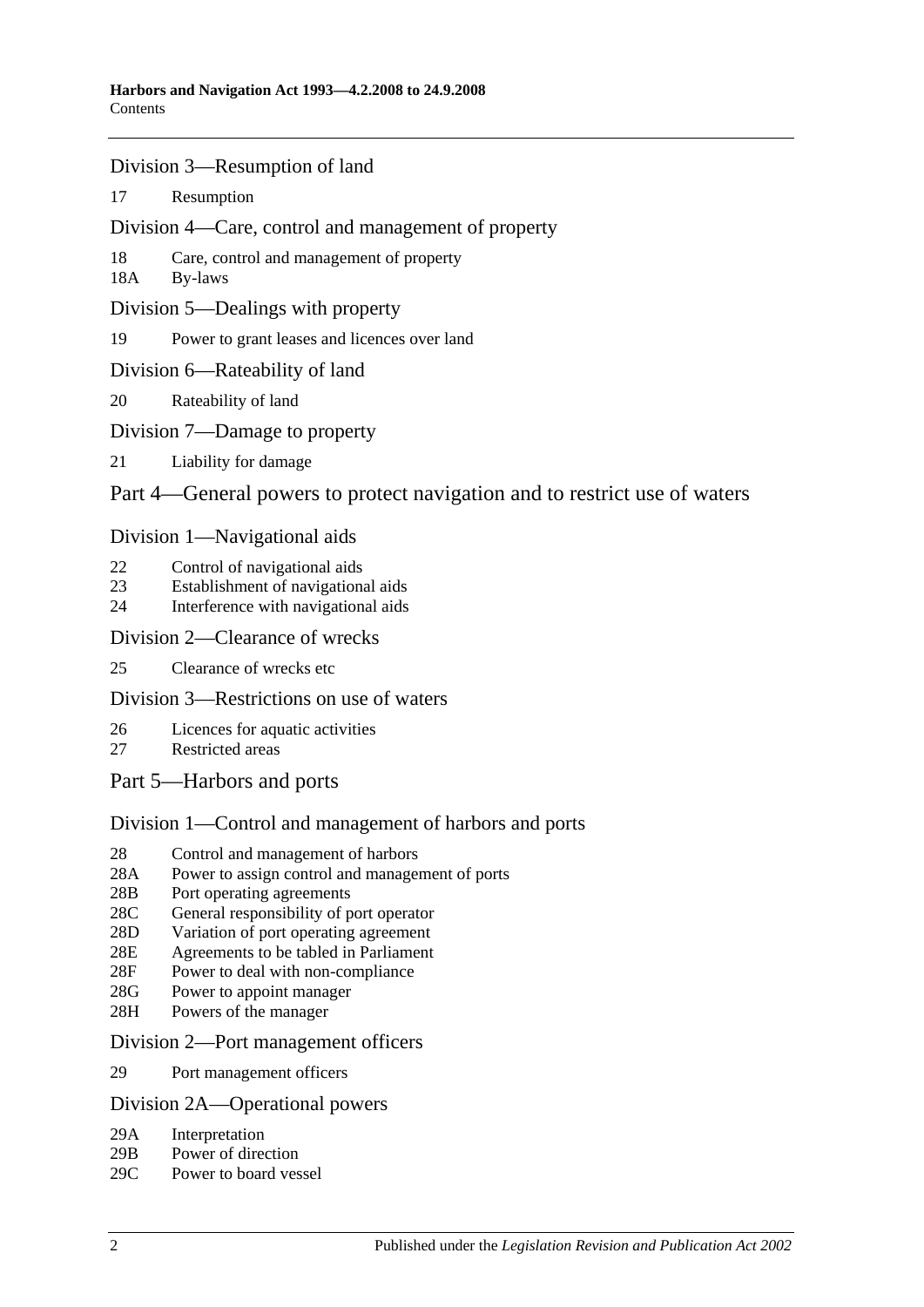## Division 3—Resumption of land

17 Resumption

## Division 4—Care, control and management of property

18 Care, control and management of property
18A By-laws

## Division 5—Dealings with property

19 Power to grant leases and licences over land

## Division 6—Rateability of land

20 Rateability of land

## Division 7—Damage to property

21 Liability for damage

# Part 4—General powers to protect navigation and to restrict use of waters

## Division 1—Navigational aids

22 Control of navigational aids
23 Establishment of navigational aids
24 Interference with navigational aids

## Division 2—Clearance of wrecks

25 Clearance of wrecks etc

## Division 3—Restrictions on use of waters

26 Licences for aquatic activities
27 Restricted areas

# Part 5—Harbors and ports

## Division 1—Control and management of harbors and ports

28 Control and management of harbors
28A Power to assign control and management of ports
28B Port operating agreements
28C General responsibility of port operator
28D Variation of port operating agreement
28E Agreements to be tabled in Parliament
28F Power to deal with non-compliance
28G Power to appoint manager
28H Powers of the manager

## Division 2—Port management officers

29 Port management officers

## Division 2A—Operational powers

29A Interpretation
29B Power of direction
29C Power to board vessel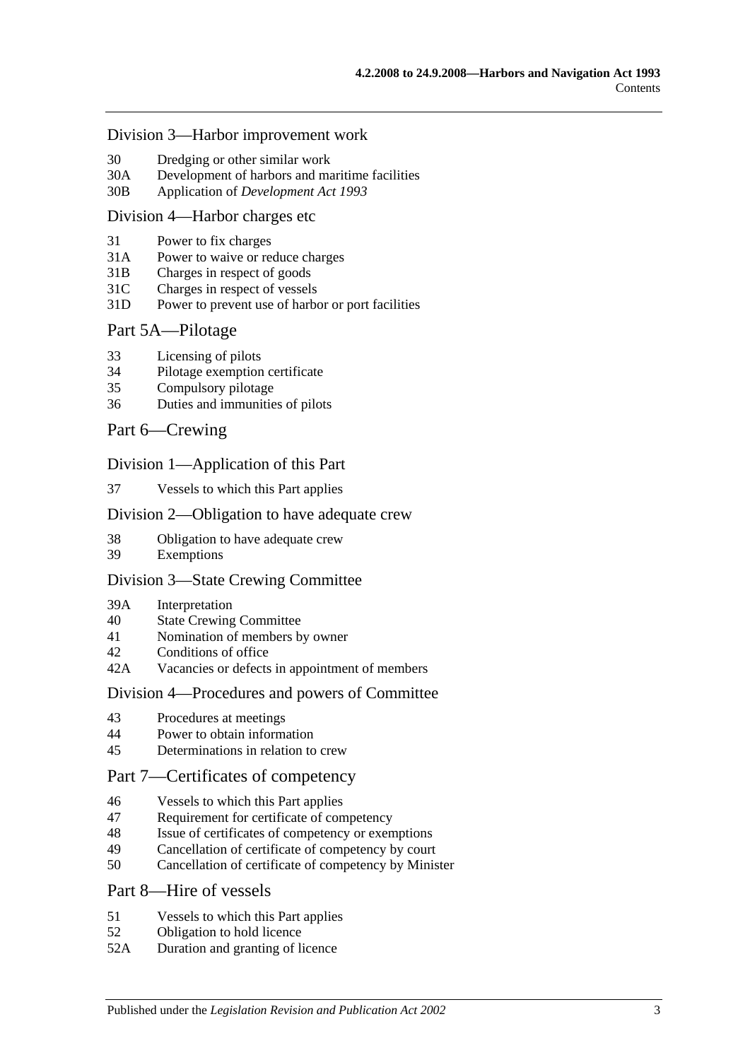## Division 3—Harbor improvement work

30 Dredging or other similar work
30A Development of harbors and maritime facilities
30B Application of *Development Act 1993*

## Division 4—Harbor charges etc

31 Power to fix charges
31A Power to waive or reduce charges
31B Charges in respect of goods
31C Charges in respect of vessels
31D Power to prevent use of harbor or port facilities

# Part 5A—Pilotage

33 Licensing of pilots
34 Pilotage exemption certificate
35 Compulsory pilotage
36 Duties and immunities of pilots

# Part 6—Crewing

## Division 1—Application of this Part

37 Vessels to which this Part applies

## Division 2—Obligation to have adequate crew

38 Obligation to have adequate crew
39 Exemptions

## Division 3—State Crewing Committee

39A Interpretation
40 State Crewing Committee
41 Nomination of members by owner
42 Conditions of office
42A Vacancies or defects in appointment of members

## Division 4—Procedures and powers of Committee

43 Procedures at meetings
44 Power to obtain information
45 Determinations in relation to crew

# Part 7—Certificates of competency

46 Vessels to which this Part applies
47 Requirement for certificate of competency
48 Issue of certificates of competency or exemptions
49 Cancellation of certificate of competency by court
50 Cancellation of certificate of competency by Minister

# Part 8—Hire of vessels

51 Vessels to which this Part applies
52 Obligation to hold licence
52A Duration and granting of licence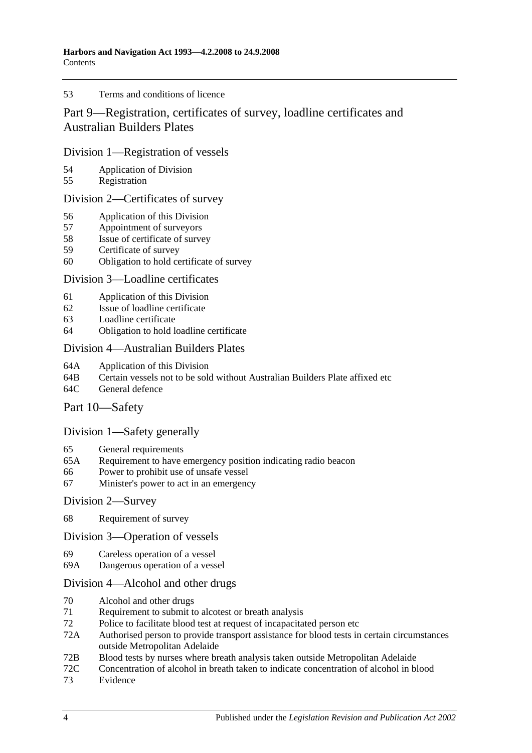53 Terms and conditions of licence

## Part 9—Registration, certificates of survey, loadline certificates and Australian Builders Plates

### Division 1—Registration of vessels

54 Application of Division
55 Registration

### Division 2—Certificates of survey

56 Application of this Division
57 Appointment of surveyors
58 Issue of certificate of survey
59 Certificate of survey
60 Obligation to hold certificate of survey

### Division 3—Loadline certificates

61 Application of this Division
62 Issue of loadline certificate
63 Loadline certificate
64 Obligation to hold loadline certificate

### Division 4—Australian Builders Plates

64A Application of this Division
64B Certain vessels not to be sold without Australian Builders Plate affixed etc
64C General defence

## Part 10—Safety

### Division 1—Safety generally

65 General requirements
65A Requirement to have emergency position indicating radio beacon
66 Power to prohibit use of unsafe vessel
67 Minister's power to act in an emergency

### Division 2—Survey

68 Requirement of survey

### Division 3—Operation of vessels

69 Careless operation of a vessel
69A Dangerous operation of a vessel

### Division 4—Alcohol and other drugs

70 Alcohol and other drugs
71 Requirement to submit to alcotest or breath analysis
72 Police to facilitate blood test at request of incapacitated person etc
72A Authorised person to provide transport assistance for blood tests in certain circumstances outside Metropolitan Adelaide
72B Blood tests by nurses where breath analysis taken outside Metropolitan Adelaide
72C Concentration of alcohol in breath taken to indicate concentration of alcohol in blood
73 Evidence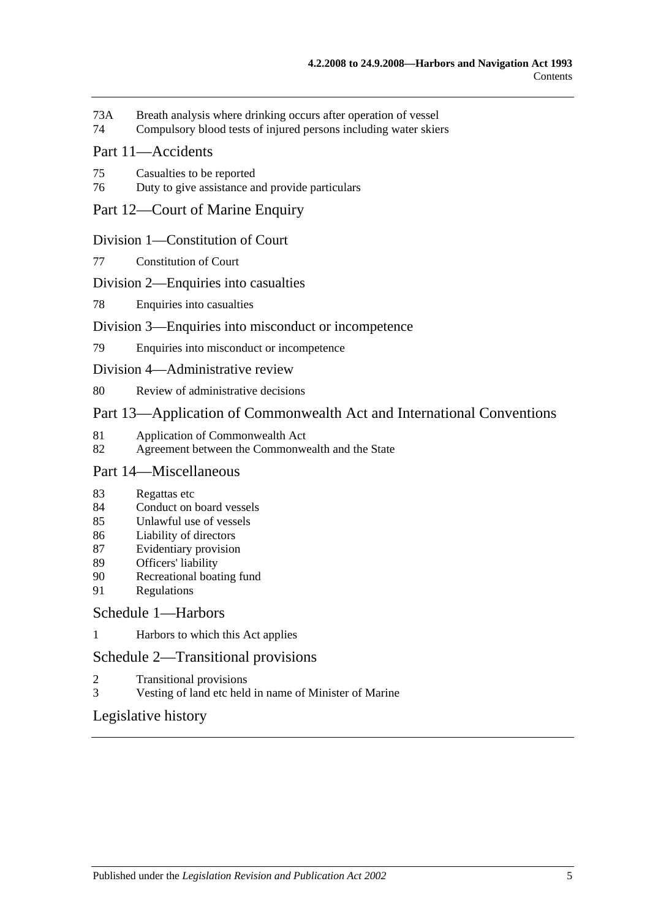73A Breath analysis where drinking occurs after operation of vessel
74 Compulsory blood tests of injured persons including water skiers

## Part 11—Accidents

75 Casualties to be reported
76 Duty to give assistance and provide particulars

## Part 12—Court of Marine Enquiry

### Division 1—Constitution of Court

77 Constitution of Court

### Division 2—Enquiries into casualties

78 Enquiries into casualties

### Division 3—Enquiries into misconduct or incompetence

79 Enquiries into misconduct or incompetence

### Division 4—Administrative review

80 Review of administrative decisions

## Part 13—Application of Commonwealth Act and International Conventions

81 Application of Commonwealth Act
82 Agreement between the Commonwealth and the State

## Part 14—Miscellaneous

83 Regattas etc
84 Conduct on board vessels
85 Unlawful use of vessels
86 Liability of directors
87 Evidentiary provision
89 Officers' liability
90 Recreational boating fund
91 Regulations

## Schedule 1—Harbors

1 Harbors to which this Act applies

## Schedule 2—Transitional provisions

2 Transitional provisions
3 Vesting of land etc held in name of Minister of Marine

## Legislative history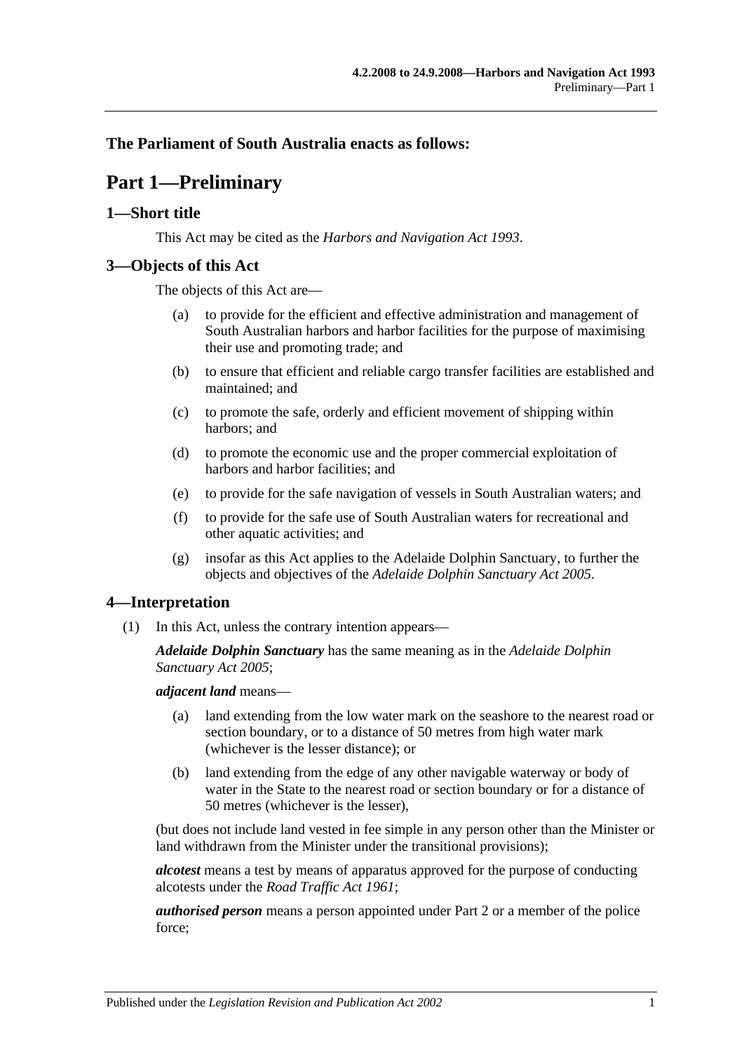**The Parliament of South Australia enacts as follows:**

# Part 1—Preliminary

## 1—Short title

This Act may be cited as the *Harbors and Navigation Act 1993*.

## 3—Objects of this Act

The objects of this Act are—

(a) to provide for the efficient and effective administration and management of South Australian harbors and harbor facilities for the purpose of maximising their use and promoting trade; and

(b) to ensure that efficient and reliable cargo transfer facilities are established and maintained; and

(c) to promote the safe, orderly and efficient movement of shipping within harbors; and

(d) to promote the economic use and the proper commercial exploitation of harbors and harbor facilities; and

(e) to provide for the safe navigation of vessels in South Australian waters; and

(f) to provide for the safe use of South Australian waters for recreational and other aquatic activities; and

(g) insofar as this Act applies to the Adelaide Dolphin Sanctuary, to further the objects and objectives of the *Adelaide Dolphin Sanctuary Act 2005*.

## 4—Interpretation

(1) In this Act, unless the contrary intention appears—

***Adelaide Dolphin Sanctuary*** has the same meaning as in the *Adelaide Dolphin Sanctuary Act 2005*;

***adjacent land*** means—

(a) land extending from the low water mark on the seashore to the nearest road or section boundary, or to a distance of 50 metres from high water mark (whichever is the lesser distance); or

(b) land extending from the edge of any other navigable waterway or body of water in the State to the nearest road or section boundary or for a distance of 50 metres (whichever is the lesser),

(but does not include land vested in fee simple in any person other than the Minister or land withdrawn from the Minister under the transitional provisions);

***alcotest*** means a test by means of apparatus approved for the purpose of conducting alcotests under the *Road Traffic Act 1961*;

***authorised person*** means a person appointed under Part 2 or a member of the police force;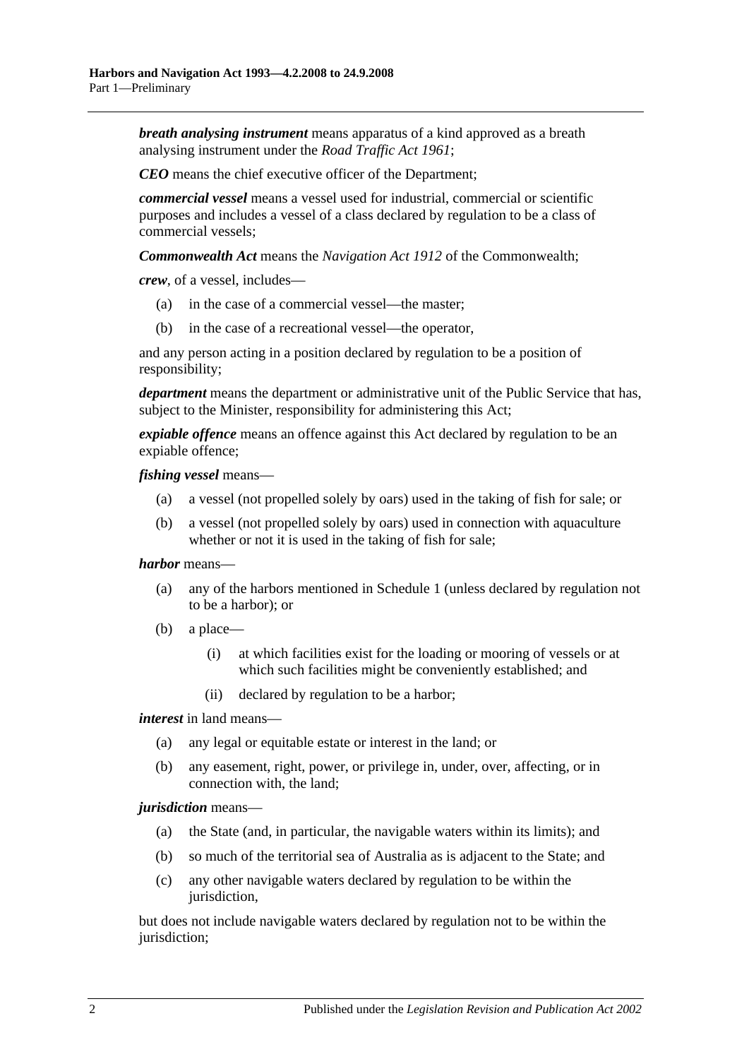***breath analysing instrument*** means apparatus of a kind approved as a breath analysing instrument under the *Road Traffic Act 1961*;

***CEO*** means the chief executive officer of the Department;

***commercial vessel*** means a vessel used for industrial, commercial or scientific purposes and includes a vessel of a class declared by regulation to be a class of commercial vessels;

***Commonwealth Act*** means the *Navigation Act 1912* of the Commonwealth;

***crew***, of a vessel, includes—

- (a) in the case of a commercial vessel—the master;
- (b) in the case of a recreational vessel—the operator,

and any person acting in a position declared by regulation to be a position of responsibility;

***department*** means the department or administrative unit of the Public Service that has, subject to the Minister, responsibility for administering this Act;

***expiable offence*** means an offence against this Act declared by regulation to be an expiable offence;

***fishing vessel*** means—

- (a) a vessel (not propelled solely by oars) used in the taking of fish for sale; or
- (b) a vessel (not propelled solely by oars) used in connection with aquaculture whether or not it is used in the taking of fish for sale;

***harbor*** means—

- (a) any of the harbors mentioned in Schedule 1 (unless declared by regulation not to be a harbor); or
- (b) a place—
  - (i) at which facilities exist for the loading or mooring of vessels or at which such facilities might be conveniently established; and
  - (ii) declared by regulation to be a harbor;

***interest*** in land means—

- (a) any legal or equitable estate or interest in the land; or
- (b) any easement, right, power, or privilege in, under, over, affecting, or in connection with, the land;

***jurisdiction*** means—

- (a) the State (and, in particular, the navigable waters within its limits); and
- (b) so much of the territorial sea of Australia as is adjacent to the State; and
- (c) any other navigable waters declared by regulation to be within the jurisdiction,

but does not include navigable waters declared by regulation not to be within the jurisdiction;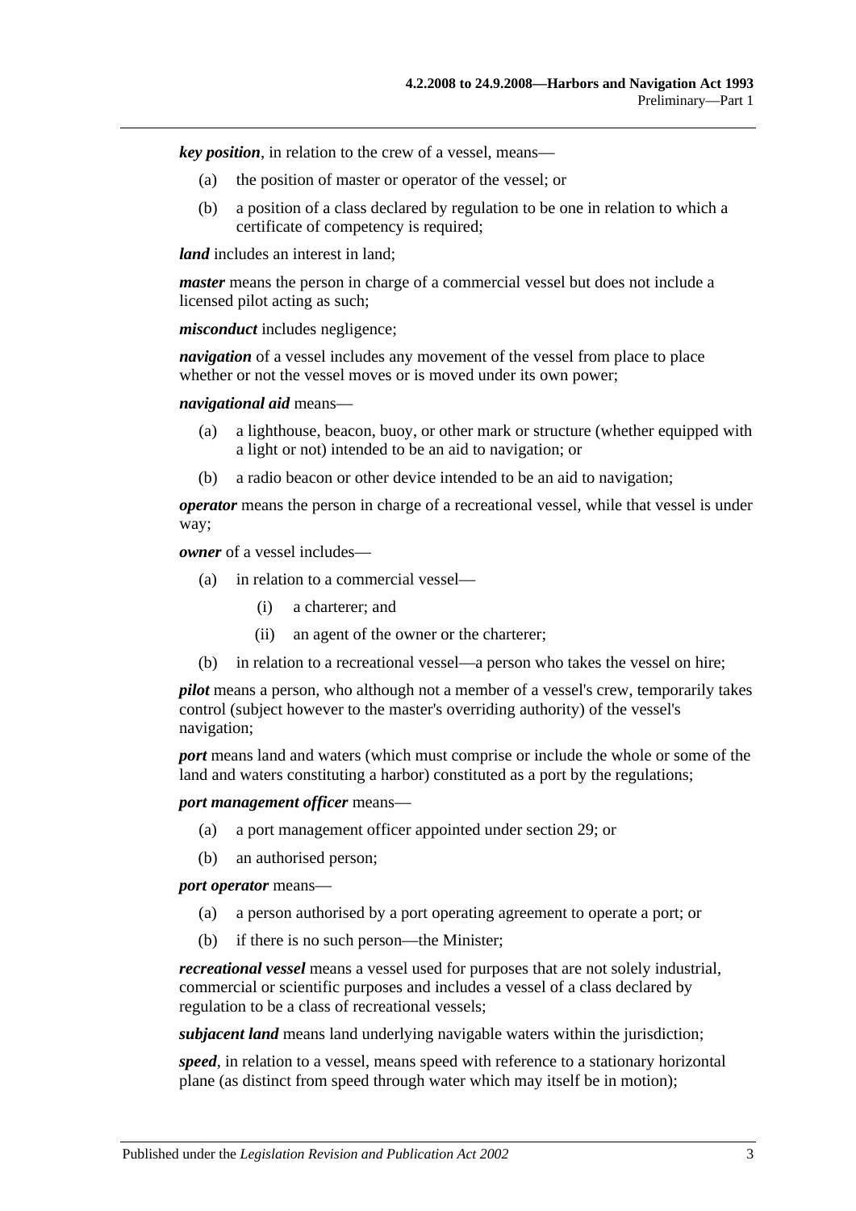***key position***, in relation to the crew of a vessel, means—

(a) the position of master or operator of the vessel; or

(b) a position of a class declared by regulation to be one in relation to which a certificate of competency is required;

***land*** includes an interest in land;

***master*** means the person in charge of a commercial vessel but does not include a licensed pilot acting as such;

***misconduct*** includes negligence;

***navigation*** of a vessel includes any movement of the vessel from place to place whether or not the vessel moves or is moved under its own power;

***navigational aid*** means—

(a) a lighthouse, beacon, buoy, or other mark or structure (whether equipped with a light or not) intended to be an aid to navigation; or

(b) a radio beacon or other device intended to be an aid to navigation;

***operator*** means the person in charge of a recreational vessel, while that vessel is under way;

***owner*** of a vessel includes—

(a) in relation to a commercial vessel—

(i) a charterer; and

(ii) an agent of the owner or the charterer;

(b) in relation to a recreational vessel—a person who takes the vessel on hire;

***pilot*** means a person, who although not a member of a vessel's crew, temporarily takes control (subject however to the master's overriding authority) of the vessel's navigation;

***port*** means land and waters (which must comprise or include the whole or some of the land and waters constituting a harbor) constituted as a port by the regulations;

***port management officer*** means—

(a) a port management officer appointed under section 29; or

(b) an authorised person;

***port operator*** means—

(a) a person authorised by a port operating agreement to operate a port; or

(b) if there is no such person—the Minister;

***recreational vessel*** means a vessel used for purposes that are not solely industrial, commercial or scientific purposes and includes a vessel of a class declared by regulation to be a class of recreational vessels;

***subjacent land*** means land underlying navigable waters within the jurisdiction;

***speed***, in relation to a vessel, means speed with reference to a stationary horizontal plane (as distinct from speed through water which may itself be in motion);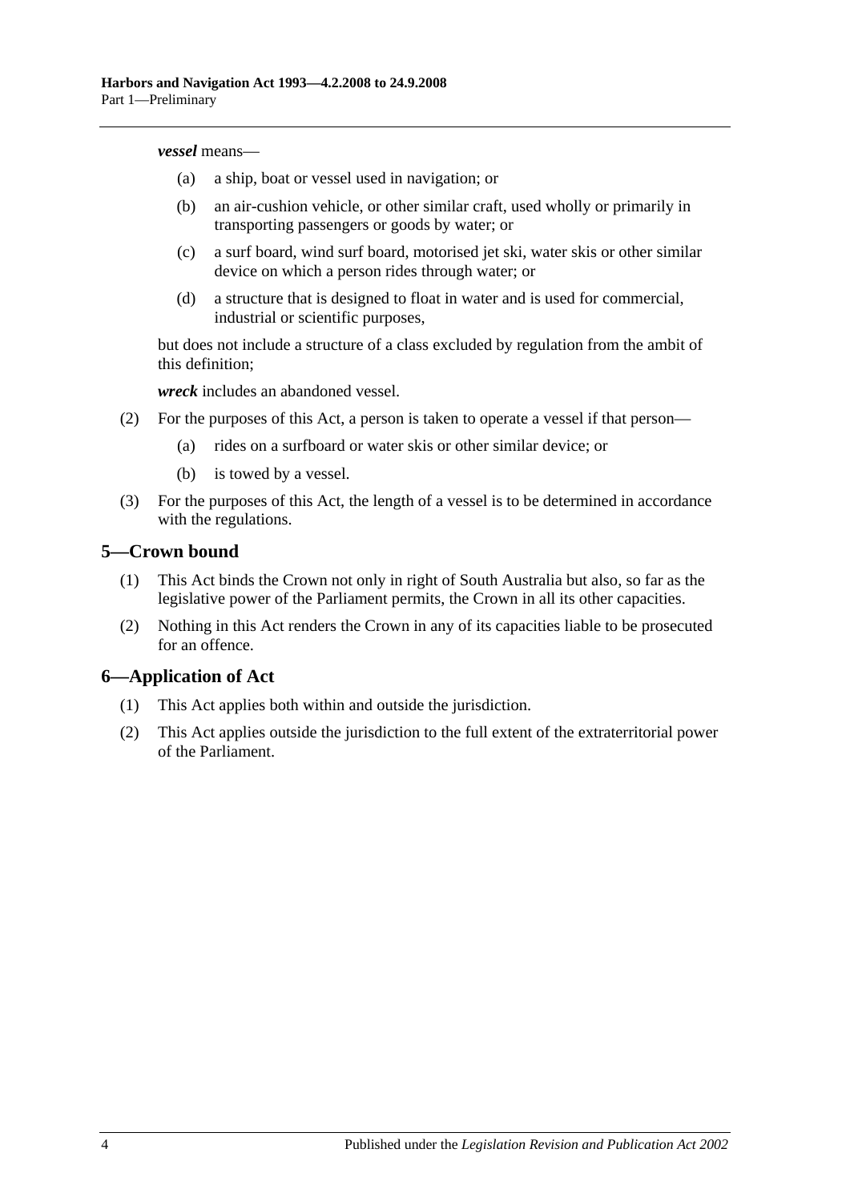***vessel*** means—

(a) a ship, boat or vessel used in navigation; or

(b) an air-cushion vehicle, or other similar craft, used wholly or primarily in transporting passengers or goods by water; or

(c) a surf board, wind surf board, motorised jet ski, water skis or other similar device on which a person rides through water; or

(d) a structure that is designed to float in water and is used for commercial, industrial or scientific purposes,

but does not include a structure of a class excluded by regulation from the ambit of this definition;

***wreck*** includes an abandoned vessel.

(2) For the purposes of this Act, a person is taken to operate a vessel if that person—

(a) rides on a surfboard or water skis or other similar device; or

(b) is towed by a vessel.

(3) For the purposes of this Act, the length of a vessel is to be determined in accordance with the regulations.

## 5—Crown bound

(1) This Act binds the Crown not only in right of South Australia but also, so far as the legislative power of the Parliament permits, the Crown in all its other capacities.

(2) Nothing in this Act renders the Crown in any of its capacities liable to be prosecuted for an offence.

## 6—Application of Act

(1) This Act applies both within and outside the jurisdiction.

(2) This Act applies outside the jurisdiction to the full extent of the extraterritorial power of the Parliament.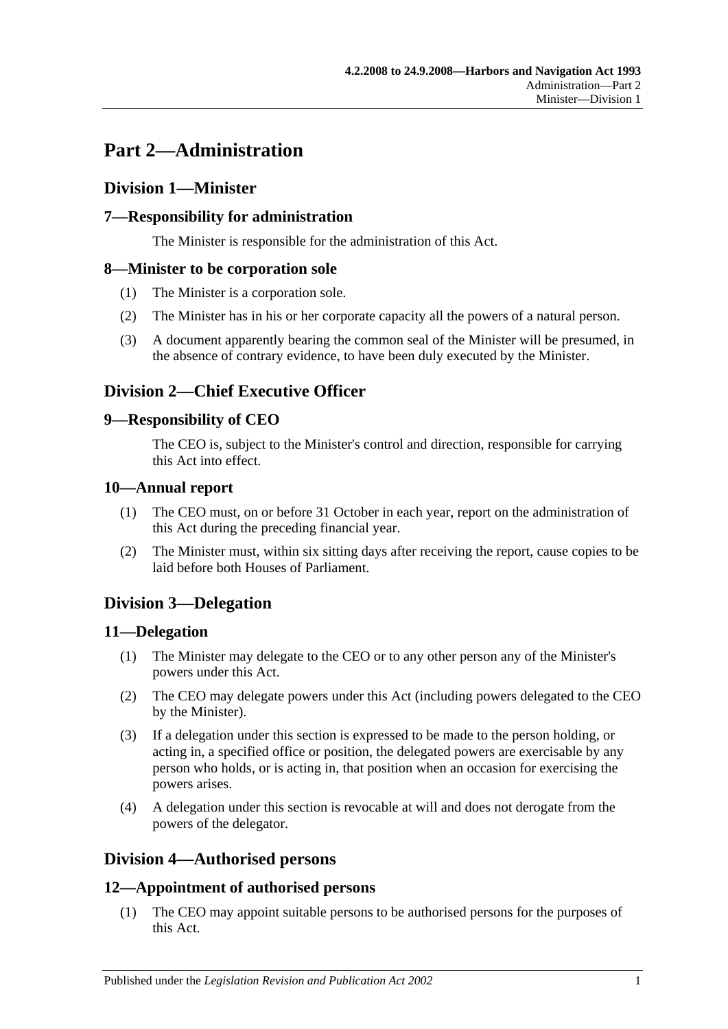# Part 2—Administration

## Division 1—Minister

### 7—Responsibility for administration

The Minister is responsible for the administration of this Act.

### 8—Minister to be corporation sole

(1) The Minister is a corporation sole.

(2) The Minister has in his or her corporate capacity all the powers of a natural person.

(3) A document apparently bearing the common seal of the Minister will be presumed, in the absence of contrary evidence, to have been duly executed by the Minister.

## Division 2—Chief Executive Officer

### 9—Responsibility of CEO

The CEO is, subject to the Minister's control and direction, responsible for carrying this Act into effect.

### 10—Annual report

(1) The CEO must, on or before 31 October in each year, report on the administration of this Act during the preceding financial year.

(2) The Minister must, within six sitting days after receiving the report, cause copies to be laid before both Houses of Parliament.

## Division 3—Delegation

### 11—Delegation

(1) The Minister may delegate to the CEO or to any other person any of the Minister's powers under this Act.

(2) The CEO may delegate powers under this Act (including powers delegated to the CEO by the Minister).

(3) If a delegation under this section is expressed to be made to the person holding, or acting in, a specified office or position, the delegated powers are exercisable by any person who holds, or is acting in, that position when an occasion for exercising the powers arises.

(4) A delegation under this section is revocable at will and does not derogate from the powers of the delegator.

## Division 4—Authorised persons

### 12—Appointment of authorised persons

(1) The CEO may appoint suitable persons to be authorised persons for the purposes of this Act.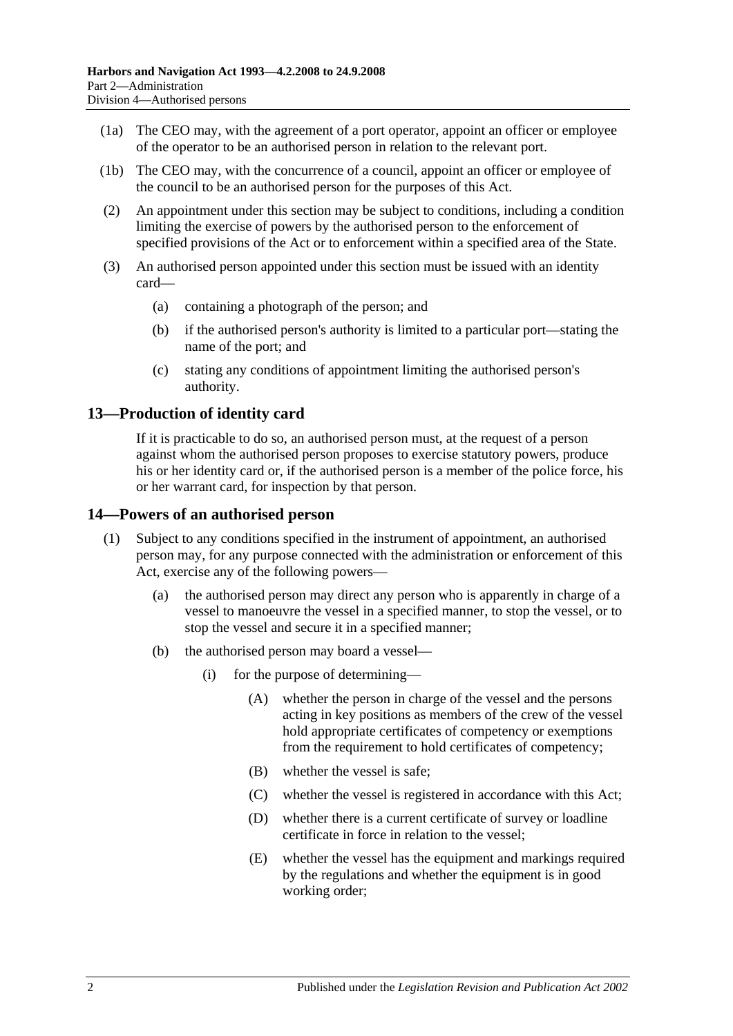(1a) The CEO may, with the agreement of a port operator, appoint an officer or employee of the operator to be an authorised person in relation to the relevant port.

(1b) The CEO may, with the concurrence of a council, appoint an officer or employee of the council to be an authorised person for the purposes of this Act.

(2) An appointment under this section may be subject to conditions, including a condition limiting the exercise of powers by the authorised person to the enforcement of specified provisions of the Act or to enforcement within a specified area of the State.

(3) An authorised person appointed under this section must be issued with an identity card—

(a) containing a photograph of the person; and

(b) if the authorised person's authority is limited to a particular port—stating the name of the port; and

(c) stating any conditions of appointment limiting the authorised person's authority.

## 13—Production of identity card

If it is practicable to do so, an authorised person must, at the request of a person against whom the authorised person proposes to exercise statutory powers, produce his or her identity card or, if the authorised person is a member of the police force, his or her warrant card, for inspection by that person.

## 14—Powers of an authorised person

(1) Subject to any conditions specified in the instrument of appointment, an authorised person may, for any purpose connected with the administration or enforcement of this Act, exercise any of the following powers—

(a) the authorised person may direct any person who is apparently in charge of a vessel to manoeuvre the vessel in a specified manner, to stop the vessel, or to stop the vessel and secure it in a specified manner;

(b) the authorised person may board a vessel—

(i) for the purpose of determining—

(A) whether the person in charge of the vessel and the persons acting in key positions as members of the crew of the vessel hold appropriate certificates of competency or exemptions from the requirement to hold certificates of competency;

(B) whether the vessel is safe;

(C) whether the vessel is registered in accordance with this Act;

(D) whether there is a current certificate of survey or loadline certificate in force in relation to the vessel;

(E) whether the vessel has the equipment and markings required by the regulations and whether the equipment is in good working order;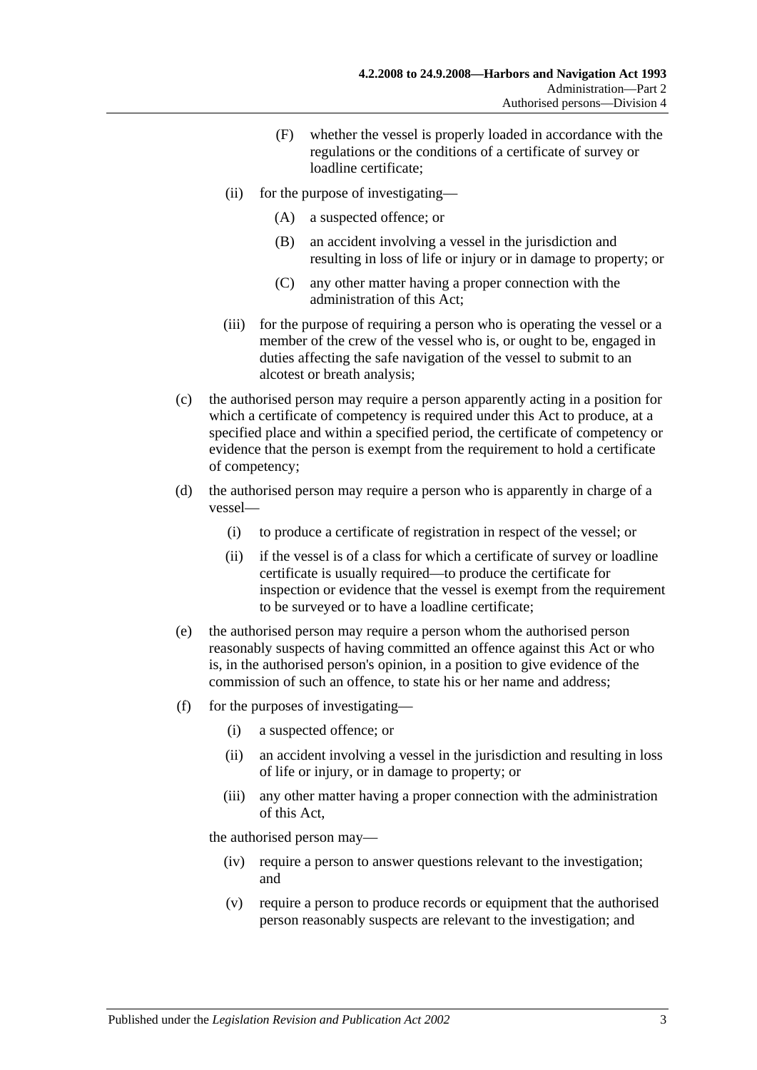(F) whether the vessel is properly loaded in accordance with the regulations or the conditions of a certificate of survey or loadline certificate;

(ii) for the purpose of investigating—

(A) a suspected offence; or

(B) an accident involving a vessel in the jurisdiction and resulting in loss of life or injury or in damage to property; or

(C) any other matter having a proper connection with the administration of this Act;

(iii) for the purpose of requiring a person who is operating the vessel or a member of the crew of the vessel who is, or ought to be, engaged in duties affecting the safe navigation of the vessel to submit to an alcotest or breath analysis;

(c) the authorised person may require a person apparently acting in a position for which a certificate of competency is required under this Act to produce, at a specified place and within a specified period, the certificate of competency or evidence that the person is exempt from the requirement to hold a certificate of competency;

(d) the authorised person may require a person who is apparently in charge of a vessel—

(i) to produce a certificate of registration in respect of the vessel; or

(ii) if the vessel is of a class for which a certificate of survey or loadline certificate is usually required—to produce the certificate for inspection or evidence that the vessel is exempt from the requirement to be surveyed or to have a loadline certificate;

(e) the authorised person may require a person whom the authorised person reasonably suspects of having committed an offence against this Act or who is, in the authorised person's opinion, in a position to give evidence of the commission of such an offence, to state his or her name and address;

(f) for the purposes of investigating—

(i) a suspected offence; or

(ii) an accident involving a vessel in the jurisdiction and resulting in loss of life or injury, or in damage to property; or

(iii) any other matter having a proper connection with the administration of this Act,

the authorised person may—

(iv) require a person to answer questions relevant to the investigation; and

(v) require a person to produce records or equipment that the authorised person reasonably suspects are relevant to the investigation; and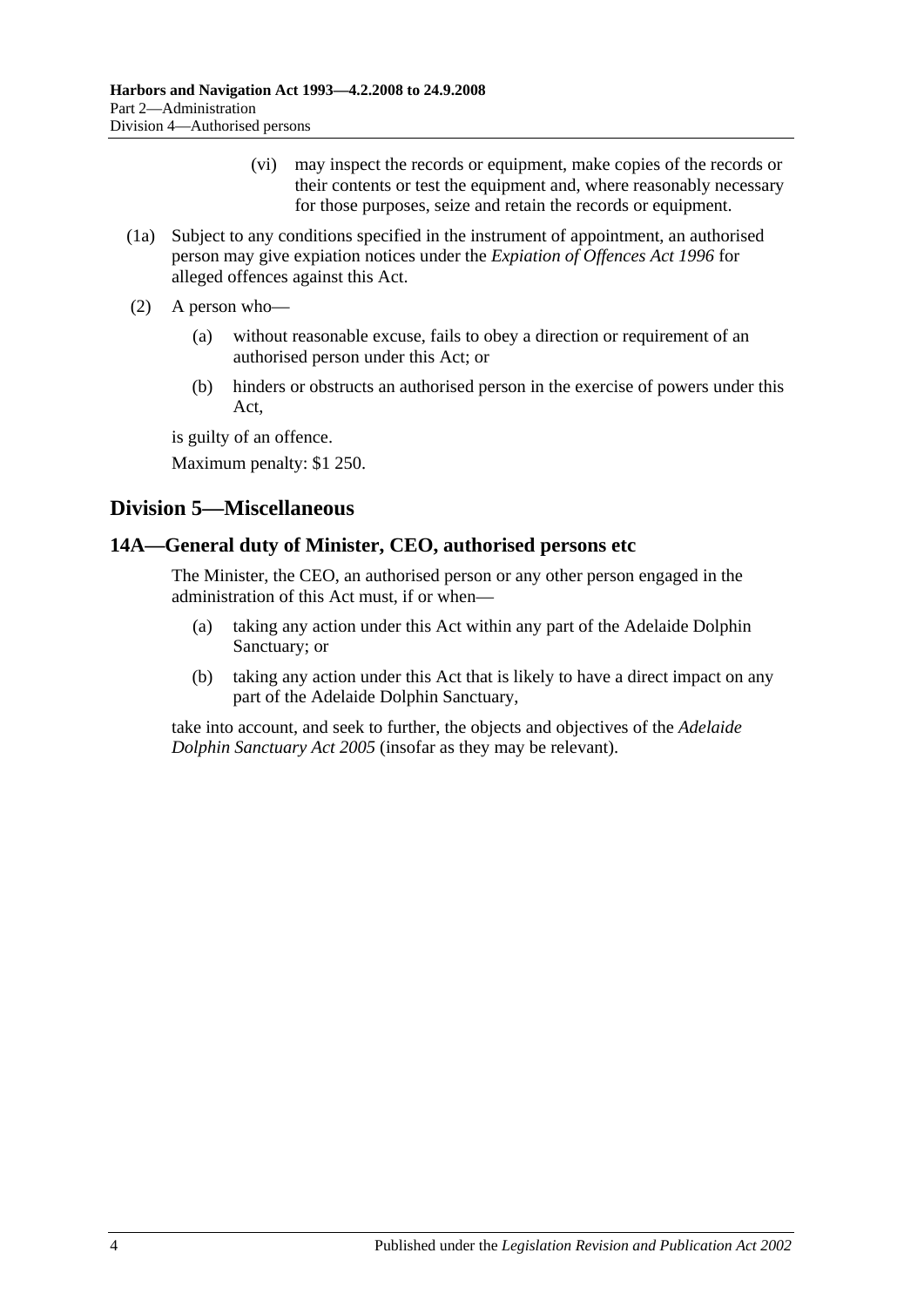(vi) may inspect the records or equipment, make copies of the records or their contents or test the equipment and, where reasonably necessary for those purposes, seize and retain the records or equipment.

(1a) Subject to any conditions specified in the instrument of appointment, an authorised person may give expiation notices under the *Expiation of Offences Act 1996* for alleged offences against this Act.

(2) A person who—

(a) without reasonable excuse, fails to obey a direction or requirement of an authorised person under this Act; or

(b) hinders or obstructs an authorised person in the exercise of powers under this Act,

is guilty of an offence.

Maximum penalty: $1 250.

## Division 5—Miscellaneous

### 14A—General duty of Minister, CEO, authorised persons etc

The Minister, the CEO, an authorised person or any other person engaged in the administration of this Act must, if or when—

(a) taking any action under this Act within any part of the Adelaide Dolphin Sanctuary; or

(b) taking any action under this Act that is likely to have a direct impact on any part of the Adelaide Dolphin Sanctuary,

take into account, and seek to further, the objects and objectives of the *Adelaide Dolphin Sanctuary Act 2005* (insofar as they may be relevant).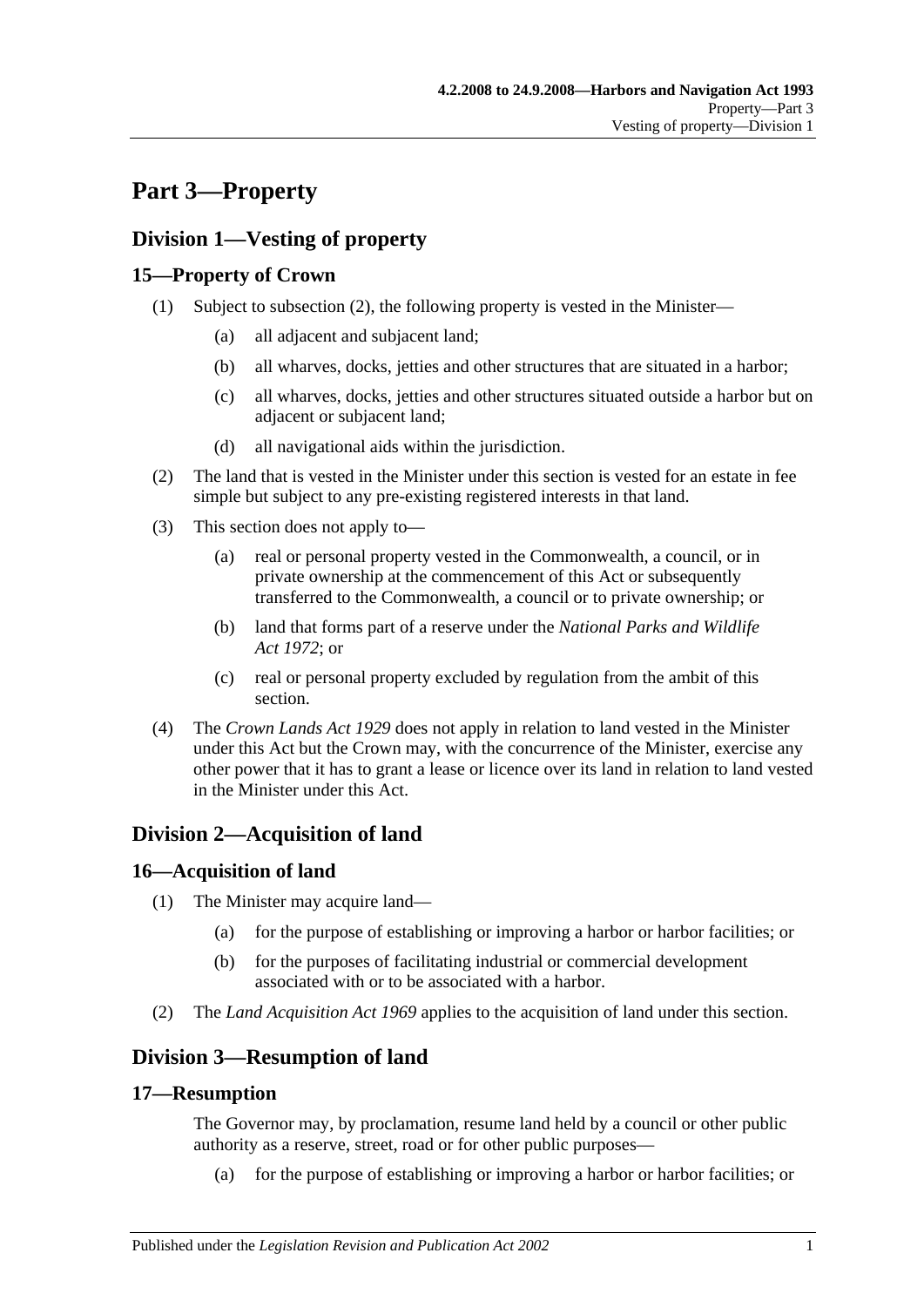# Part 3—Property

## Division 1—Vesting of property

### 15—Property of Crown

(1) Subject to subsection (2), the following property is vested in the Minister—

- (a) all adjacent and subjacent land;
- (b) all wharves, docks, jetties and other structures that are situated in a harbor;
- (c) all wharves, docks, jetties and other structures situated outside a harbor but on adjacent or subjacent land;
- (d) all navigational aids within the jurisdiction.

(2) The land that is vested in the Minister under this section is vested for an estate in fee simple but subject to any pre-existing registered interests in that land.

(3) This section does not apply to—

- (a) real or personal property vested in the Commonwealth, a council, or in private ownership at the commencement of this Act or subsequently transferred to the Commonwealth, a council or to private ownership; or
- (b) land that forms part of a reserve under the *National Parks and Wildlife Act 1972*; or
- (c) real or personal property excluded by regulation from the ambit of this section.

(4) The *Crown Lands Act 1929* does not apply in relation to land vested in the Minister under this Act but the Crown may, with the concurrence of the Minister, exercise any other power that it has to grant a lease or licence over its land in relation to land vested in the Minister under this Act.

## Division 2—Acquisition of land

### 16—Acquisition of land

(1) The Minister may acquire land—

- (a) for the purpose of establishing or improving a harbor or harbor facilities; or
- (b) for the purposes of facilitating industrial or commercial development associated with or to be associated with a harbor.

(2) The *Land Acquisition Act 1969* applies to the acquisition of land under this section.

## Division 3—Resumption of land

### 17—Resumption

The Governor may, by proclamation, resume land held by a council or other public authority as a reserve, street, road or for other public purposes—

- (a) for the purpose of establishing or improving a harbor or harbor facilities; or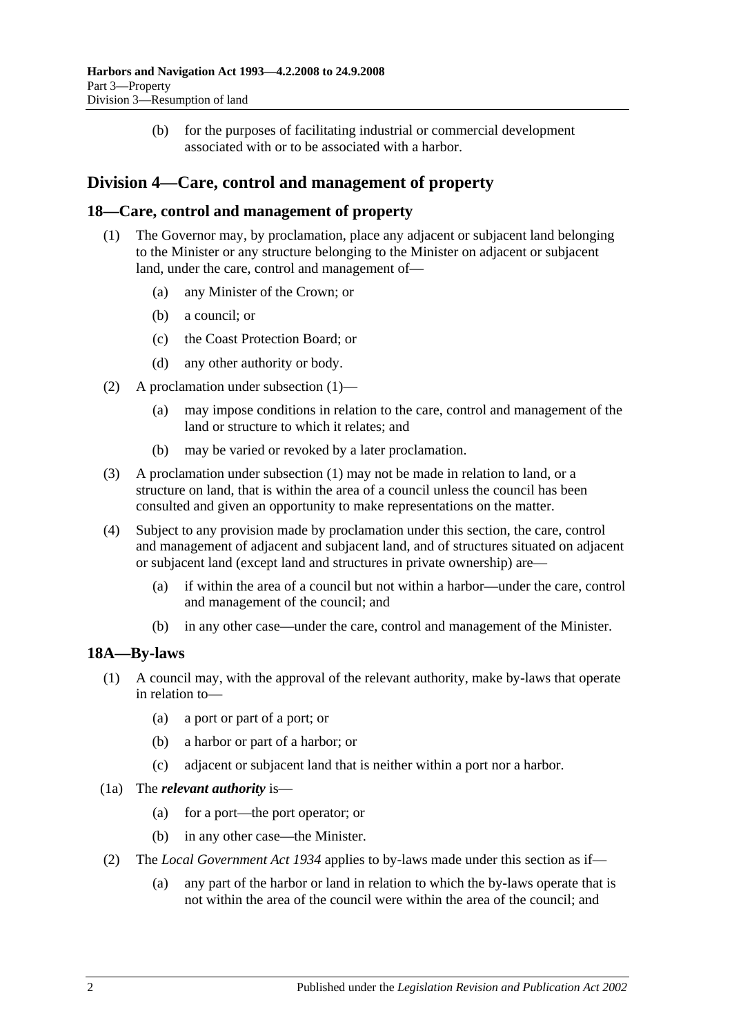(b) for the purposes of facilitating industrial or commercial development associated with or to be associated with a harbor.

## Division 4—Care, control and management of property

### 18—Care, control and management of property

(1) The Governor may, by proclamation, place any adjacent or subjacent land belonging to the Minister or any structure belonging to the Minister on adjacent or subjacent land, under the care, control and management of—

(a) any Minister of the Crown; or

(b) a council; or

(c) the Coast Protection Board; or

(d) any other authority or body.

(2) A proclamation under subsection (1)—

(a) may impose conditions in relation to the care, control and management of the land or structure to which it relates; and

(b) may be varied or revoked by a later proclamation.

(3) A proclamation under subsection (1) may not be made in relation to land, or a structure on land, that is within the area of a council unless the council has been consulted and given an opportunity to make representations on the matter.

(4) Subject to any provision made by proclamation under this section, the care, control and management of adjacent and subjacent land, and of structures situated on adjacent or subjacent land (except land and structures in private ownership) are—

(a) if within the area of a council but not within a harbor—under the care, control and management of the council; and

(b) in any other case—under the care, control and management of the Minister.

### 18A—By-laws

(1) A council may, with the approval of the relevant authority, make by-laws that operate in relation to—

(a) a port or part of a port; or

(b) a harbor or part of a harbor; or

(c) adjacent or subjacent land that is neither within a port nor a harbor.

(1a) The ***relevant authority*** is—

(a) for a port—the port operator; or

(b) in any other case—the Minister.

(2) The *Local Government Act 1934* applies to by-laws made under this section as if—

(a) any part of the harbor or land in relation to which the by-laws operate that is not within the area of the council were within the area of the council; and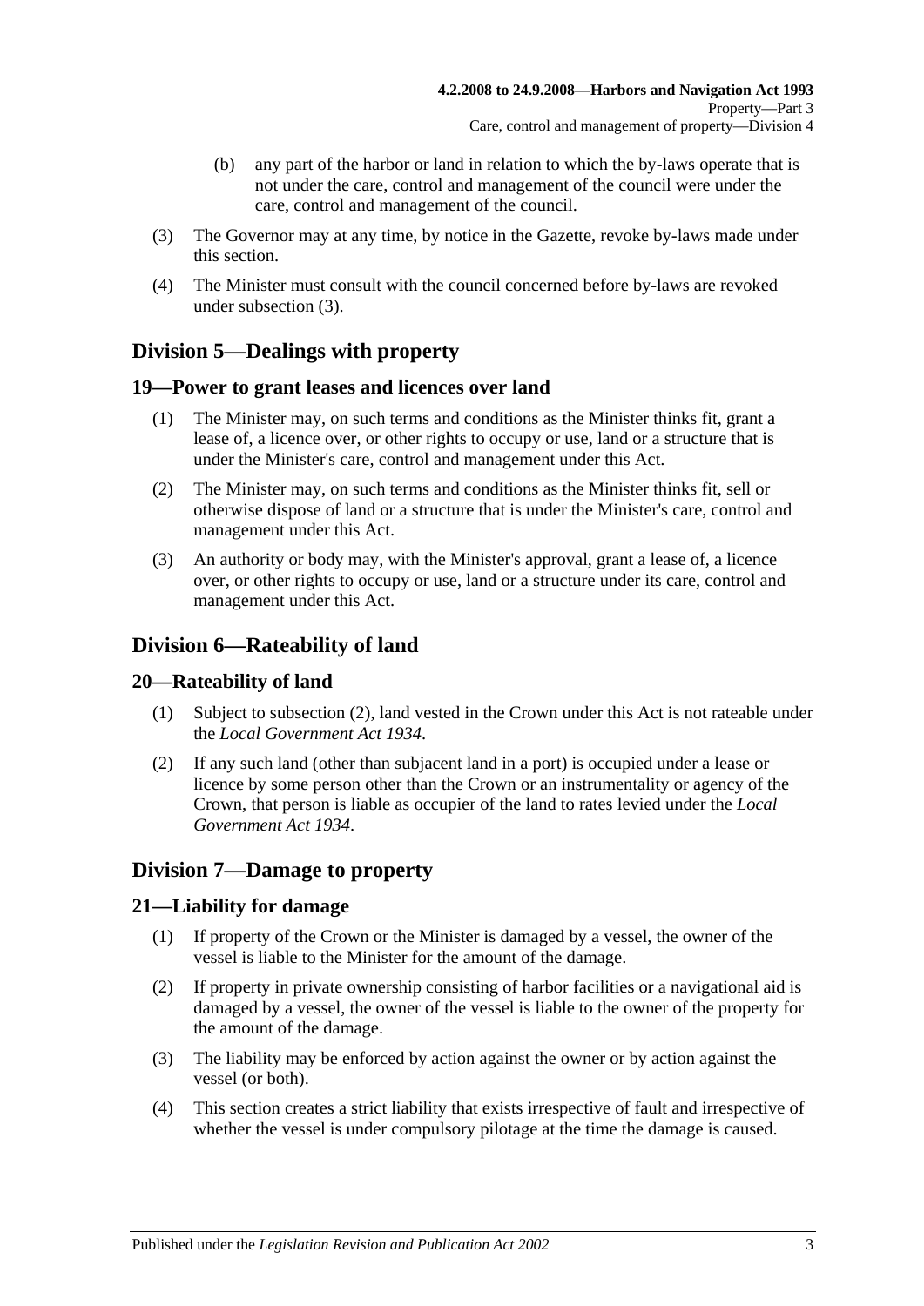(b) any part of the harbor or land in relation to which the by-laws operate that is not under the care, control and management of the council were under the care, control and management of the council.

(3) The Governor may at any time, by notice in the Gazette, revoke by-laws made under this section.

(4) The Minister must consult with the council concerned before by-laws are revoked under subsection (3).

## Division 5—Dealings with property

### 19—Power to grant leases and licences over land

(1) The Minister may, on such terms and conditions as the Minister thinks fit, grant a lease of, a licence over, or other rights to occupy or use, land or a structure that is under the Minister's care, control and management under this Act.

(2) The Minister may, on such terms and conditions as the Minister thinks fit, sell or otherwise dispose of land or a structure that is under the Minister's care, control and management under this Act.

(3) An authority or body may, with the Minister's approval, grant a lease of, a licence over, or other rights to occupy or use, land or a structure under its care, control and management under this Act.

## Division 6—Rateability of land

### 20—Rateability of land

(1) Subject to subsection (2), land vested in the Crown under this Act is not rateable under the *Local Government Act 1934*.

(2) If any such land (other than subjacent land in a port) is occupied under a lease or licence by some person other than the Crown or an instrumentality or agency of the Crown, that person is liable as occupier of the land to rates levied under the *Local Government Act 1934*.

## Division 7—Damage to property

### 21—Liability for damage

(1) If property of the Crown or the Minister is damaged by a vessel, the owner of the vessel is liable to the Minister for the amount of the damage.

(2) If property in private ownership consisting of harbor facilities or a navigational aid is damaged by a vessel, the owner of the vessel is liable to the owner of the property for the amount of the damage.

(3) The liability may be enforced by action against the owner or by action against the vessel (or both).

(4) This section creates a strict liability that exists irrespective of fault and irrespective of whether the vessel is under compulsory pilotage at the time the damage is caused.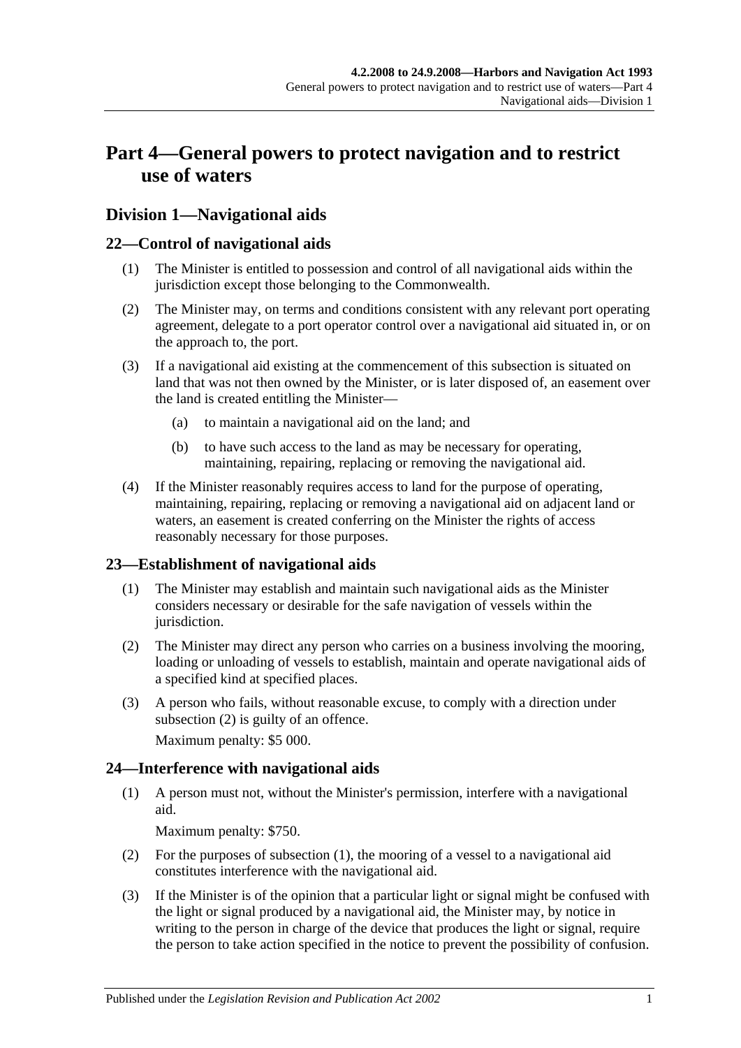# Part 4—General powers to protect navigation and to restrict use of waters

## Division 1—Navigational aids

### 22—Control of navigational aids

(1) The Minister is entitled to possession and control of all navigational aids within the jurisdiction except those belonging to the Commonwealth.

(2) The Minister may, on terms and conditions consistent with any relevant port operating agreement, delegate to a port operator control over a navigational aid situated in, or on the approach to, the port.

(3) If a navigational aid existing at the commencement of this subsection is situated on land that was not then owned by the Minister, or is later disposed of, an easement over the land is created entitling the Minister—

(a) to maintain a navigational aid on the land; and

(b) to have such access to the land as may be necessary for operating, maintaining, repairing, replacing or removing the navigational aid.

(4) If the Minister reasonably requires access to land for the purpose of operating, maintaining, repairing, replacing or removing a navigational aid on adjacent land or waters, an easement is created conferring on the Minister the rights of access reasonably necessary for those purposes.

### 23—Establishment of navigational aids

(1) The Minister may establish and maintain such navigational aids as the Minister considers necessary or desirable for the safe navigation of vessels within the jurisdiction.

(2) The Minister may direct any person who carries on a business involving the mooring, loading or unloading of vessels to establish, maintain and operate navigational aids of a specified kind at specified places.

(3) A person who fails, without reasonable excuse, to comply with a direction under subsection (2) is guilty of an offence.

Maximum penalty: $5 000.

### 24—Interference with navigational aids

(1) A person must not, without the Minister's permission, interfere with a navigational aid.

Maximum penalty: $750.

(2) For the purposes of subsection (1), the mooring of a vessel to a navigational aid constitutes interference with the navigational aid.

(3) If the Minister is of the opinion that a particular light or signal might be confused with the light or signal produced by a navigational aid, the Minister may, by notice in writing to the person in charge of the device that produces the light or signal, require the person to take action specified in the notice to prevent the possibility of confusion.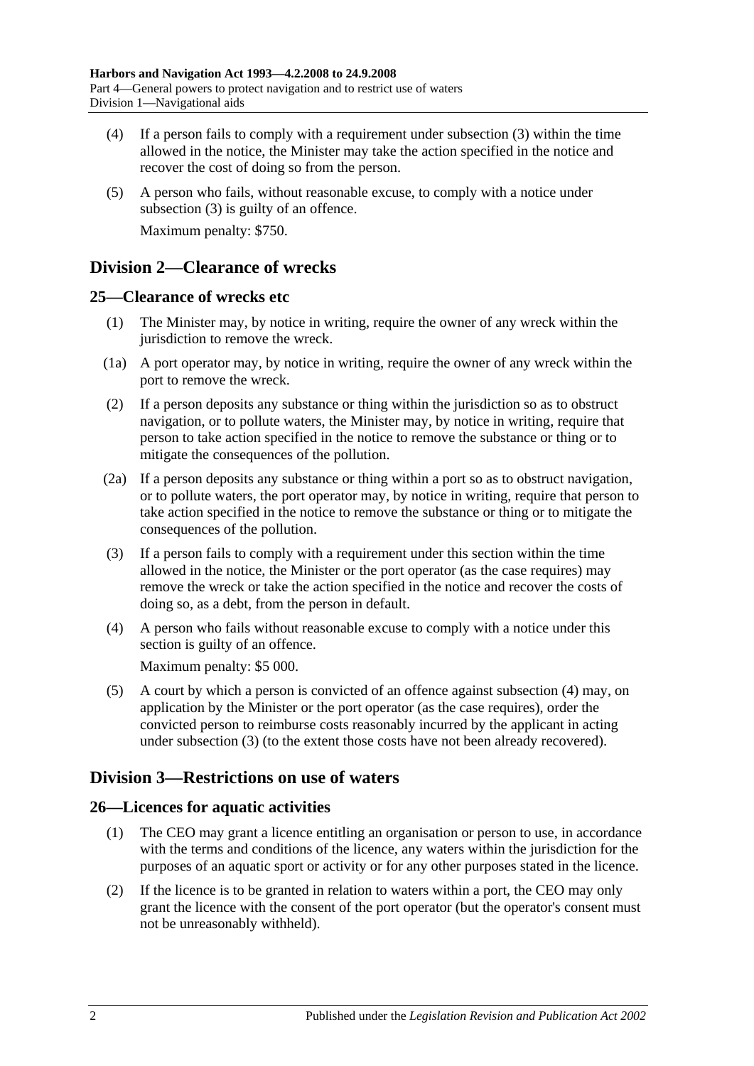(4) If a person fails to comply with a requirement under subsection (3) within the time allowed in the notice, the Minister may take the action specified in the notice and recover the cost of doing so from the person.

(5) A person who fails, without reasonable excuse, to comply with a notice under subsection (3) is guilty of an offence.

Maximum penalty: $750.

## Division 2—Clearance of wrecks

### 25—Clearance of wrecks etc

(1) The Minister may, by notice in writing, require the owner of any wreck within the jurisdiction to remove the wreck.

(1a) A port operator may, by notice in writing, require the owner of any wreck within the port to remove the wreck.

(2) If a person deposits any substance or thing within the jurisdiction so as to obstruct navigation, or to pollute waters, the Minister may, by notice in writing, require that person to take action specified in the notice to remove the substance or thing or to mitigate the consequences of the pollution.

(2a) If a person deposits any substance or thing within a port so as to obstruct navigation, or to pollute waters, the port operator may, by notice in writing, require that person to take action specified in the notice to remove the substance or thing or to mitigate the consequences of the pollution.

(3) If a person fails to comply with a requirement under this section within the time allowed in the notice, the Minister or the port operator (as the case requires) may remove the wreck or take the action specified in the notice and recover the costs of doing so, as a debt, from the person in default.

(4) A person who fails without reasonable excuse to comply with a notice under this section is guilty of an offence.

Maximum penalty: $5 000.

(5) A court by which a person is convicted of an offence against subsection (4) may, on application by the Minister or the port operator (as the case requires), order the convicted person to reimburse costs reasonably incurred by the applicant in acting under subsection (3) (to the extent those costs have not been already recovered).

## Division 3—Restrictions on use of waters

### 26—Licences for aquatic activities

(1) The CEO may grant a licence entitling an organisation or person to use, in accordance with the terms and conditions of the licence, any waters within the jurisdiction for the purposes of an aquatic sport or activity or for any other purposes stated in the licence.

(2) If the licence is to be granted in relation to waters within a port, the CEO may only grant the licence with the consent of the port operator (but the operator's consent must not be unreasonably withheld).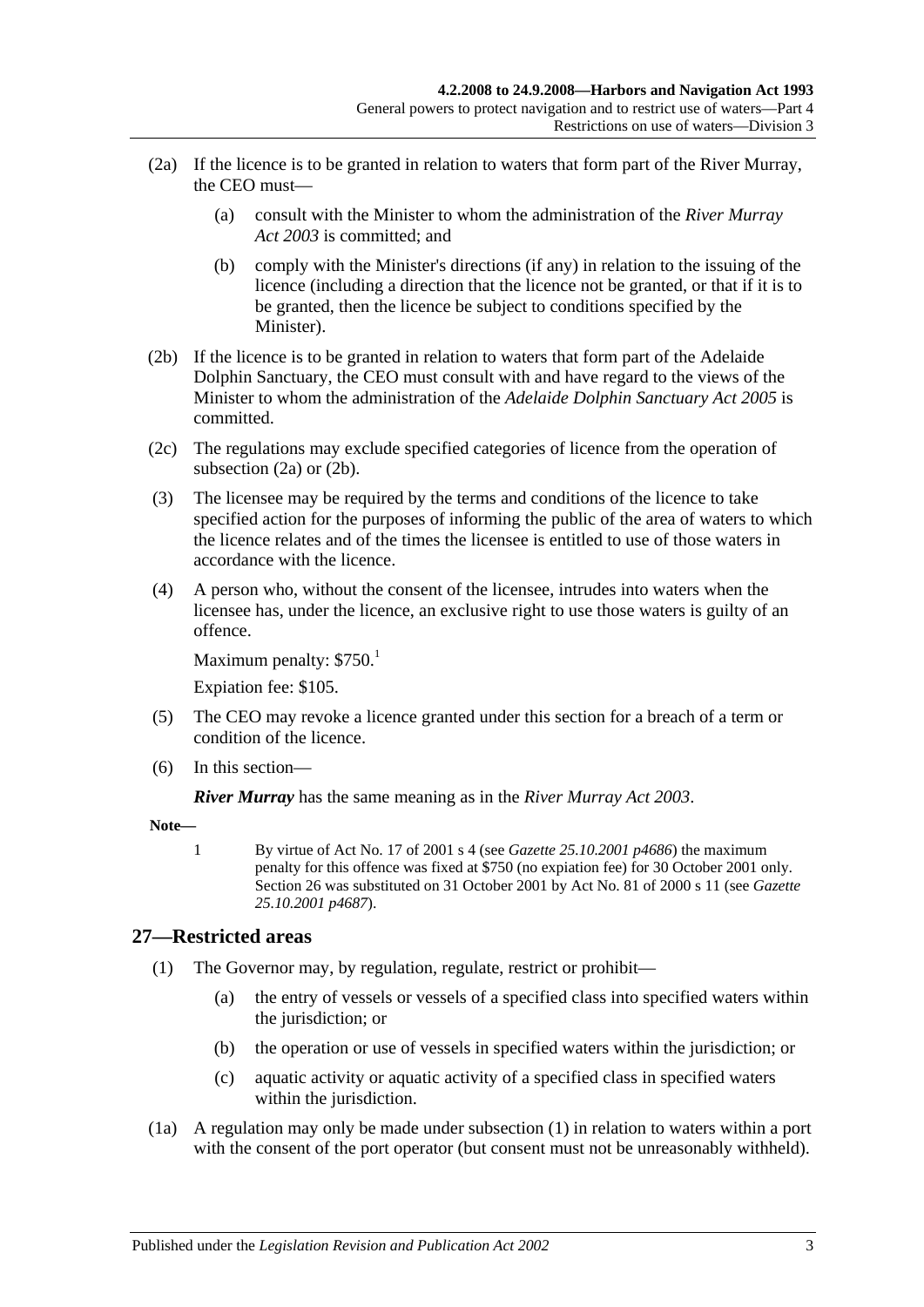(2a) If the licence is to be granted in relation to waters that form part of the River Murray, the CEO must—

(a) consult with the Minister to whom the administration of the *River Murray Act 2003* is committed; and

(b) comply with the Minister's directions (if any) in relation to the issuing of the licence (including a direction that the licence not be granted, or that if it is to be granted, then the licence be subject to conditions specified by the Minister).

(2b) If the licence is to be granted in relation to waters that form part of the Adelaide Dolphin Sanctuary, the CEO must consult with and have regard to the views of the Minister to whom the administration of the *Adelaide Dolphin Sanctuary Act 2005* is committed.

(2c) The regulations may exclude specified categories of licence from the operation of subsection (2a) or (2b).

(3) The licensee may be required by the terms and conditions of the licence to take specified action for the purposes of informing the public of the area of waters to which the licence relates and of the times the licensee is entitled to use of those waters in accordance with the licence.

(4) A person who, without the consent of the licensee, intrudes into waters when the licensee has, under the licence, an exclusive right to use those waters is guilty of an offence.

Maximum penalty: $750.[1]

Expiation fee: $105.

(5) The CEO may revoke a licence granted under this section for a breach of a term or condition of the licence.

(6) In this section—

***River Murray*** has the same meaning as in the *River Murray Act 2003*.

**Note—**

1 By virtue of Act No. 17 of 2001 s 4 (see *Gazette 25.10.2001 p4686*) the maximum penalty for this offence was fixed at $750 (no expiation fee) for 30 October 2001 only. Section 26 was substituted on 31 October 2001 by Act No. 81 of 2000 s 11 (see *Gazette 25.10.2001 p4687*).

## 27—Restricted areas

(1) The Governor may, by regulation, regulate, restrict or prohibit—

(a) the entry of vessels or vessels of a specified class into specified waters within the jurisdiction; or

(b) the operation or use of vessels in specified waters within the jurisdiction; or

(c) aquatic activity or aquatic activity of a specified class in specified waters within the jurisdiction.

(1a) A regulation may only be made under subsection (1) in relation to waters within a port with the consent of the port operator (but consent must not be unreasonably withheld).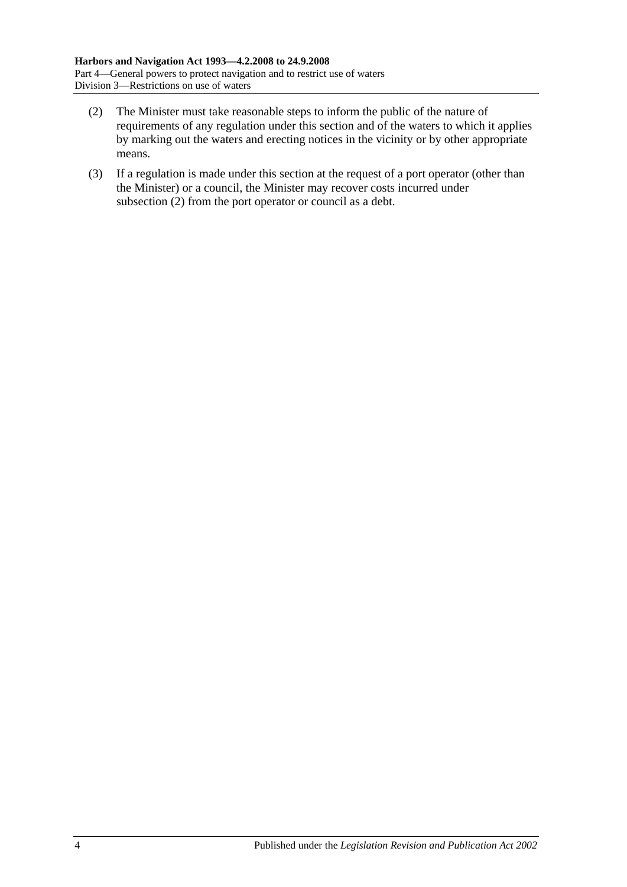(2) The Minister must take reasonable steps to inform the public of the nature of requirements of any regulation under this section and of the waters to which it applies by marking out the waters and erecting notices in the vicinity or by other appropriate means.

(3) If a regulation is made under this section at the request of a port operator (other than the Minister) or a council, the Minister may recover costs incurred under subsection (2) from the port operator or council as a debt.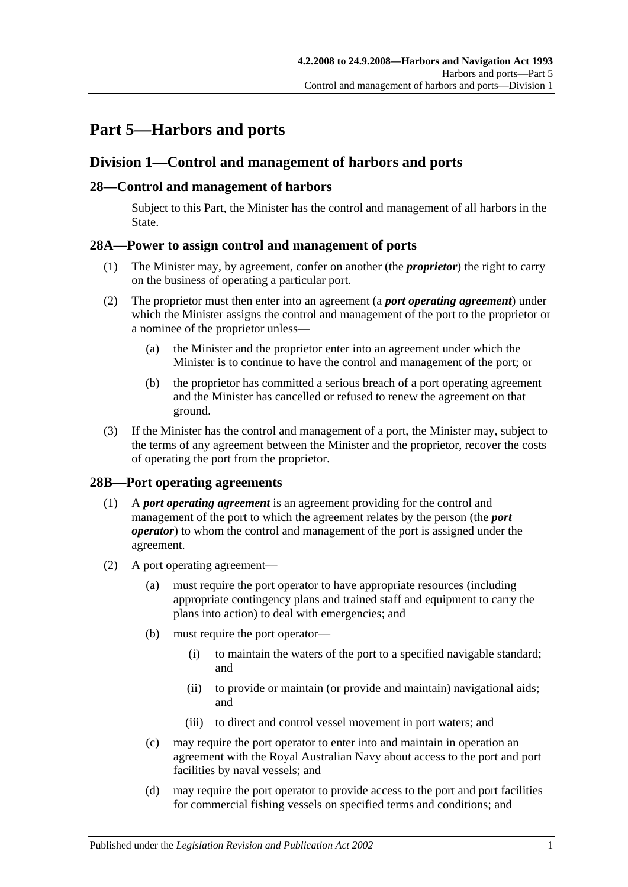# Part 5—Harbors and ports

## Division 1—Control and management of harbors and ports

### 28—Control and management of harbors

Subject to this Part, the Minister has the control and management of all harbors in the State.

### 28A—Power to assign control and management of ports

(1) The Minister may, by agreement, confer on another (the ***proprietor***) the right to carry on the business of operating a particular port.

(2) The proprietor must then enter into an agreement (a ***port operating agreement***) under which the Minister assigns the control and management of the port to the proprietor or a nominee of the proprietor unless—

(a) the Minister and the proprietor enter into an agreement under which the Minister is to continue to have the control and management of the port; or

(b) the proprietor has committed a serious breach of a port operating agreement and the Minister has cancelled or refused to renew the agreement on that ground.

(3) If the Minister has the control and management of a port, the Minister may, subject to the terms of any agreement between the Minister and the proprietor, recover the costs of operating the port from the proprietor.

### 28B—Port operating agreements

(1) A ***port operating agreement*** is an agreement providing for the control and management of the port to which the agreement relates by the person (the ***port operator***) to whom the control and management of the port is assigned under the agreement.

(2) A port operating agreement—

(a) must require the port operator to have appropriate resources (including appropriate contingency plans and trained staff and equipment to carry the plans into action) to deal with emergencies; and

(b) must require the port operator—

(i) to maintain the waters of the port to a specified navigable standard; and

(ii) to provide or maintain (or provide and maintain) navigational aids; and

(iii) to direct and control vessel movement in port waters; and

(c) may require the port operator to enter into and maintain in operation an agreement with the Royal Australian Navy about access to the port and port facilities by naval vessels; and

(d) may require the port operator to provide access to the port and port facilities for commercial fishing vessels on specified terms and conditions; and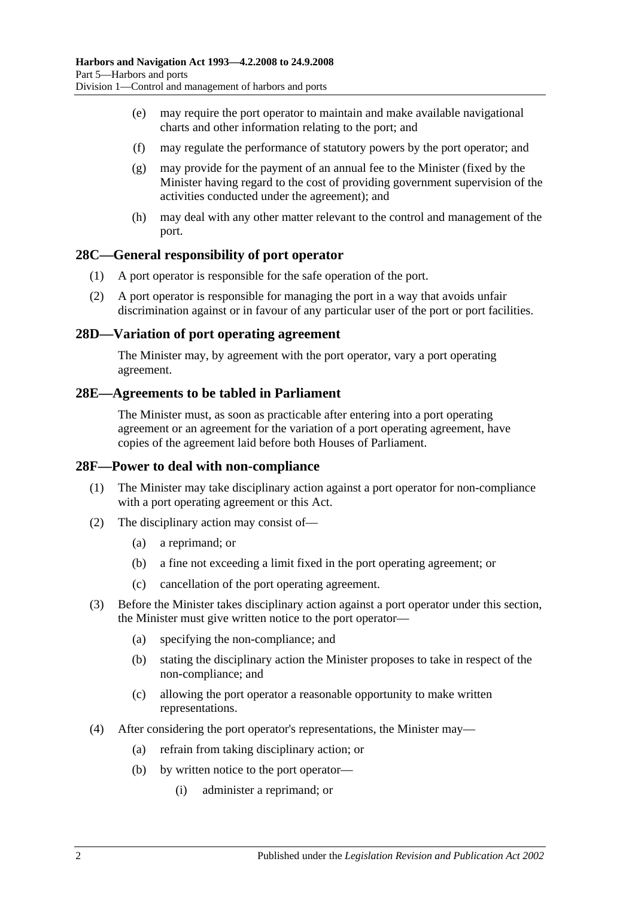(e) may require the port operator to maintain and make available navigational charts and other information relating to the port; and

(f) may regulate the performance of statutory powers by the port operator; and

(g) may provide for the payment of an annual fee to the Minister (fixed by the Minister having regard to the cost of providing government supervision of the activities conducted under the agreement); and

(h) may deal with any other matter relevant to the control and management of the port.

## 28C—General responsibility of port operator

(1) A port operator is responsible for the safe operation of the port.

(2) A port operator is responsible for managing the port in a way that avoids unfair discrimination against or in favour of any particular user of the port or port facilities.

## 28D—Variation of port operating agreement

The Minister may, by agreement with the port operator, vary a port operating agreement.

## 28E—Agreements to be tabled in Parliament

The Minister must, as soon as practicable after entering into a port operating agreement or an agreement for the variation of a port operating agreement, have copies of the agreement laid before both Houses of Parliament.

## 28F—Power to deal with non-compliance

(1) The Minister may take disciplinary action against a port operator for non-compliance with a port operating agreement or this Act.

(2) The disciplinary action may consist of—

(a) a reprimand; or

(b) a fine not exceeding a limit fixed in the port operating agreement; or

(c) cancellation of the port operating agreement.

(3) Before the Minister takes disciplinary action against a port operator under this section, the Minister must give written notice to the port operator—

(a) specifying the non-compliance; and

(b) stating the disciplinary action the Minister proposes to take in respect of the non-compliance; and

(c) allowing the port operator a reasonable opportunity to make written representations.

(4) After considering the port operator's representations, the Minister may—

(a) refrain from taking disciplinary action; or

(b) by written notice to the port operator—

(i) administer a reprimand; or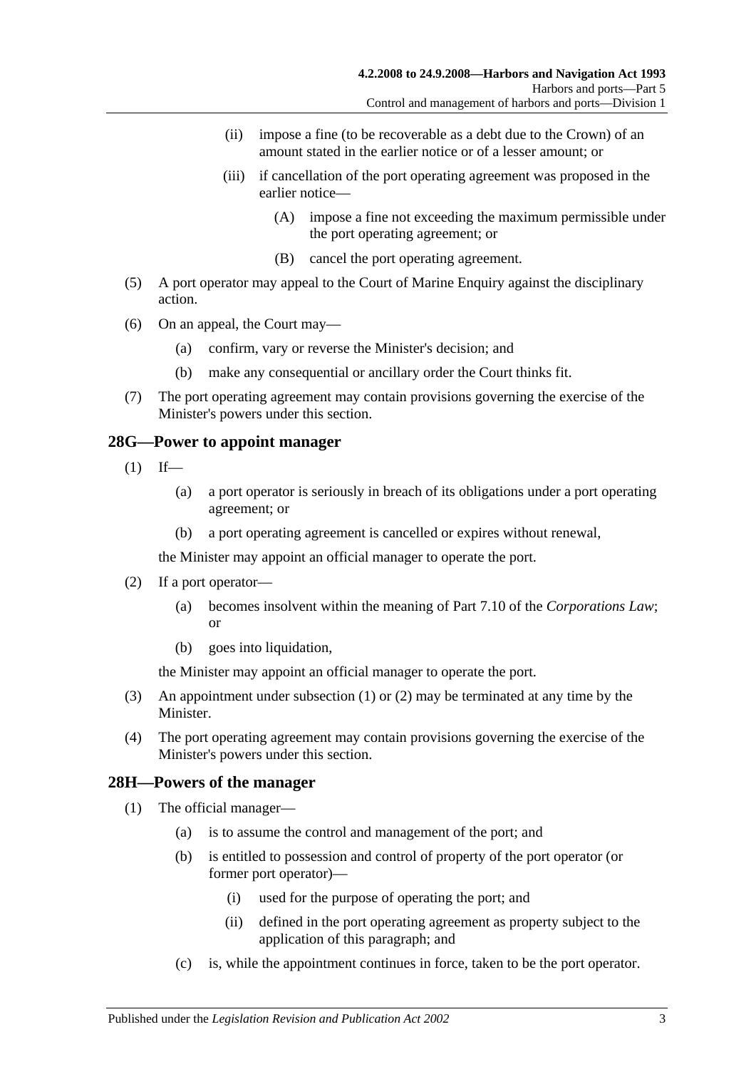(ii) impose a fine (to be recoverable as a debt due to the Crown) of an amount stated in the earlier notice or of a lesser amount; or

(iii) if cancellation of the port operating agreement was proposed in the earlier notice—

(A) impose a fine not exceeding the maximum permissible under the port operating agreement; or

(B) cancel the port operating agreement.

(5) A port operator may appeal to the Court of Marine Enquiry against the disciplinary action.

(6) On an appeal, the Court may—

(a) confirm, vary or reverse the Minister's decision; and

(b) make any consequential or ancillary order the Court thinks fit.

(7) The port operating agreement may contain provisions governing the exercise of the Minister's powers under this section.

## 28G—Power to appoint manager

(1) If—

(a) a port operator is seriously in breach of its obligations under a port operating agreement; or

(b) a port operating agreement is cancelled or expires without renewal,

the Minister may appoint an official manager to operate the port.

(2) If a port operator—

(a) becomes insolvent within the meaning of Part 7.10 of the *Corporations Law*; or

(b) goes into liquidation,

the Minister may appoint an official manager to operate the port.

(3) An appointment under subsection (1) or (2) may be terminated at any time by the Minister.

(4) The port operating agreement may contain provisions governing the exercise of the Minister's powers under this section.

## 28H—Powers of the manager

(1) The official manager—

(a) is to assume the control and management of the port; and

(b) is entitled to possession and control of property of the port operator (or former port operator)—

(i) used for the purpose of operating the port; and

(ii) defined in the port operating agreement as property subject to the application of this paragraph; and

(c) is, while the appointment continues in force, taken to be the port operator.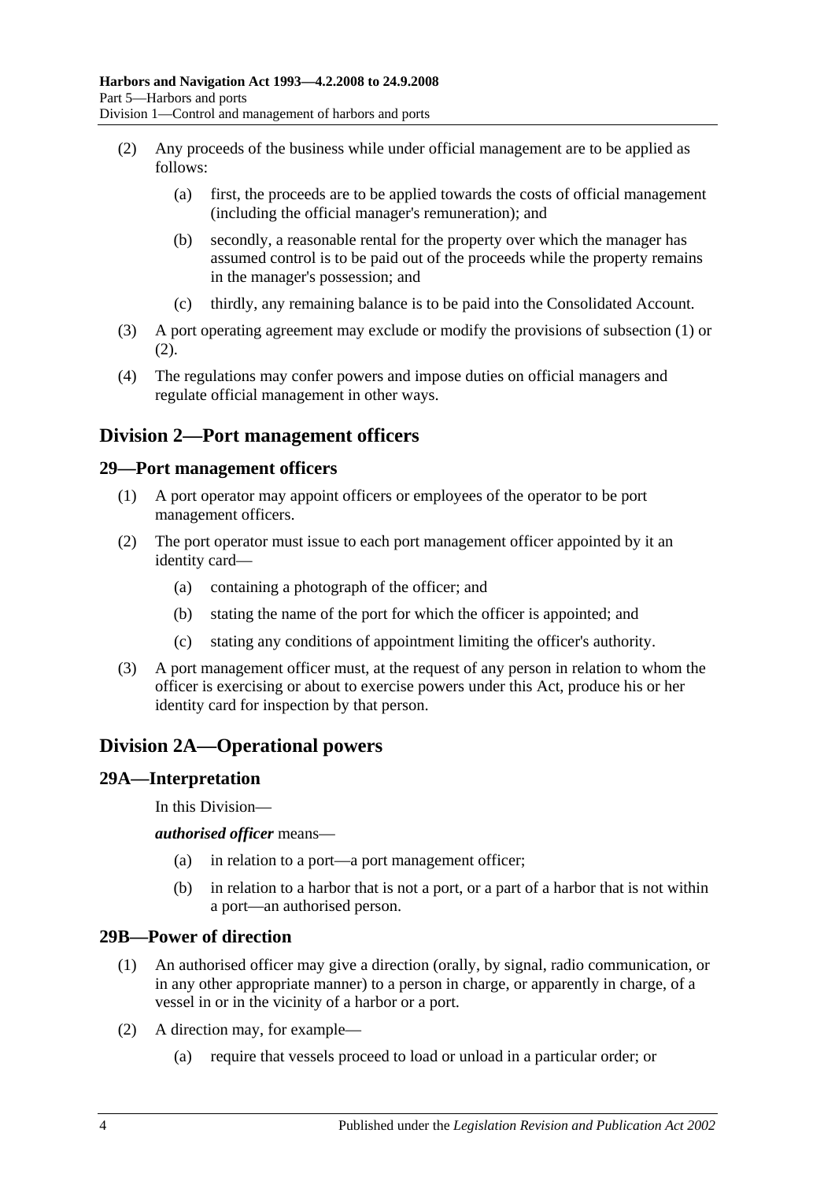(2) Any proceeds of the business while under official management are to be applied as follows:

(a) first, the proceeds are to be applied towards the costs of official management (including the official manager's remuneration); and

(b) secondly, a reasonable rental for the property over which the manager has assumed control is to be paid out of the proceeds while the property remains in the manager's possession; and

(c) thirdly, any remaining balance is to be paid into the Consolidated Account.

(3) A port operating agreement may exclude or modify the provisions of subsection (1) or (2).

(4) The regulations may confer powers and impose duties on official managers and regulate official management in other ways.

## Division 2—Port management officers

### 29—Port management officers

(1) A port operator may appoint officers or employees of the operator to be port management officers.

(2) The port operator must issue to each port management officer appointed by it an identity card—

(a) containing a photograph of the officer; and

(b) stating the name of the port for which the officer is appointed; and

(c) stating any conditions of appointment limiting the officer's authority.

(3) A port management officer must, at the request of any person in relation to whom the officer is exercising or about to exercise powers under this Act, produce his or her identity card for inspection by that person.

## Division 2A—Operational powers

### 29A—Interpretation

In this Division—

***authorised officer*** means—

(a) in relation to a port—a port management officer;

(b) in relation to a harbor that is not a port, or a part of a harbor that is not within a port—an authorised person.

### 29B—Power of direction

(1) An authorised officer may give a direction (orally, by signal, radio communication, or in any other appropriate manner) to a person in charge, or apparently in charge, of a vessel in or in the vicinity of a harbor or a port.

(2) A direction may, for example—

(a) require that vessels proceed to load or unload in a particular order; or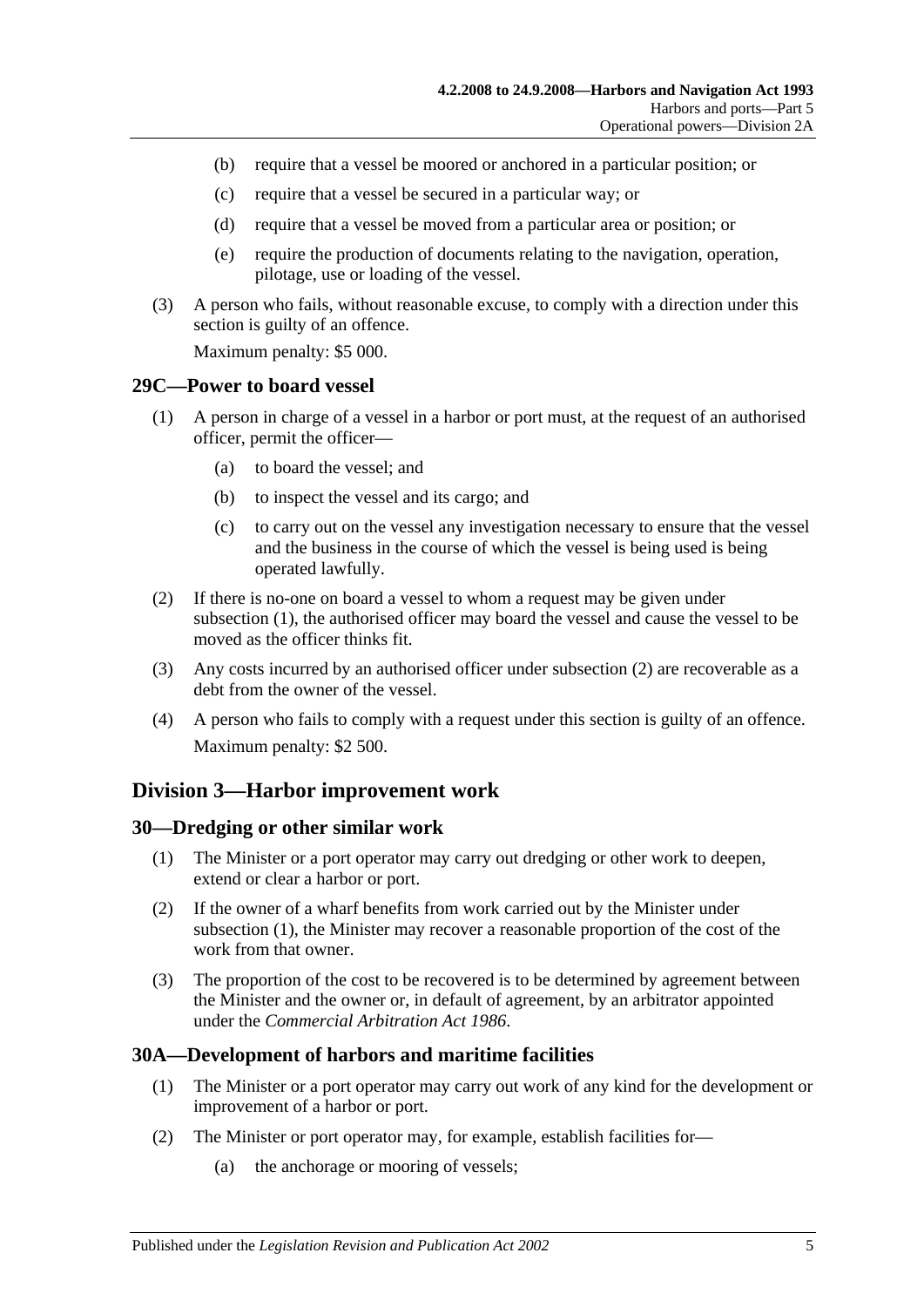(b) require that a vessel be moored or anchored in a particular position; or

(c) require that a vessel be secured in a particular way; or

(d) require that a vessel be moved from a particular area or position; or

(e) require the production of documents relating to the navigation, operation, pilotage, use or loading of the vessel.

(3) A person who fails, without reasonable excuse, to comply with a direction under this section is guilty of an offence.

Maximum penalty: $5 000.

## 29C—Power to board vessel

(1) A person in charge of a vessel in a harbor or port must, at the request of an authorised officer, permit the officer—

(a) to board the vessel; and

(b) to inspect the vessel and its cargo; and

(c) to carry out on the vessel any investigation necessary to ensure that the vessel and the business in the course of which the vessel is being used is being operated lawfully.

(2) If there is no-one on board a vessel to whom a request may be given under subsection (1), the authorised officer may board the vessel and cause the vessel to be moved as the officer thinks fit.

(3) Any costs incurred by an authorised officer under subsection (2) are recoverable as a debt from the owner of the vessel.

(4) A person who fails to comply with a request under this section is guilty of an offence.

Maximum penalty: $2 500.

# Division 3—Harbor improvement work

## 30—Dredging or other similar work

(1) The Minister or a port operator may carry out dredging or other work to deepen, extend or clear a harbor or port.

(2) If the owner of a wharf benefits from work carried out by the Minister under subsection (1), the Minister may recover a reasonable proportion of the cost of the work from that owner.

(3) The proportion of the cost to be recovered is to be determined by agreement between the Minister and the owner or, in default of agreement, by an arbitrator appointed under the *Commercial Arbitration Act 1986*.

## 30A—Development of harbors and maritime facilities

(1) The Minister or a port operator may carry out work of any kind for the development or improvement of a harbor or port.

(2) The Minister or port operator may, for example, establish facilities for—

(a) the anchorage or mooring of vessels;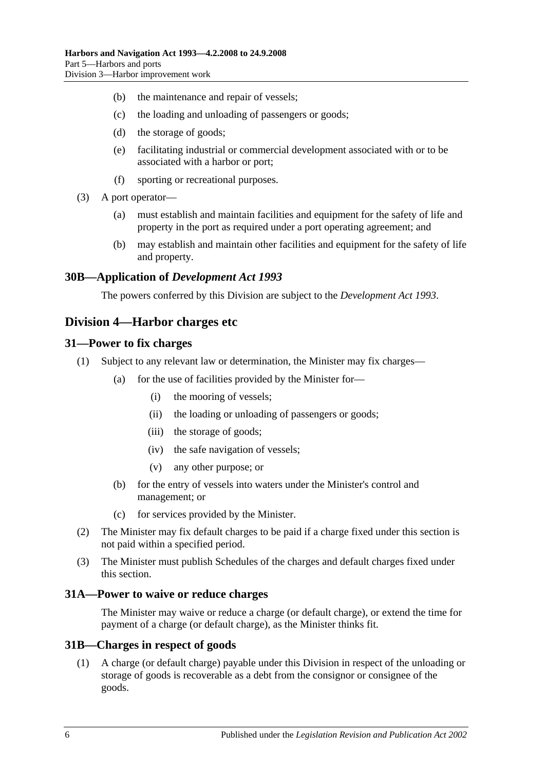- (b) the maintenance and repair of vessels;
- (c) the loading and unloading of passengers or goods;
- (d) the storage of goods;
- (e) facilitating industrial or commercial development associated with or to be associated with a harbor or port;
- (f) sporting or recreational purposes.

(3) A port operator—

- (a) must establish and maintain facilities and equipment for the safety of life and property in the port as required under a port operating agreement; and
- (b) may establish and maintain other facilities and equipment for the safety of life and property.

### 30B—Application of *Development Act 1993*

The powers conferred by this Division are subject to the *Development Act 1993*.

## Division 4—Harbor charges etc

### 31—Power to fix charges

(1) Subject to any relevant law or determination, the Minister may fix charges—

- (a) for the use of facilities provided by the Minister for—
  - (i) the mooring of vessels;
  - (ii) the loading or unloading of passengers or goods;
  - (iii) the storage of goods;
  - (iv) the safe navigation of vessels;
  - (v) any other purpose; or
- (b) for the entry of vessels into waters under the Minister's control and management; or
- (c) for services provided by the Minister.

(2) The Minister may fix default charges to be paid if a charge fixed under this section is not paid within a specified period.

(3) The Minister must publish Schedules of the charges and default charges fixed under this section.

### 31A—Power to waive or reduce charges

The Minister may waive or reduce a charge (or default charge), or extend the time for payment of a charge (or default charge), as the Minister thinks fit.

### 31B—Charges in respect of goods

(1) A charge (or default charge) payable under this Division in respect of the unloading or storage of goods is recoverable as a debt from the consignor or consignee of the goods.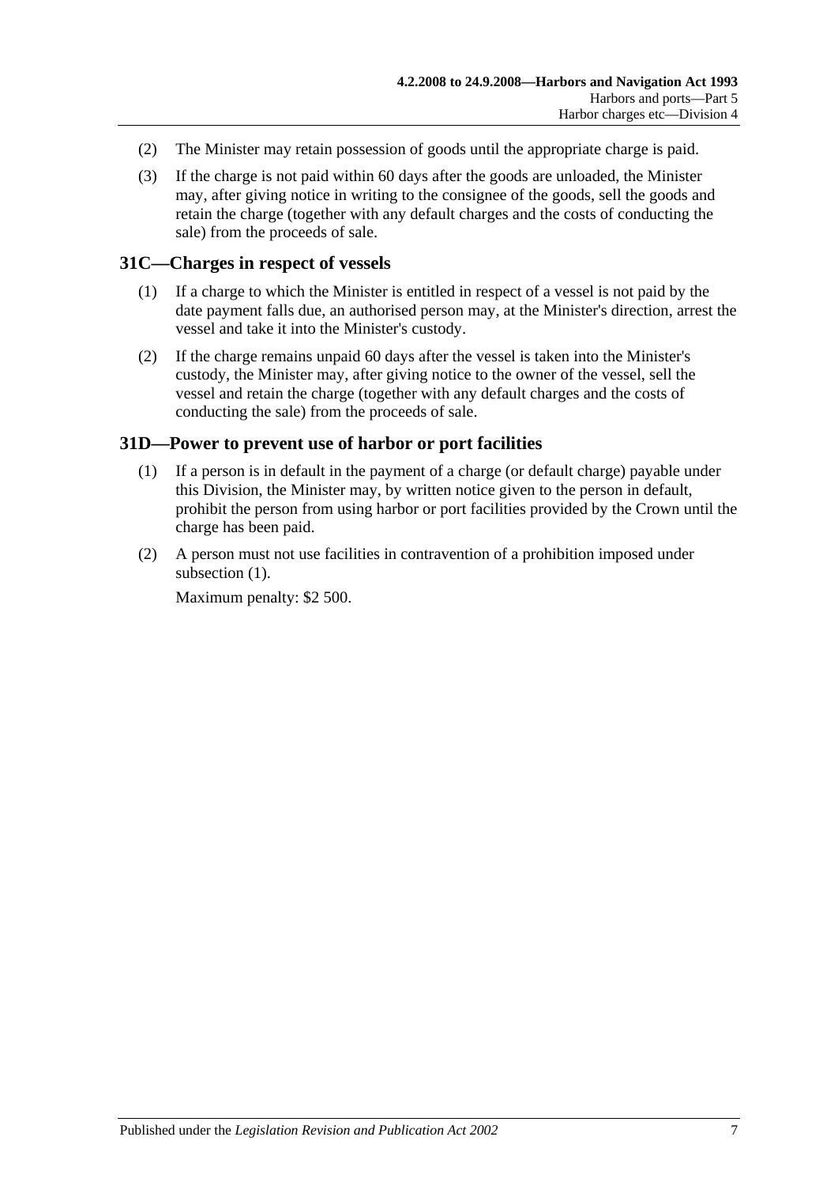(2) The Minister may retain possession of goods until the appropriate charge is paid.

(3) If the charge is not paid within 60 days after the goods are unloaded, the Minister may, after giving notice in writing to the consignee of the goods, sell the goods and retain the charge (together with any default charges and the costs of conducting the sale) from the proceeds of sale.

## 31C—Charges in respect of vessels

(1) If a charge to which the Minister is entitled in respect of a vessel is not paid by the date payment falls due, an authorised person may, at the Minister's direction, arrest the vessel and take it into the Minister's custody.

(2) If the charge remains unpaid 60 days after the vessel is taken into the Minister's custody, the Minister may, after giving notice to the owner of the vessel, sell the vessel and retain the charge (together with any default charges and the costs of conducting the sale) from the proceeds of sale.

## 31D—Power to prevent use of harbor or port facilities

(1) If a person is in default in the payment of a charge (or default charge) payable under this Division, the Minister may, by written notice given to the person in default, prohibit the person from using harbor or port facilities provided by the Crown until the charge has been paid.

(2) A person must not use facilities in contravention of a prohibition imposed under subsection (1).

Maximum penalty: $2 500.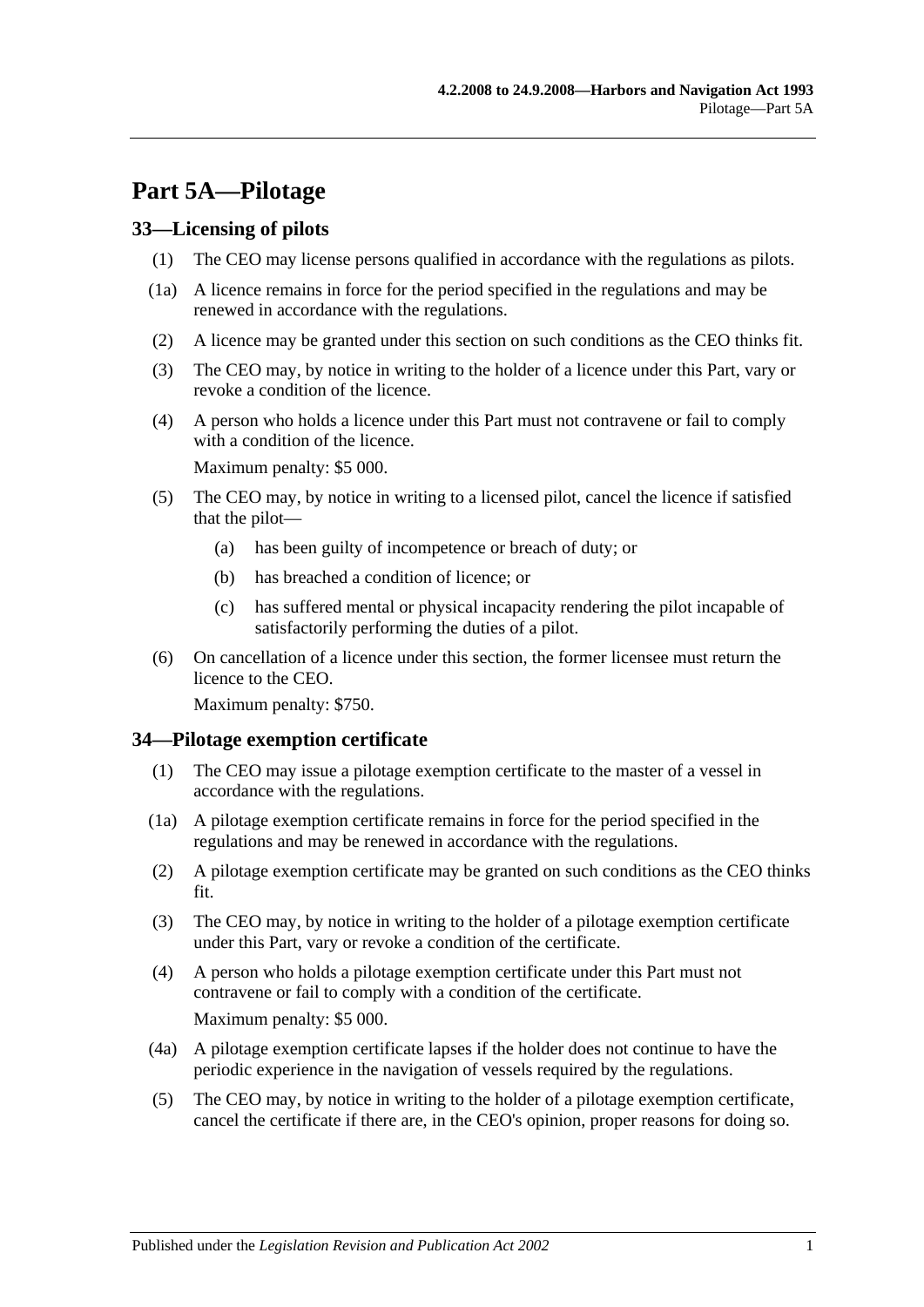# Part 5A—Pilotage

## 33—Licensing of pilots

(1) The CEO may license persons qualified in accordance with the regulations as pilots.

(1a) A licence remains in force for the period specified in the regulations and may be renewed in accordance with the regulations.

(2) A licence may be granted under this section on such conditions as the CEO thinks fit.

(3) The CEO may, by notice in writing to the holder of a licence under this Part, vary or revoke a condition of the licence.

(4) A person who holds a licence under this Part must not contravene or fail to comply with a condition of the licence.

Maximum penalty: $5 000.

(5) The CEO may, by notice in writing to a licensed pilot, cancel the licence if satisfied that the pilot—

- (a) has been guilty of incompetence or breach of duty; or
- (b) has breached a condition of licence; or
- (c) has suffered mental or physical incapacity rendering the pilot incapable of satisfactorily performing the duties of a pilot.

(6) On cancellation of a licence under this section, the former licensee must return the licence to the CEO.

Maximum penalty: $750.

## 34—Pilotage exemption certificate

(1) The CEO may issue a pilotage exemption certificate to the master of a vessel in accordance with the regulations.

(1a) A pilotage exemption certificate remains in force for the period specified in the regulations and may be renewed in accordance with the regulations.

(2) A pilotage exemption certificate may be granted on such conditions as the CEO thinks fit.

(3) The CEO may, by notice in writing to the holder of a pilotage exemption certificate under this Part, vary or revoke a condition of the certificate.

(4) A person who holds a pilotage exemption certificate under this Part must not contravene or fail to comply with a condition of the certificate.

Maximum penalty: $5 000.

(4a) A pilotage exemption certificate lapses if the holder does not continue to have the periodic experience in the navigation of vessels required by the regulations.

(5) The CEO may, by notice in writing to the holder of a pilotage exemption certificate, cancel the certificate if there are, in the CEO's opinion, proper reasons for doing so.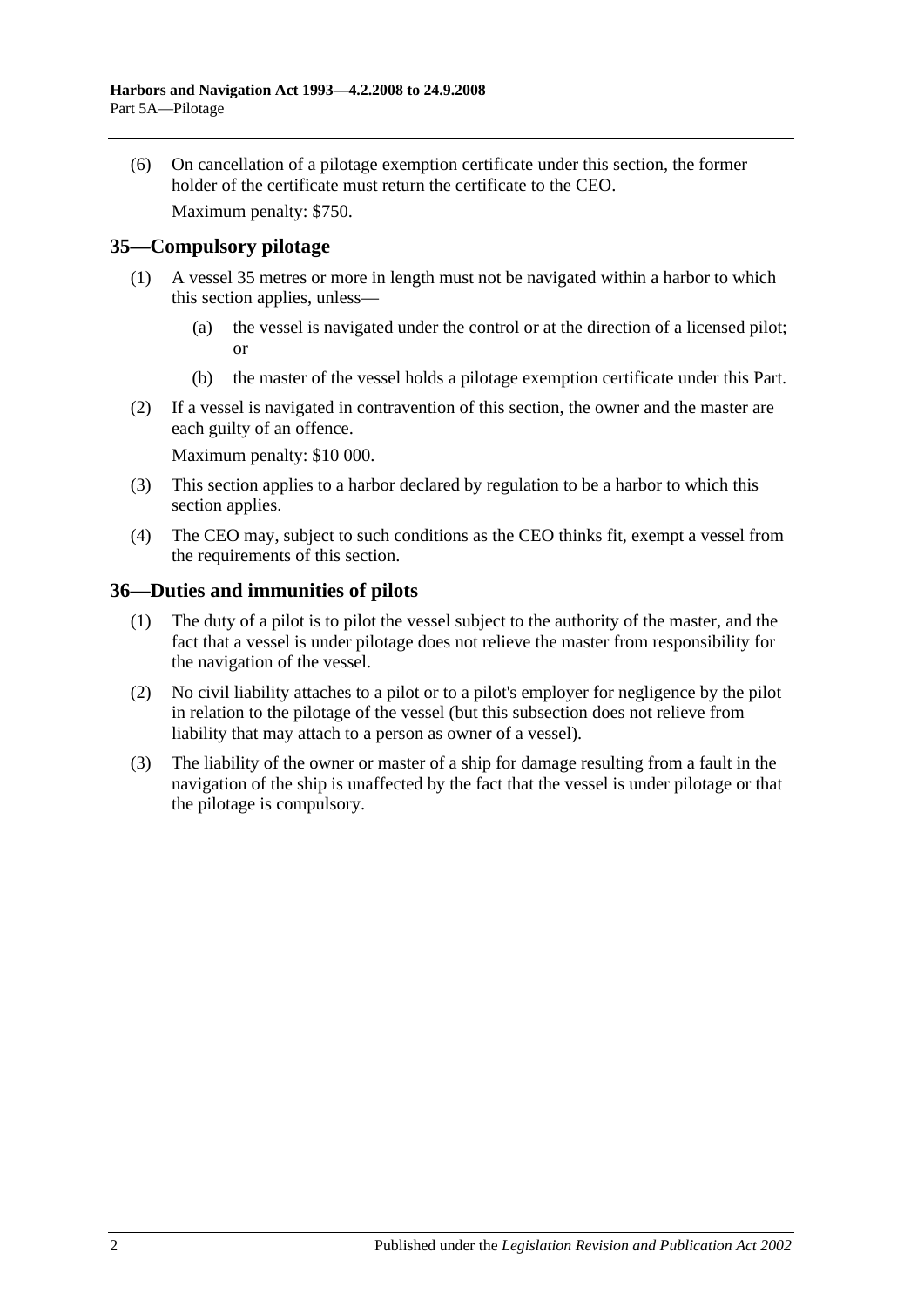(6) On cancellation of a pilotage exemption certificate under this section, the former holder of the certificate must return the certificate to the CEO.

Maximum penalty: $750.

## 35—Compulsory pilotage

(1) A vessel 35 metres or more in length must not be navigated within a harbor to which this section applies, unless—

(a) the vessel is navigated under the control or at the direction of a licensed pilot; or

(b) the master of the vessel holds a pilotage exemption certificate under this Part.

(2) If a vessel is navigated in contravention of this section, the owner and the master are each guilty of an offence.

Maximum penalty: $10 000.

(3) This section applies to a harbor declared by regulation to be a harbor to which this section applies.

(4) The CEO may, subject to such conditions as the CEO thinks fit, exempt a vessel from the requirements of this section.

## 36—Duties and immunities of pilots

(1) The duty of a pilot is to pilot the vessel subject to the authority of the master, and the fact that a vessel is under pilotage does not relieve the master from responsibility for the navigation of the vessel.

(2) No civil liability attaches to a pilot or to a pilot's employer for negligence by the pilot in relation to the pilotage of the vessel (but this subsection does not relieve from liability that may attach to a person as owner of a vessel).

(3) The liability of the owner or master of a ship for damage resulting from a fault in the navigation of the ship is unaffected by the fact that the vessel is under pilotage or that the pilotage is compulsory.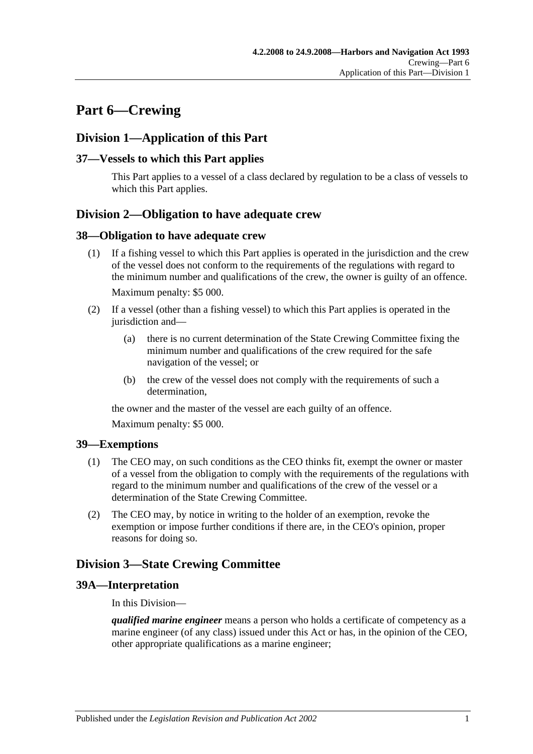# Part 6—Crewing

## Division 1—Application of this Part

### 37—Vessels to which this Part applies

This Part applies to a vessel of a class declared by regulation to be a class of vessels to which this Part applies.

## Division 2—Obligation to have adequate crew

### 38—Obligation to have adequate crew

(1) If a fishing vessel to which this Part applies is operated in the jurisdiction and the crew of the vessel does not conform to the requirements of the regulations with regard to the minimum number and qualifications of the crew, the owner is guilty of an offence.

Maximum penalty: $5 000.

(2) If a vessel (other than a fishing vessel) to which this Part applies is operated in the jurisdiction and—

(a) there is no current determination of the State Crewing Committee fixing the minimum number and qualifications of the crew required for the safe navigation of the vessel; or

(b) the crew of the vessel does not comply with the requirements of such a determination,

the owner and the master of the vessel are each guilty of an offence.

Maximum penalty: $5 000.

### 39—Exemptions

(1) The CEO may, on such conditions as the CEO thinks fit, exempt the owner or master of a vessel from the obligation to comply with the requirements of the regulations with regard to the minimum number and qualifications of the crew of the vessel or a determination of the State Crewing Committee.

(2) The CEO may, by notice in writing to the holder of an exemption, revoke the exemption or impose further conditions if there are, in the CEO's opinion, proper reasons for doing so.

## Division 3—State Crewing Committee

### 39A—Interpretation

In this Division—

***qualified marine engineer*** means a person who holds a certificate of competency as a marine engineer (of any class) issued under this Act or has, in the opinion of the CEO, other appropriate qualifications as a marine engineer;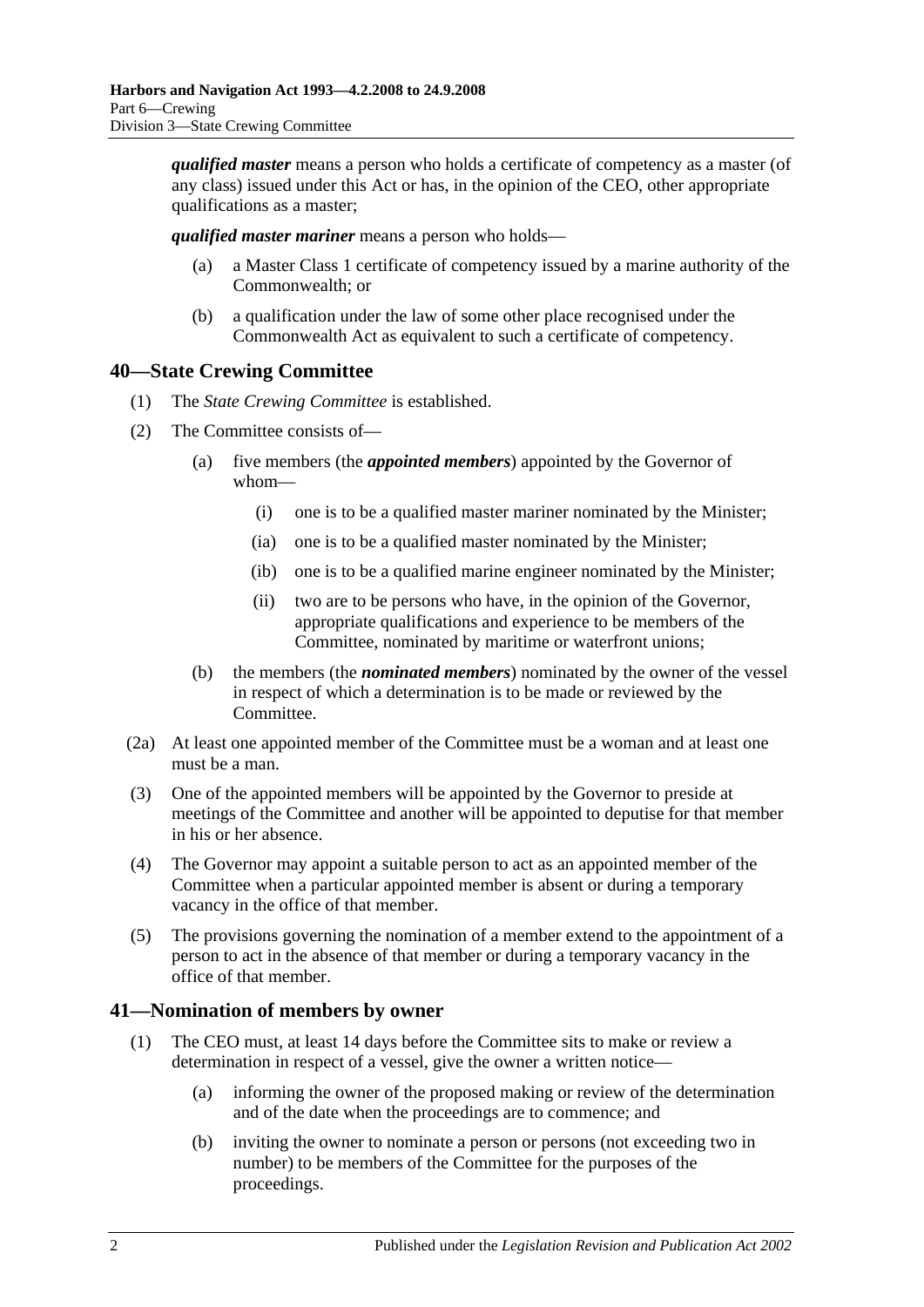***qualified master*** means a person who holds a certificate of competency as a master (of any class) issued under this Act or has, in the opinion of the CEO, other appropriate qualifications as a master;

***qualified master mariner*** means a person who holds—

- (a) a Master Class 1 certificate of competency issued by a marine authority of the Commonwealth; or
- (b) a qualification under the law of some other place recognised under the Commonwealth Act as equivalent to such a certificate of competency.

## 40—State Crewing Committee

(1) The *State Crewing Committee* is established.

(2) The Committee consists of—

- (a) five members (the ***appointed members***) appointed by the Governor of whom—
  - (i) one is to be a qualified master mariner nominated by the Minister;
  - (ia) one is to be a qualified master nominated by the Minister;
  - (ib) one is to be a qualified marine engineer nominated by the Minister;
  - (ii) two are to be persons who have, in the opinion of the Governor, appropriate qualifications and experience to be members of the Committee, nominated by maritime or waterfront unions;
- (b) the members (the ***nominated members***) nominated by the owner of the vessel in respect of which a determination is to be made or reviewed by the Committee.

(2a) At least one appointed member of the Committee must be a woman and at least one must be a man.

(3) One of the appointed members will be appointed by the Governor to preside at meetings of the Committee and another will be appointed to deputise for that member in his or her absence.

(4) The Governor may appoint a suitable person to act as an appointed member of the Committee when a particular appointed member is absent or during a temporary vacancy in the office of that member.

(5) The provisions governing the nomination of a member extend to the appointment of a person to act in the absence of that member or during a temporary vacancy in the office of that member.

## 41—Nomination of members by owner

(1) The CEO must, at least 14 days before the Committee sits to make or review a determination in respect of a vessel, give the owner a written notice—

- (a) informing the owner of the proposed making or review of the determination and of the date when the proceedings are to commence; and
- (b) inviting the owner to nominate a person or persons (not exceeding two in number) to be members of the Committee for the purposes of the proceedings.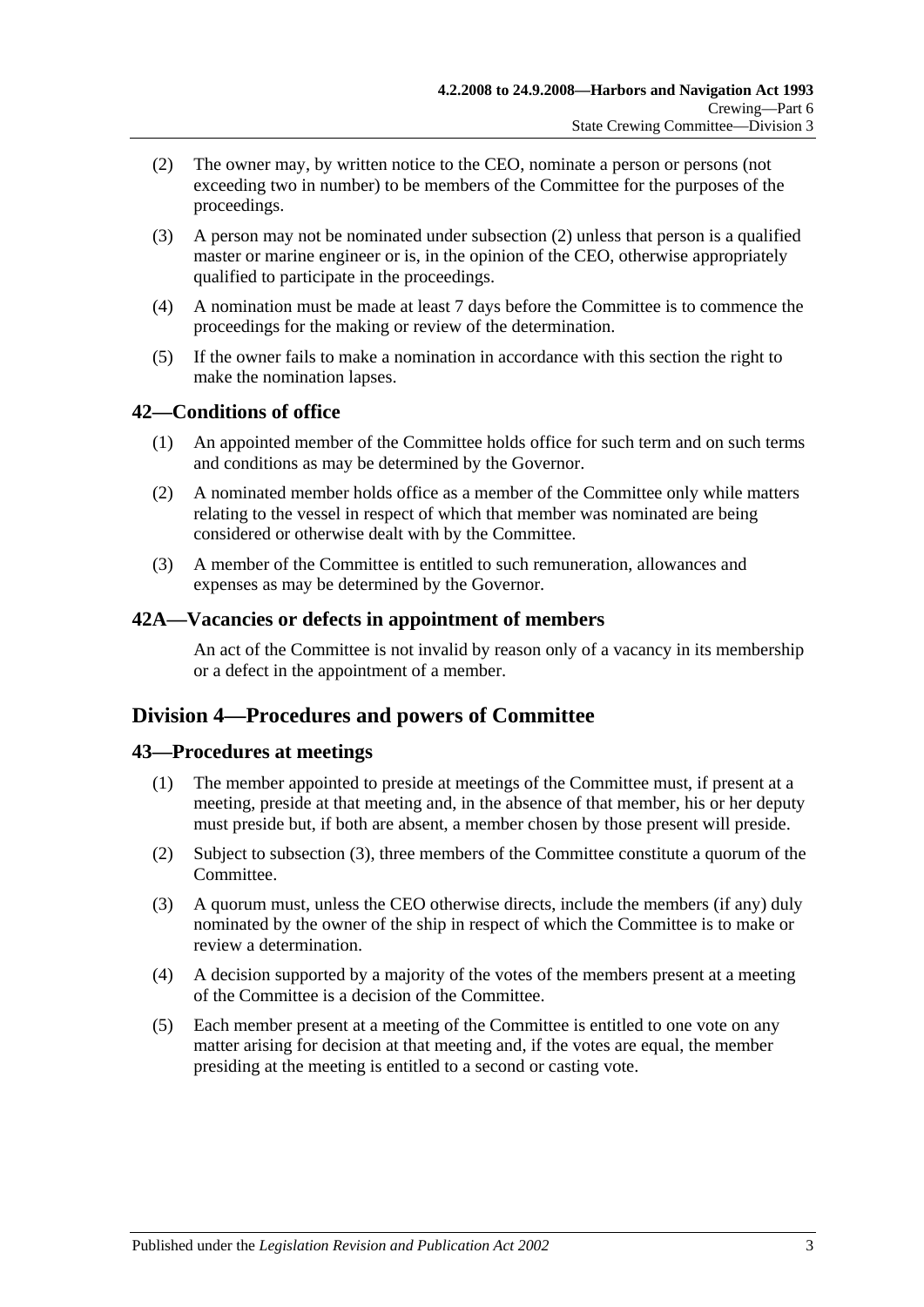(2) The owner may, by written notice to the CEO, nominate a person or persons (not exceeding two in number) to be members of the Committee for the purposes of the proceedings.

(3) A person may not be nominated under subsection (2) unless that person is a qualified master or marine engineer or is, in the opinion of the CEO, otherwise appropriately qualified to participate in the proceedings.

(4) A nomination must be made at least 7 days before the Committee is to commence the proceedings for the making or review of the determination.

(5) If the owner fails to make a nomination in accordance with this section the right to make the nomination lapses.

## 42—Conditions of office

(1) An appointed member of the Committee holds office for such term and on such terms and conditions as may be determined by the Governor.

(2) A nominated member holds office as a member of the Committee only while matters relating to the vessel in respect of which that member was nominated are being considered or otherwise dealt with by the Committee.

(3) A member of the Committee is entitled to such remuneration, allowances and expenses as may be determined by the Governor.

## 42A—Vacancies or defects in appointment of members

An act of the Committee is not invalid by reason only of a vacancy in its membership or a defect in the appointment of a member.

# Division 4—Procedures and powers of Committee

## 43—Procedures at meetings

(1) The member appointed to preside at meetings of the Committee must, if present at a meeting, preside at that meeting and, in the absence of that member, his or her deputy must preside but, if both are absent, a member chosen by those present will preside.

(2) Subject to subsection (3), three members of the Committee constitute a quorum of the Committee.

(3) A quorum must, unless the CEO otherwise directs, include the members (if any) duly nominated by the owner of the ship in respect of which the Committee is to make or review a determination.

(4) A decision supported by a majority of the votes of the members present at a meeting of the Committee is a decision of the Committee.

(5) Each member present at a meeting of the Committee is entitled to one vote on any matter arising for decision at that meeting and, if the votes are equal, the member presiding at the meeting is entitled to a second or casting vote.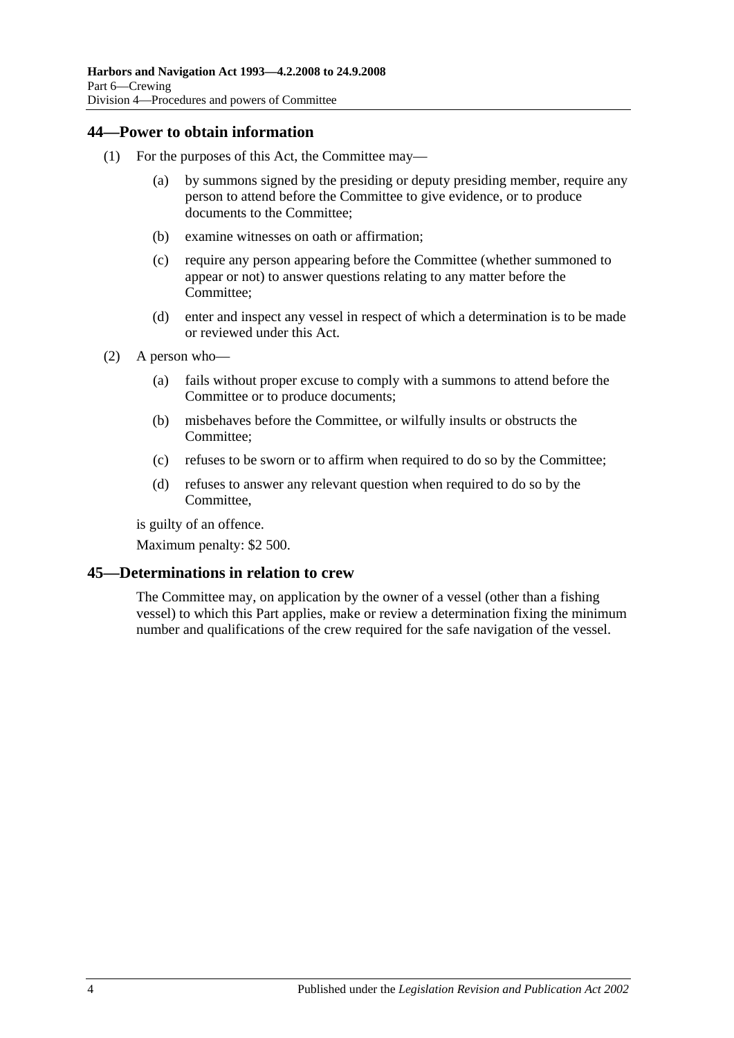## 44—Power to obtain information

(1) For the purposes of this Act, the Committee may—

(a) by summons signed by the presiding or deputy presiding member, require any person to attend before the Committee to give evidence, or to produce documents to the Committee;

(b) examine witnesses on oath or affirmation;

(c) require any person appearing before the Committee (whether summoned to appear or not) to answer questions relating to any matter before the Committee;

(d) enter and inspect any vessel in respect of which a determination is to be made or reviewed under this Act.

(2) A person who—

(a) fails without proper excuse to comply with a summons to attend before the Committee or to produce documents;

(b) misbehaves before the Committee, or wilfully insults or obstructs the Committee;

(c) refuses to be sworn or to affirm when required to do so by the Committee;

(d) refuses to answer any relevant question when required to do so by the Committee,

is guilty of an offence.

Maximum penalty: $2 500.

## 45—Determinations in relation to crew

The Committee may, on application by the owner of a vessel (other than a fishing vessel) to which this Part applies, make or review a determination fixing the minimum number and qualifications of the crew required for the safe navigation of the vessel.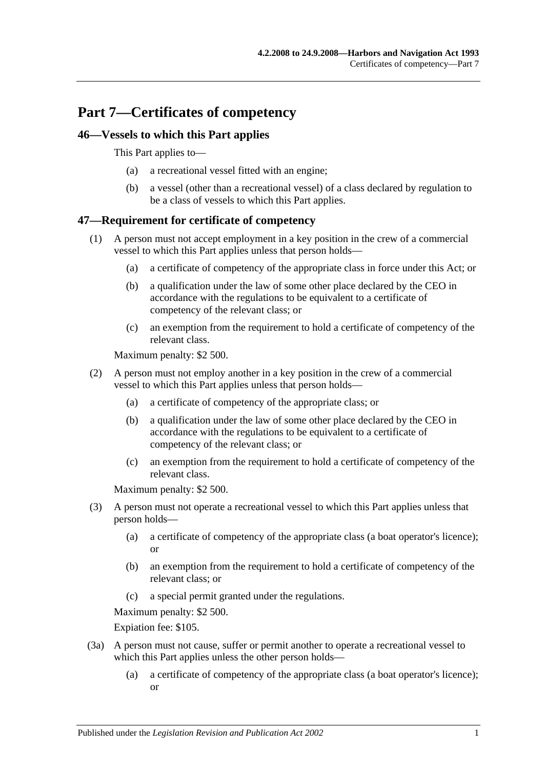# Part 7—Certificates of competency

## 46—Vessels to which this Part applies

This Part applies to—

(a) a recreational vessel fitted with an engine;

(b) a vessel (other than a recreational vessel) of a class declared by regulation to be a class of vessels to which this Part applies.

## 47—Requirement for certificate of competency

(1) A person must not accept employment in a key position in the crew of a commercial vessel to which this Part applies unless that person holds—

(a) a certificate of competency of the appropriate class in force under this Act; or

(b) a qualification under the law of some other place declared by the CEO in accordance with the regulations to be equivalent to a certificate of competency of the relevant class; or

(c) an exemption from the requirement to hold a certificate of competency of the relevant class.

Maximum penalty: $2 500.

(2) A person must not employ another in a key position in the crew of a commercial vessel to which this Part applies unless that person holds—

(a) a certificate of competency of the appropriate class; or

(b) a qualification under the law of some other place declared by the CEO in accordance with the regulations to be equivalent to a certificate of competency of the relevant class; or

(c) an exemption from the requirement to hold a certificate of competency of the relevant class.

Maximum penalty: $2 500.

(3) A person must not operate a recreational vessel to which this Part applies unless that person holds—

(a) a certificate of competency of the appropriate class (a boat operator's licence); or

(b) an exemption from the requirement to hold a certificate of competency of the relevant class; or

(c) a special permit granted under the regulations.

Maximum penalty: $2 500.

Expiation fee: $105.

(3a) A person must not cause, suffer or permit another to operate a recreational vessel to which this Part applies unless the other person holds—

(a) a certificate of competency of the appropriate class (a boat operator's licence); or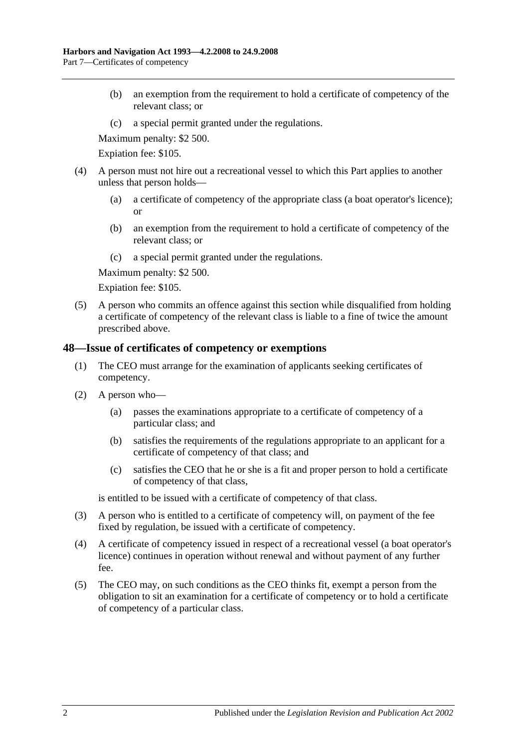(b) an exemption from the requirement to hold a certificate of competency of the relevant class; or

(c) a special permit granted under the regulations.

Maximum penalty: $2 500.

Expiation fee: $105.

(4) A person must not hire out a recreational vessel to which this Part applies to another unless that person holds—

(a) a certificate of competency of the appropriate class (a boat operator's licence); or

(b) an exemption from the requirement to hold a certificate of competency of the relevant class; or

(c) a special permit granted under the regulations.

Maximum penalty: $2 500.

Expiation fee: $105.

(5) A person who commits an offence against this section while disqualified from holding a certificate of competency of the relevant class is liable to a fine of twice the amount prescribed above.

## 48—Issue of certificates of competency or exemptions

(1) The CEO must arrange for the examination of applicants seeking certificates of competency.

(2) A person who—

(a) passes the examinations appropriate to a certificate of competency of a particular class; and

(b) satisfies the requirements of the regulations appropriate to an applicant for a certificate of competency of that class; and

(c) satisfies the CEO that he or she is a fit and proper person to hold a certificate of competency of that class,

is entitled to be issued with a certificate of competency of that class.

(3) A person who is entitled to a certificate of competency will, on payment of the fee fixed by regulation, be issued with a certificate of competency.

(4) A certificate of competency issued in respect of a recreational vessel (a boat operator's licence) continues in operation without renewal and without payment of any further fee.

(5) The CEO may, on such conditions as the CEO thinks fit, exempt a person from the obligation to sit an examination for a certificate of competency or to hold a certificate of competency of a particular class.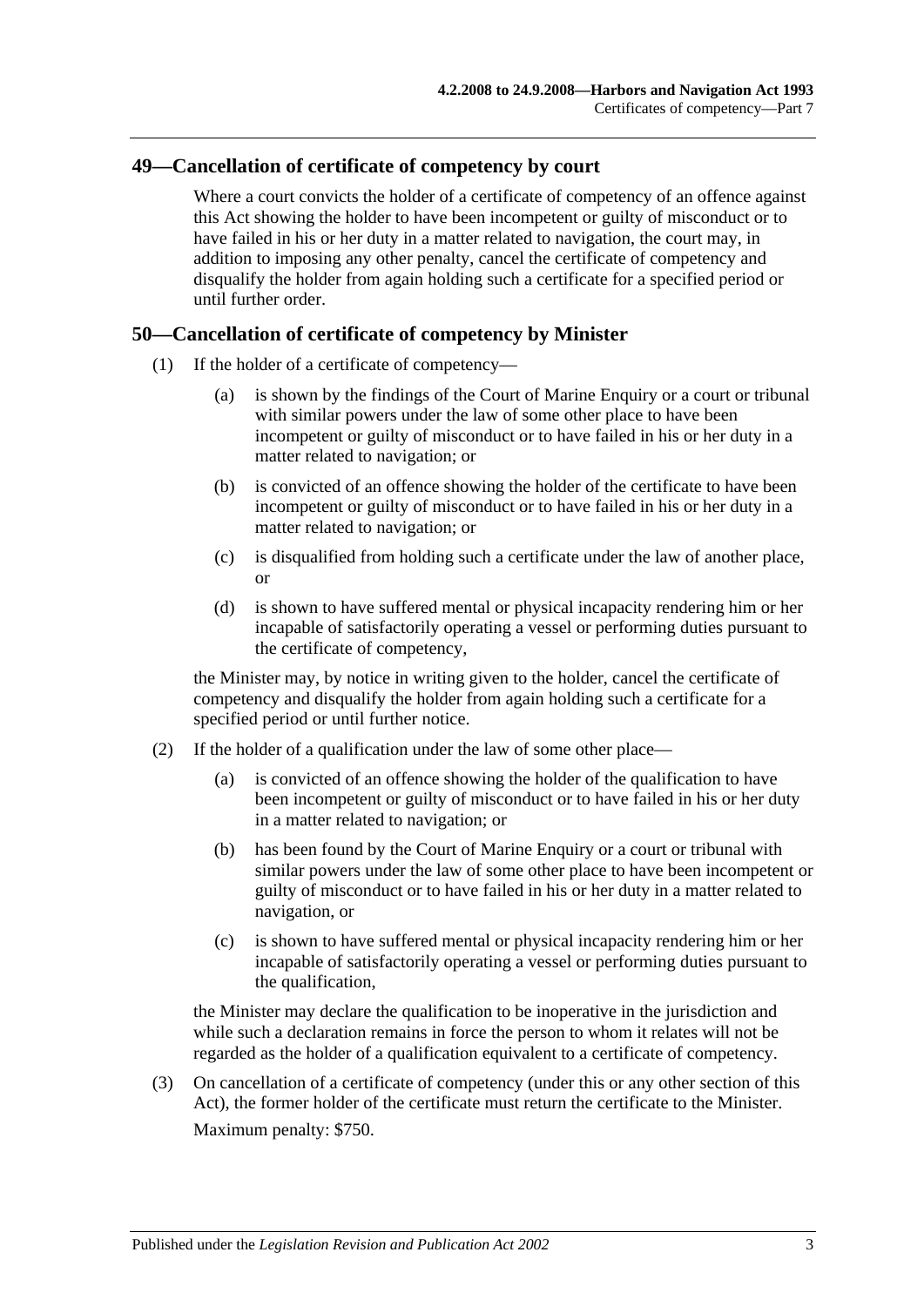## 49—Cancellation of certificate of competency by court

Where a court convicts the holder of a certificate of competency of an offence against this Act showing the holder to have been incompetent or guilty of misconduct or to have failed in his or her duty in a matter related to navigation, the court may, in addition to imposing any other penalty, cancel the certificate of competency and disqualify the holder from again holding such a certificate for a specified period or until further order.

## 50—Cancellation of certificate of competency by Minister

(1) If the holder of a certificate of competency—

(a) is shown by the findings of the Court of Marine Enquiry or a court or tribunal with similar powers under the law of some other place to have been incompetent or guilty of misconduct or to have failed in his or her duty in a matter related to navigation; or

(b) is convicted of an offence showing the holder of the certificate to have been incompetent or guilty of misconduct or to have failed in his or her duty in a matter related to navigation; or

(c) is disqualified from holding such a certificate under the law of another place, or

(d) is shown to have suffered mental or physical incapacity rendering him or her incapable of satisfactorily operating a vessel or performing duties pursuant to the certificate of competency,

the Minister may, by notice in writing given to the holder, cancel the certificate of competency and disqualify the holder from again holding such a certificate for a specified period or until further notice.

(2) If the holder of a qualification under the law of some other place—

(a) is convicted of an offence showing the holder of the qualification to have been incompetent or guilty of misconduct or to have failed in his or her duty in a matter related to navigation; or

(b) has been found by the Court of Marine Enquiry or a court or tribunal with similar powers under the law of some other place to have been incompetent or guilty of misconduct or to have failed in his or her duty in a matter related to navigation, or

(c) is shown to have suffered mental or physical incapacity rendering him or her incapable of satisfactorily operating a vessel or performing duties pursuant to the qualification,

the Minister may declare the qualification to be inoperative in the jurisdiction and while such a declaration remains in force the person to whom it relates will not be regarded as the holder of a qualification equivalent to a certificate of competency.

(3) On cancellation of a certificate of competency (under this or any other section of this Act), the former holder of the certificate must return the certificate to the Minister.

Maximum penalty: $750.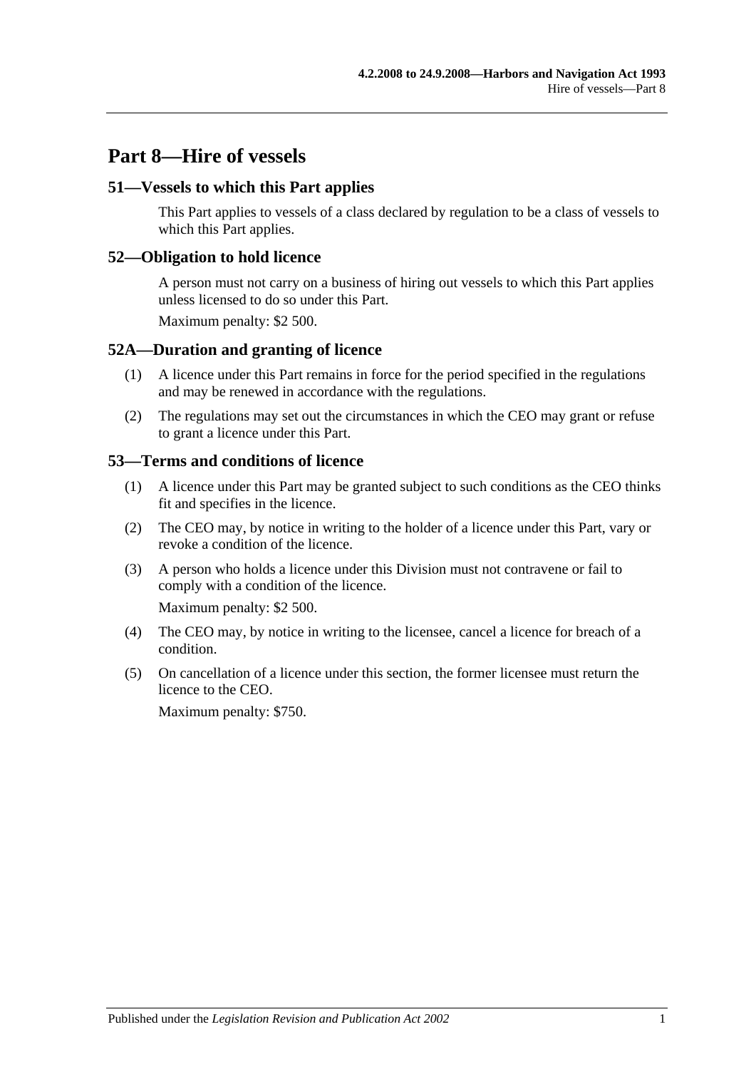# Part 8—Hire of vessels

## 51—Vessels to which this Part applies

This Part applies to vessels of a class declared by regulation to be a class of vessels to which this Part applies.

## 52—Obligation to hold licence

A person must not carry on a business of hiring out vessels to which this Part applies unless licensed to do so under this Part.

Maximum penalty: $2 500.

## 52A—Duration and granting of licence

(1) A licence under this Part remains in force for the period specified in the regulations and may be renewed in accordance with the regulations.

(2) The regulations may set out the circumstances in which the CEO may grant or refuse to grant a licence under this Part.

## 53—Terms and conditions of licence

(1) A licence under this Part may be granted subject to such conditions as the CEO thinks fit and specifies in the licence.

(2) The CEO may, by notice in writing to the holder of a licence under this Part, vary or revoke a condition of the licence.

(3) A person who holds a licence under this Division must not contravene or fail to comply with a condition of the licence.

Maximum penalty: $2 500.

(4) The CEO may, by notice in writing to the licensee, cancel a licence for breach of a condition.

(5) On cancellation of a licence under this section, the former licensee must return the licence to the CEO.

Maximum penalty: $750.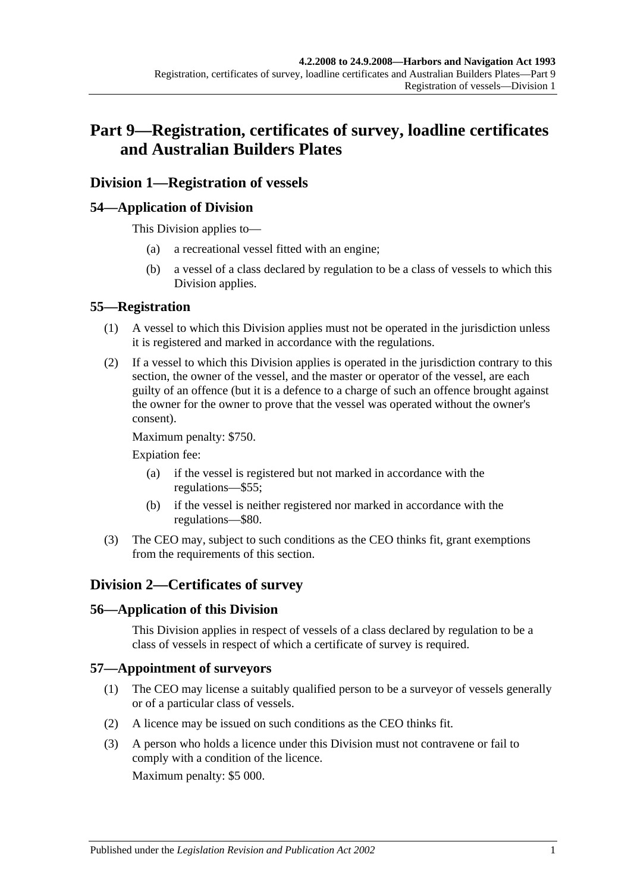# Part 9—Registration, certificates of survey, loadline certificates and Australian Builders Plates

## Division 1—Registration of vessels

### 54—Application of Division

This Division applies to—

(a) a recreational vessel fitted with an engine;

(b) a vessel of a class declared by regulation to be a class of vessels to which this Division applies.

### 55—Registration

(1) A vessel to which this Division applies must not be operated in the jurisdiction unless it is registered and marked in accordance with the regulations.

(2) If a vessel to which this Division applies is operated in the jurisdiction contrary to this section, the owner of the vessel, and the master or operator of the vessel, are each guilty of an offence (but it is a defence to a charge of such an offence brought against the owner for the owner to prove that the vessel was operated without the owner's consent).

Maximum penalty: $750.

Expiation fee:

(a) if the vessel is registered but not marked in accordance with the regulations—$55;

(b) if the vessel is neither registered nor marked in accordance with the regulations—$80.

(3) The CEO may, subject to such conditions as the CEO thinks fit, grant exemptions from the requirements of this section.

## Division 2—Certificates of survey

### 56—Application of this Division

This Division applies in respect of vessels of a class declared by regulation to be a class of vessels in respect of which a certificate of survey is required.

### 57—Appointment of surveyors

(1) The CEO may license a suitably qualified person to be a surveyor of vessels generally or of a particular class of vessels.

(2) A licence may be issued on such conditions as the CEO thinks fit.

(3) A person who holds a licence under this Division must not contravene or fail to comply with a condition of the licence.

Maximum penalty: $5 000.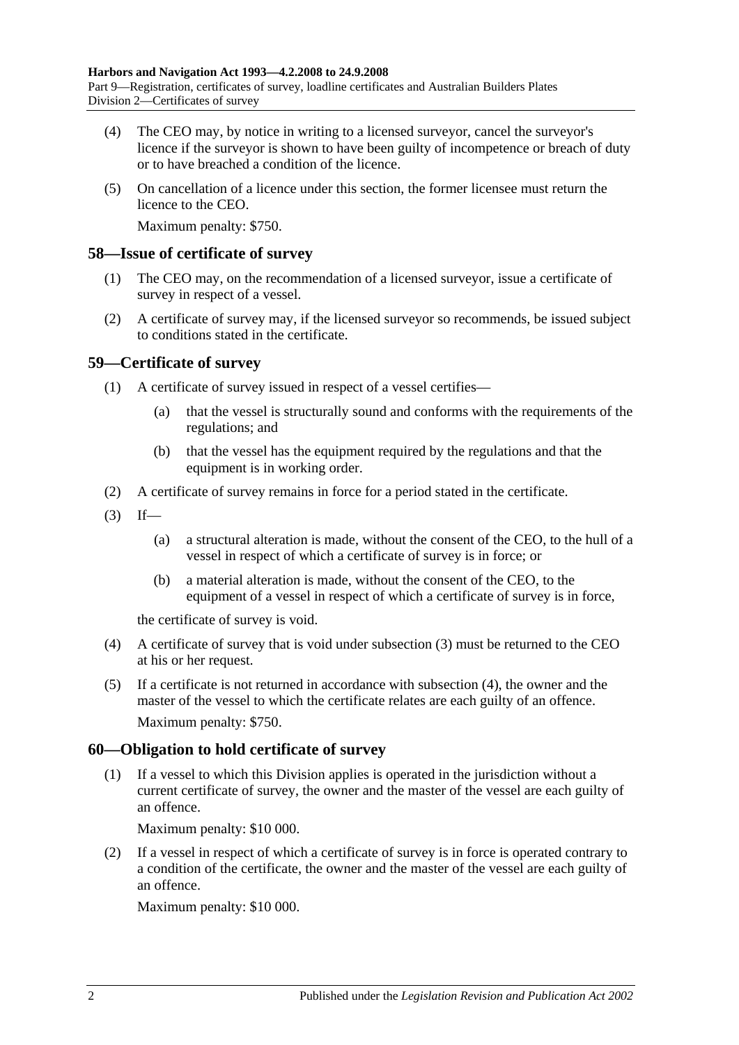(4) The CEO may, by notice in writing to a licensed surveyor, cancel the surveyor's licence if the surveyor is shown to have been guilty of incompetence or breach of duty or to have breached a condition of the licence.

(5) On cancellation of a licence under this section, the former licensee must return the licence to the CEO.

Maximum penalty: $750.

## 58—Issue of certificate of survey

(1) The CEO may, on the recommendation of a licensed surveyor, issue a certificate of survey in respect of a vessel.

(2) A certificate of survey may, if the licensed surveyor so recommends, be issued subject to conditions stated in the certificate.

## 59—Certificate of survey

(1) A certificate of survey issued in respect of a vessel certifies—

(a) that the vessel is structurally sound and conforms with the requirements of the regulations; and

(b) that the vessel has the equipment required by the regulations and that the equipment is in working order.

(2) A certificate of survey remains in force for a period stated in the certificate.

(3) If—

(a) a structural alteration is made, without the consent of the CEO, to the hull of a vessel in respect of which a certificate of survey is in force; or

(b) a material alteration is made, without the consent of the CEO, to the equipment of a vessel in respect of which a certificate of survey is in force,

the certificate of survey is void.

(4) A certificate of survey that is void under subsection (3) must be returned to the CEO at his or her request.

(5) If a certificate is not returned in accordance with subsection (4), the owner and the master of the vessel to which the certificate relates are each guilty of an offence.

Maximum penalty: $750.

## 60—Obligation to hold certificate of survey

(1) If a vessel to which this Division applies is operated in the jurisdiction without a current certificate of survey, the owner and the master of the vessel are each guilty of an offence.

Maximum penalty: $10 000.

(2) If a vessel in respect of which a certificate of survey is in force is operated contrary to a condition of the certificate, the owner and the master of the vessel are each guilty of an offence.

Maximum penalty: $10 000.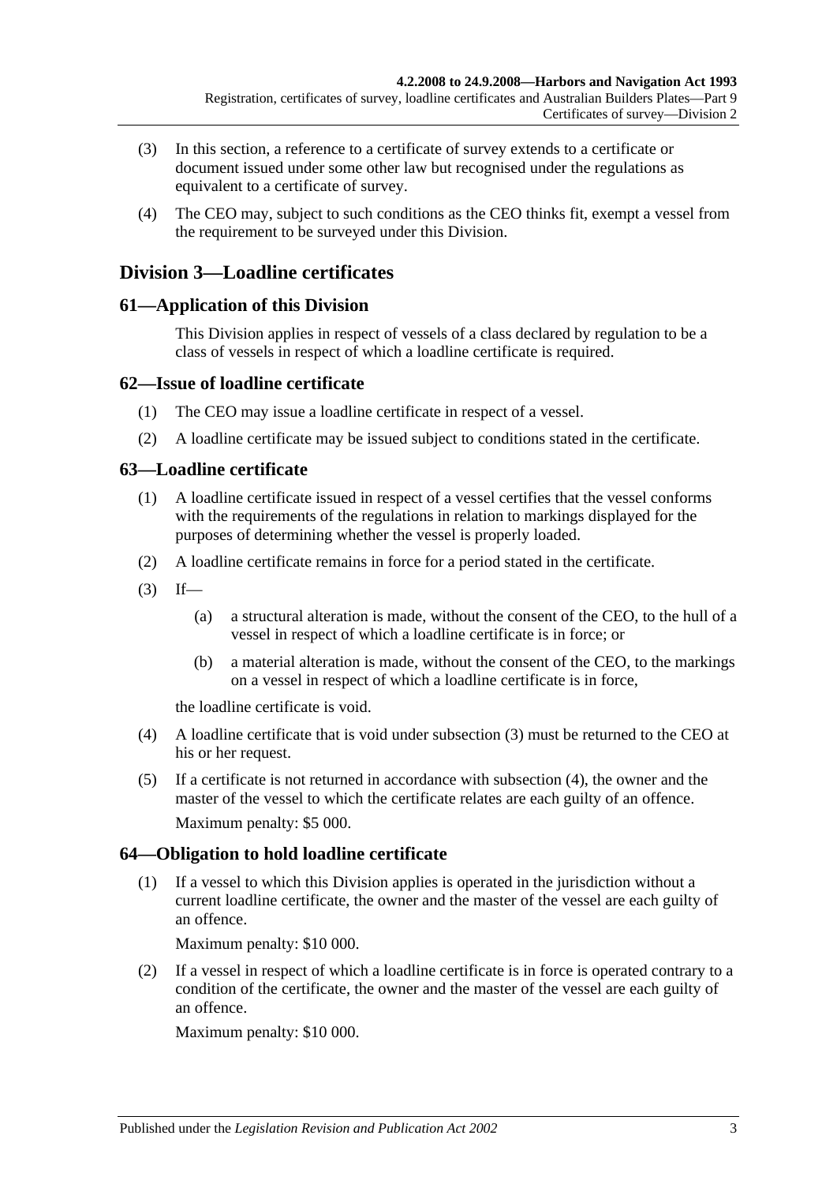(3) In this section, a reference to a certificate of survey extends to a certificate or document issued under some other law but recognised under the regulations as equivalent to a certificate of survey.

(4) The CEO may, subject to such conditions as the CEO thinks fit, exempt a vessel from the requirement to be surveyed under this Division.

## Division 3—Loadline certificates

### 61—Application of this Division

This Division applies in respect of vessels of a class declared by regulation to be a class of vessels in respect of which a loadline certificate is required.

### 62—Issue of loadline certificate

(1) The CEO may issue a loadline certificate in respect of a vessel.

(2) A loadline certificate may be issued subject to conditions stated in the certificate.

### 63—Loadline certificate

(1) A loadline certificate issued in respect of a vessel certifies that the vessel conforms with the requirements of the regulations in relation to markings displayed for the purposes of determining whether the vessel is properly loaded.

(2) A loadline certificate remains in force for a period stated in the certificate.

(3) If—

(a) a structural alteration is made, without the consent of the CEO, to the hull of a vessel in respect of which a loadline certificate is in force; or

(b) a material alteration is made, without the consent of the CEO, to the markings on a vessel in respect of which a loadline certificate is in force,

the loadline certificate is void.

(4) A loadline certificate that is void under subsection (3) must be returned to the CEO at his or her request.

(5) If a certificate is not returned in accordance with subsection (4), the owner and the master of the vessel to which the certificate relates are each guilty of an offence.

Maximum penalty: $5 000.

### 64—Obligation to hold loadline certificate

(1) If a vessel to which this Division applies is operated in the jurisdiction without a current loadline certificate, the owner and the master of the vessel are each guilty of an offence.

Maximum penalty: $10 000.

(2) If a vessel in respect of which a loadline certificate is in force is operated contrary to a condition of the certificate, the owner and the master of the vessel are each guilty of an offence.

Maximum penalty: $10 000.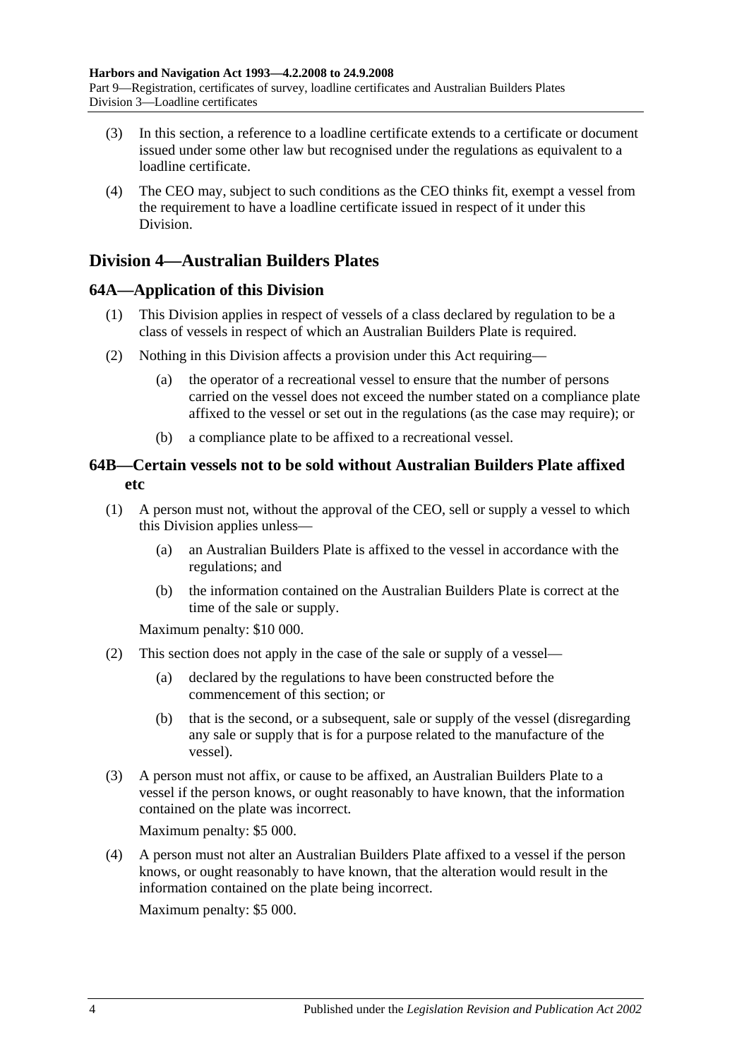(3) In this section, a reference to a loadline certificate extends to a certificate or document issued under some other law but recognised under the regulations as equivalent to a loadline certificate.

(4) The CEO may, subject to such conditions as the CEO thinks fit, exempt a vessel from the requirement to have a loadline certificate issued in respect of it under this Division.

## Division 4—Australian Builders Plates

### 64A—Application of this Division

(1) This Division applies in respect of vessels of a class declared by regulation to be a class of vessels in respect of which an Australian Builders Plate is required.

(2) Nothing in this Division affects a provision under this Act requiring—

(a) the operator of a recreational vessel to ensure that the number of persons carried on the vessel does not exceed the number stated on a compliance plate affixed to the vessel or set out in the regulations (as the case may require); or

(b) a compliance plate to be affixed to a recreational vessel.

### 64B—Certain vessels not to be sold without Australian Builders Plate affixed etc

(1) A person must not, without the approval of the CEO, sell or supply a vessel to which this Division applies unless—

(a) an Australian Builders Plate is affixed to the vessel in accordance with the regulations; and

(b) the information contained on the Australian Builders Plate is correct at the time of the sale or supply.

Maximum penalty: $10 000.

(2) This section does not apply in the case of the sale or supply of a vessel—

(a) declared by the regulations to have been constructed before the commencement of this section; or

(b) that is the second, or a subsequent, sale or supply of the vessel (disregarding any sale or supply that is for a purpose related to the manufacture of the vessel).

(3) A person must not affix, or cause to be affixed, an Australian Builders Plate to a vessel if the person knows, or ought reasonably to have known, that the information contained on the plate was incorrect.

Maximum penalty: $5 000.

(4) A person must not alter an Australian Builders Plate affixed to a vessel if the person knows, or ought reasonably to have known, that the alteration would result in the information contained on the plate being incorrect.

Maximum penalty: $5 000.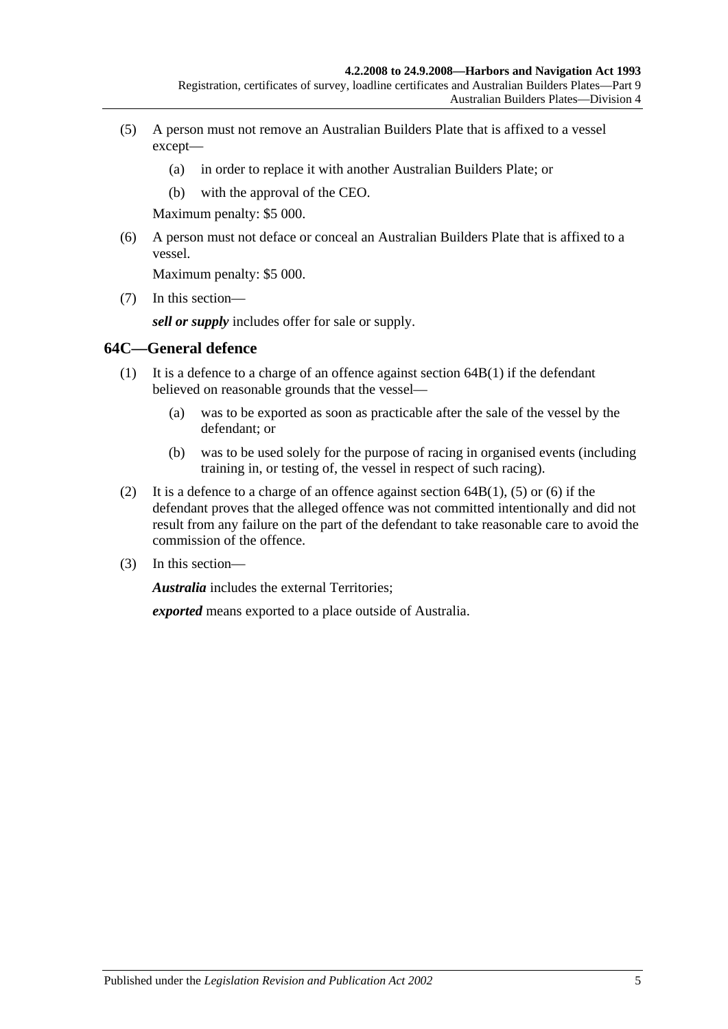(5) A person must not remove an Australian Builders Plate that is affixed to a vessel except—

    (a) in order to replace it with another Australian Builders Plate; or

    (b) with the approval of the CEO.

    Maximum penalty: $5 000.

(6) A person must not deface or conceal an Australian Builders Plate that is affixed to a vessel.

    Maximum penalty: $5 000.

(7) In this section—

    ***sell or supply*** includes offer for sale or supply.

## 64C—General defence

(1) It is a defence to a charge of an offence against section 64B(1) if the defendant believed on reasonable grounds that the vessel—

    (a) was to be exported as soon as practicable after the sale of the vessel by the defendant; or

    (b) was to be used solely for the purpose of racing in organised events (including training in, or testing of, the vessel in respect of such racing).

(2) It is a defence to a charge of an offence against section 64B(1), (5) or (6) if the defendant proves that the alleged offence was not committed intentionally and did not result from any failure on the part of the defendant to take reasonable care to avoid the commission of the offence.

(3) In this section—

    ***Australia*** includes the external Territories;

    ***exported*** means exported to a place outside of Australia.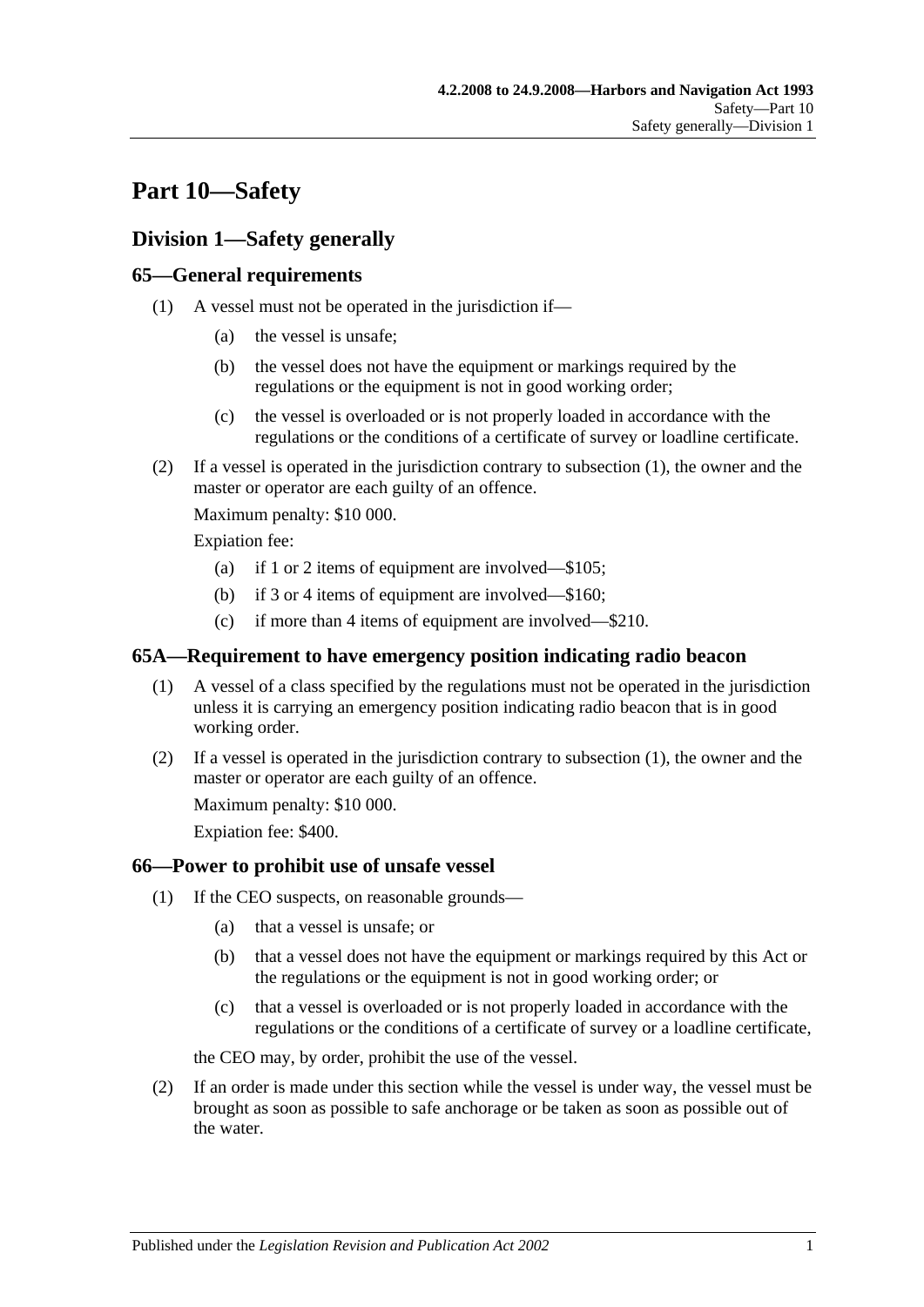# Part 10—Safety

## Division 1—Safety generally

### 65—General requirements

(1) A vessel must not be operated in the jurisdiction if—

   (a) the vessel is unsafe;

   (b) the vessel does not have the equipment or markings required by the regulations or the equipment is not in good working order;

   (c) the vessel is overloaded or is not properly loaded in accordance with the regulations or the conditions of a certificate of survey or loadline certificate.

(2) If a vessel is operated in the jurisdiction contrary to subsection (1), the owner and the master or operator are each guilty of an offence.

Maximum penalty: $10 000.

Expiation fee:

   (a) if 1 or 2 items of equipment are involved—$105;

   (b) if 3 or 4 items of equipment are involved—$160;

   (c) if more than 4 items of equipment are involved—$210.

### 65A—Requirement to have emergency position indicating radio beacon

(1) A vessel of a class specified by the regulations must not be operated in the jurisdiction unless it is carrying an emergency position indicating radio beacon that is in good working order.

(2) If a vessel is operated in the jurisdiction contrary to subsection (1), the owner and the master or operator are each guilty of an offence.

Maximum penalty: $10 000.

Expiation fee: $400.

### 66—Power to prohibit use of unsafe vessel

(1) If the CEO suspects, on reasonable grounds—

   (a) that a vessel is unsafe; or

   (b) that a vessel does not have the equipment or markings required by this Act or the regulations or the equipment is not in good working order; or

   (c) that a vessel is overloaded or is not properly loaded in accordance with the regulations or the conditions of a certificate of survey or a loadline certificate,

the CEO may, by order, prohibit the use of the vessel.

(2) If an order is made under this section while the vessel is under way, the vessel must be brought as soon as possible to safe anchorage or be taken as soon as possible out of the water.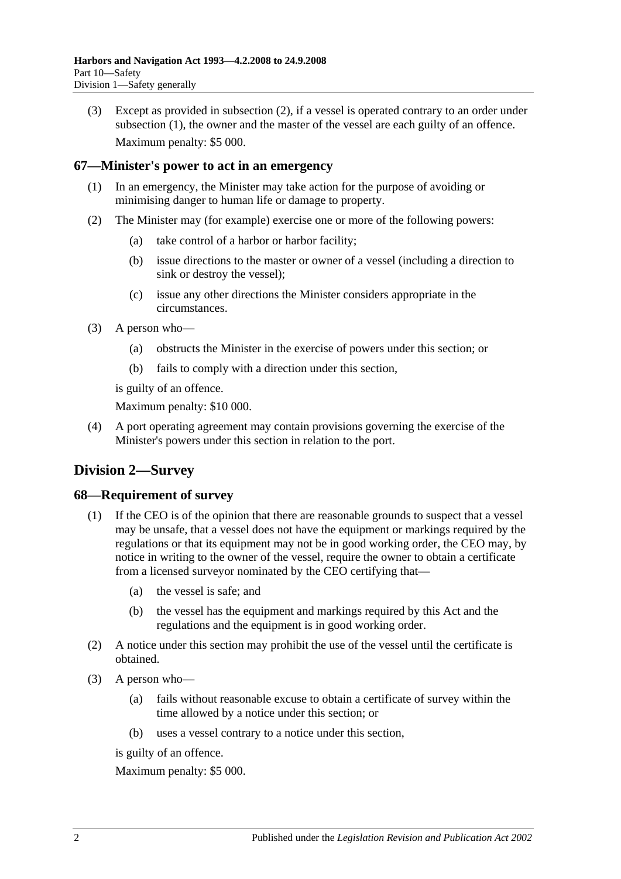(3) Except as provided in subsection (2), if a vessel is operated contrary to an order under subsection (1), the owner and the master of the vessel are each guilty of an offence.

Maximum penalty: $5 000.

### 67—Minister's power to act in an emergency

(1) In an emergency, the Minister may take action for the purpose of avoiding or minimising danger to human life or damage to property.

(2) The Minister may (for example) exercise one or more of the following powers:

(a) take control of a harbor or harbor facility;

(b) issue directions to the master or owner of a vessel (including a direction to sink or destroy the vessel);

(c) issue any other directions the Minister considers appropriate in the circumstances.

(3) A person who—

(a) obstructs the Minister in the exercise of powers under this section; or

(b) fails to comply with a direction under this section,

is guilty of an offence.

Maximum penalty: $10 000.

(4) A port operating agreement may contain provisions governing the exercise of the Minister's powers under this section in relation to the port.

## Division 2—Survey

### 68—Requirement of survey

(1) If the CEO is of the opinion that there are reasonable grounds to suspect that a vessel may be unsafe, that a vessel does not have the equipment or markings required by the regulations or that its equipment may not be in good working order, the CEO may, by notice in writing to the owner of the vessel, require the owner to obtain a certificate from a licensed surveyor nominated by the CEO certifying that—

(a) the vessel is safe; and

(b) the vessel has the equipment and markings required by this Act and the regulations and the equipment is in good working order.

(2) A notice under this section may prohibit the use of the vessel until the certificate is obtained.

(3) A person who—

(a) fails without reasonable excuse to obtain a certificate of survey within the time allowed by a notice under this section; or

(b) uses a vessel contrary to a notice under this section,

is guilty of an offence.

Maximum penalty: $5 000.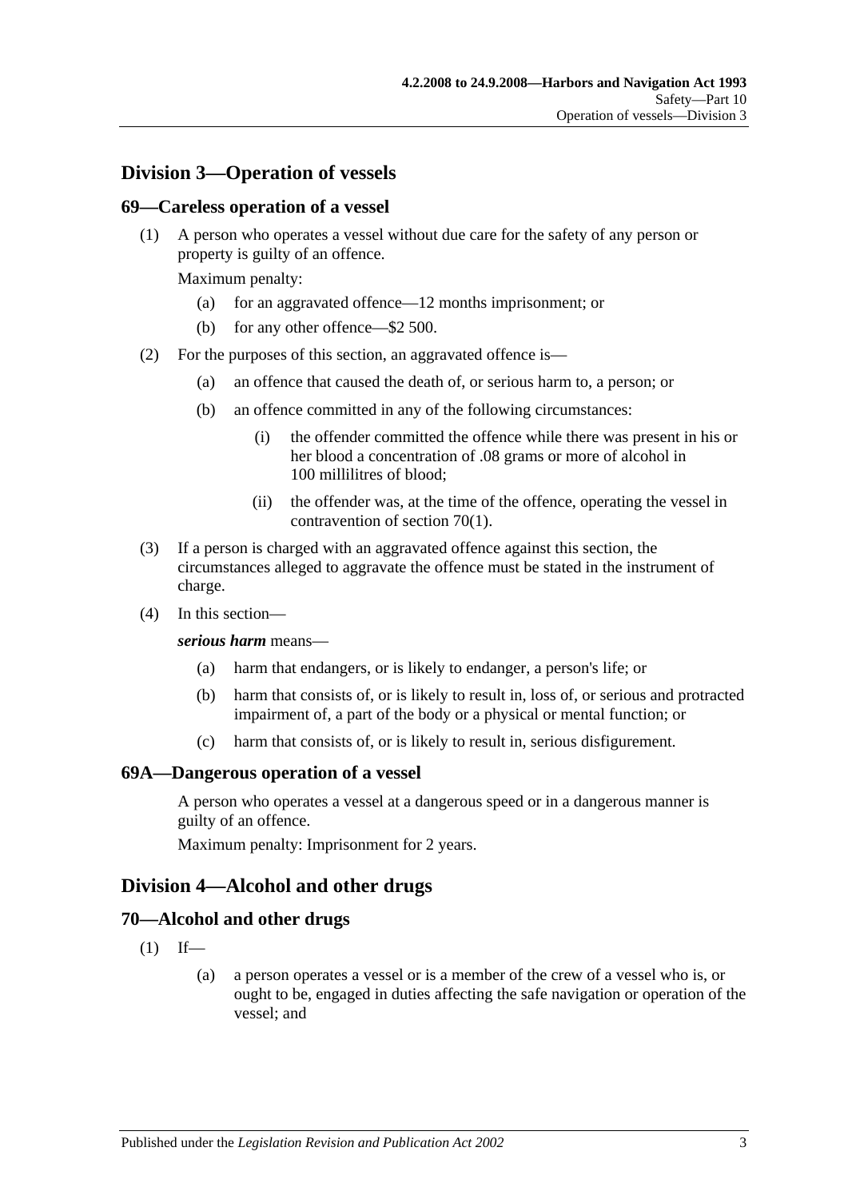## Division 3—Operation of vessels

### 69—Careless operation of a vessel

(1) A person who operates a vessel without due care for the safety of any person or property is guilty of an offence.

Maximum penalty:

(a) for an aggravated offence—12 months imprisonment; or

(b) for any other offence—$2 500.

(2) For the purposes of this section, an aggravated offence is—

(a) an offence that caused the death of, or serious harm to, a person; or

(b) an offence committed in any of the following circumstances:

(i) the offender committed the offence while there was present in his or her blood a concentration of .08 grams or more of alcohol in 100 millilitres of blood;

(ii) the offender was, at the time of the offence, operating the vessel in contravention of section 70(1).

(3) If a person is charged with an aggravated offence against this section, the circumstances alleged to aggravate the offence must be stated in the instrument of charge.

(4) In this section—

***serious harm*** means—

(a) harm that endangers, or is likely to endanger, a person's life; or

(b) harm that consists of, or is likely to result in, loss of, or serious and protracted impairment of, a part of the body or a physical or mental function; or

(c) harm that consists of, or is likely to result in, serious disfigurement.

### 69A—Dangerous operation of a vessel

A person who operates a vessel at a dangerous speed or in a dangerous manner is guilty of an offence.

Maximum penalty: Imprisonment for 2 years.

## Division 4—Alcohol and other drugs

### 70—Alcohol and other drugs

(1) If—

(a) a person operates a vessel or is a member of the crew of a vessel who is, or ought to be, engaged in duties affecting the safe navigation or operation of the vessel; and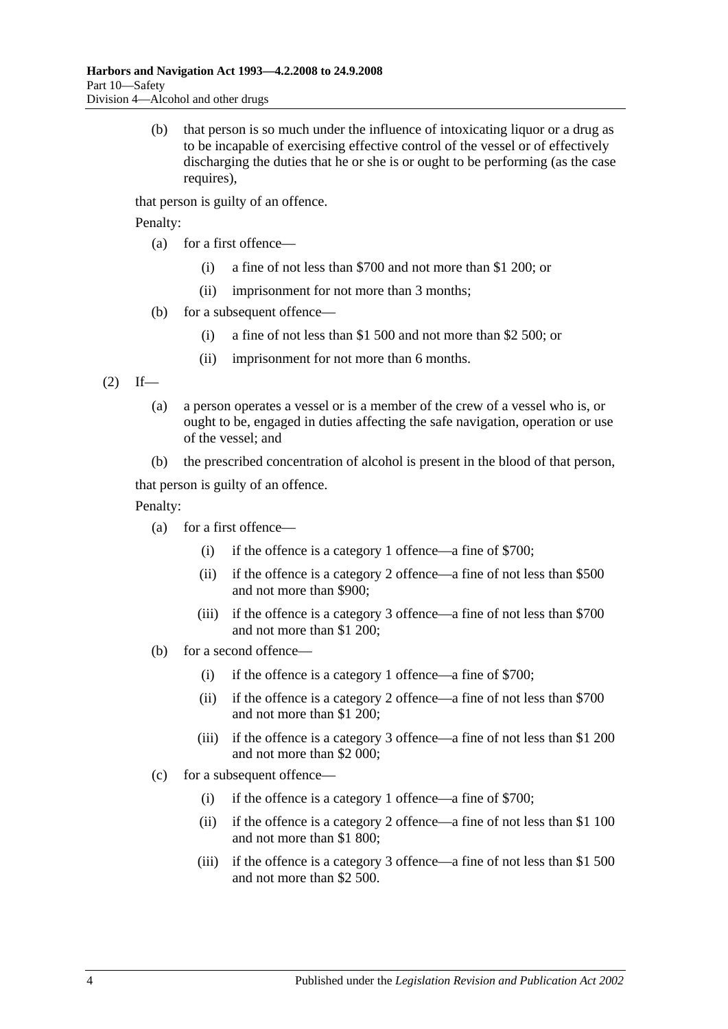(b) that person is so much under the influence of intoxicating liquor or a drug as to be incapable of exercising effective control of the vessel or of effectively discharging the duties that he or she is or ought to be performing (as the case requires),

that person is guilty of an offence.

Penalty:

(a) for a first offence—

(i) a fine of not less than $700 and not more than $1 200; or

(ii) imprisonment for not more than 3 months;

(b) for a subsequent offence—

(i) a fine of not less than $1 500 and not more than $2 500; or

(ii) imprisonment for not more than 6 months.

(2) If—

(a) a person operates a vessel or is a member of the crew of a vessel who is, or ought to be, engaged in duties affecting the safe navigation, operation or use of the vessel; and

(b) the prescribed concentration of alcohol is present in the blood of that person,

that person is guilty of an offence.

Penalty:

(a) for a first offence—

(i) if the offence is a category 1 offence—a fine of $700;

(ii) if the offence is a category 2 offence—a fine of not less than $500 and not more than $900;

(iii) if the offence is a category 3 offence—a fine of not less than $700 and not more than $1 200;

(b) for a second offence—

(i) if the offence is a category 1 offence—a fine of $700;

(ii) if the offence is a category 2 offence—a fine of not less than $700 and not more than $1 200;

(iii) if the offence is a category 3 offence—a fine of not less than $1 200 and not more than $2 000;

(c) for a subsequent offence—

(i) if the offence is a category 1 offence—a fine of $700;

(ii) if the offence is a category 2 offence—a fine of not less than $1 100 and not more than $1 800;

(iii) if the offence is a category 3 offence—a fine of not less than $1 500 and not more than $2 500.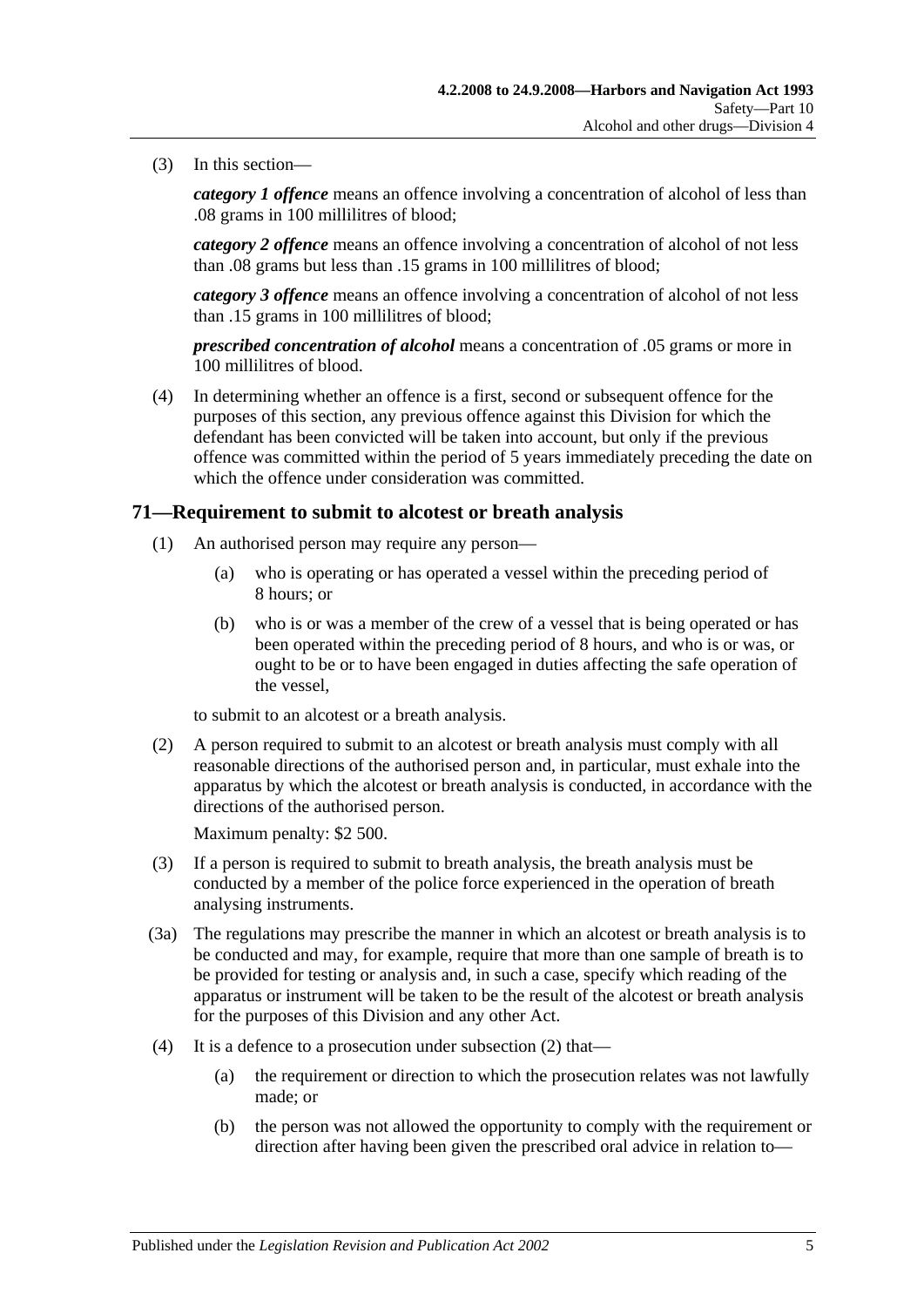(3) In this section—

***category 1 offence*** means an offence involving a concentration of alcohol of less than .08 grams in 100 millilitres of blood;

***category 2 offence*** means an offence involving a concentration of alcohol of not less than .08 grams but less than .15 grams in 100 millilitres of blood;

***category 3 offence*** means an offence involving a concentration of alcohol of not less than .15 grams in 100 millilitres of blood;

***prescribed concentration of alcohol*** means a concentration of .05 grams or more in 100 millilitres of blood.

(4) In determining whether an offence is a first, second or subsequent offence for the purposes of this section, any previous offence against this Division for which the defendant has been convicted will be taken into account, but only if the previous offence was committed within the period of 5 years immediately preceding the date on which the offence under consideration was committed.

## 71—Requirement to submit to alcotest or breath analysis

(1) An authorised person may require any person—

(a) who is operating or has operated a vessel within the preceding period of 8 hours; or

(b) who is or was a member of the crew of a vessel that is being operated or has been operated within the preceding period of 8 hours, and who is or was, or ought to be or to have been engaged in duties affecting the safe operation of the vessel,

to submit to an alcotest or a breath analysis.

(2) A person required to submit to an alcotest or breath analysis must comply with all reasonable directions of the authorised person and, in particular, must exhale into the apparatus by which the alcotest or breath analysis is conducted, in accordance with the directions of the authorised person.

Maximum penalty: $2 500.

(3) If a person is required to submit to breath analysis, the breath analysis must be conducted by a member of the police force experienced in the operation of breath analysing instruments.

(3a) The regulations may prescribe the manner in which an alcotest or breath analysis is to be conducted and may, for example, require that more than one sample of breath is to be provided for testing or analysis and, in such a case, specify which reading of the apparatus or instrument will be taken to be the result of the alcotest or breath analysis for the purposes of this Division and any other Act.

(4) It is a defence to a prosecution under subsection (2) that—

(a) the requirement or direction to which the prosecution relates was not lawfully made; or

(b) the person was not allowed the opportunity to comply with the requirement or direction after having been given the prescribed oral advice in relation to—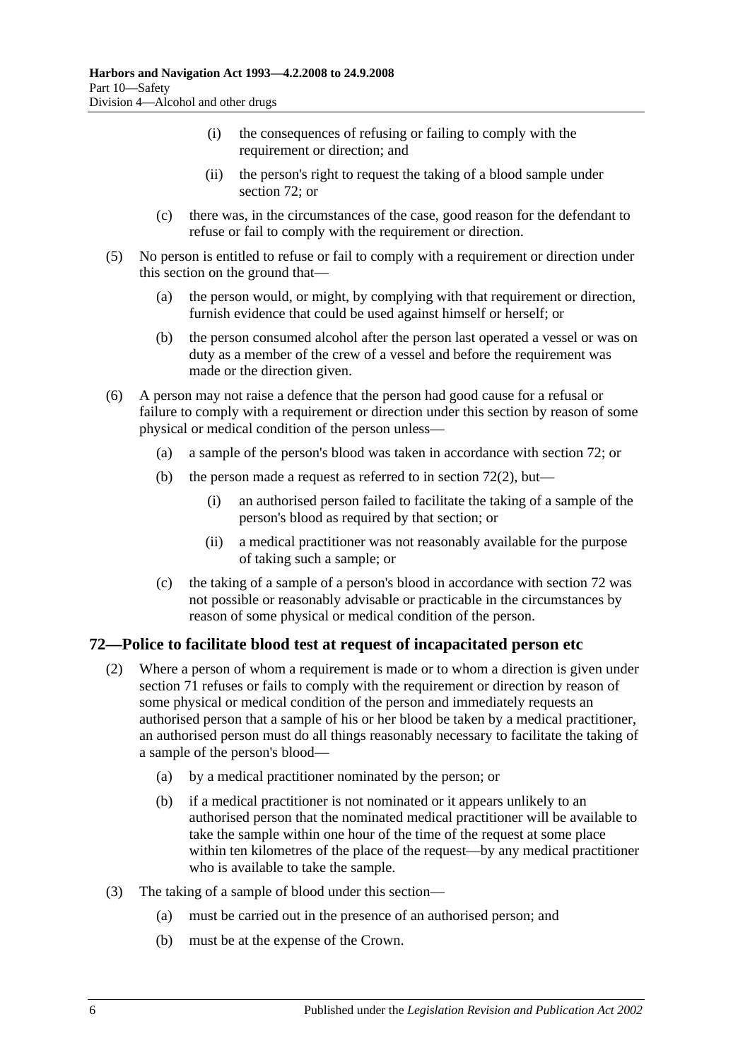(i) the consequences of refusing or failing to comply with the requirement or direction; and

(ii) the person's right to request the taking of a blood sample under section 72; or

(c) there was, in the circumstances of the case, good reason for the defendant to refuse or fail to comply with the requirement or direction.

(5) No person is entitled to refuse or fail to comply with a requirement or direction under this section on the ground that—

(a) the person would, or might, by complying with that requirement or direction, furnish evidence that could be used against himself or herself; or

(b) the person consumed alcohol after the person last operated a vessel or was on duty as a member of the crew of a vessel and before the requirement was made or the direction given.

(6) A person may not raise a defence that the person had good cause for a refusal or failure to comply with a requirement or direction under this section by reason of some physical or medical condition of the person unless—

(a) a sample of the person's blood was taken in accordance with section 72; or

(b) the person made a request as referred to in section 72(2), but—

(i) an authorised person failed to facilitate the taking of a sample of the person's blood as required by that section; or

(ii) a medical practitioner was not reasonably available for the purpose of taking such a sample; or

(c) the taking of a sample of a person's blood in accordance with section 72 was not possible or reasonably advisable or practicable in the circumstances by reason of some physical or medical condition of the person.

## 72—Police to facilitate blood test at request of incapacitated person etc

(2) Where a person of whom a requirement is made or to whom a direction is given under section 71 refuses or fails to comply with the requirement or direction by reason of some physical or medical condition of the person and immediately requests an authorised person that a sample of his or her blood be taken by a medical practitioner, an authorised person must do all things reasonably necessary to facilitate the taking of a sample of the person's blood—

(a) by a medical practitioner nominated by the person; or

(b) if a medical practitioner is not nominated or it appears unlikely to an authorised person that the nominated medical practitioner will be available to take the sample within one hour of the time of the request at some place within ten kilometres of the place of the request—by any medical practitioner who is available to take the sample.

(3) The taking of a sample of blood under this section—

(a) must be carried out in the presence of an authorised person; and

(b) must be at the expense of the Crown.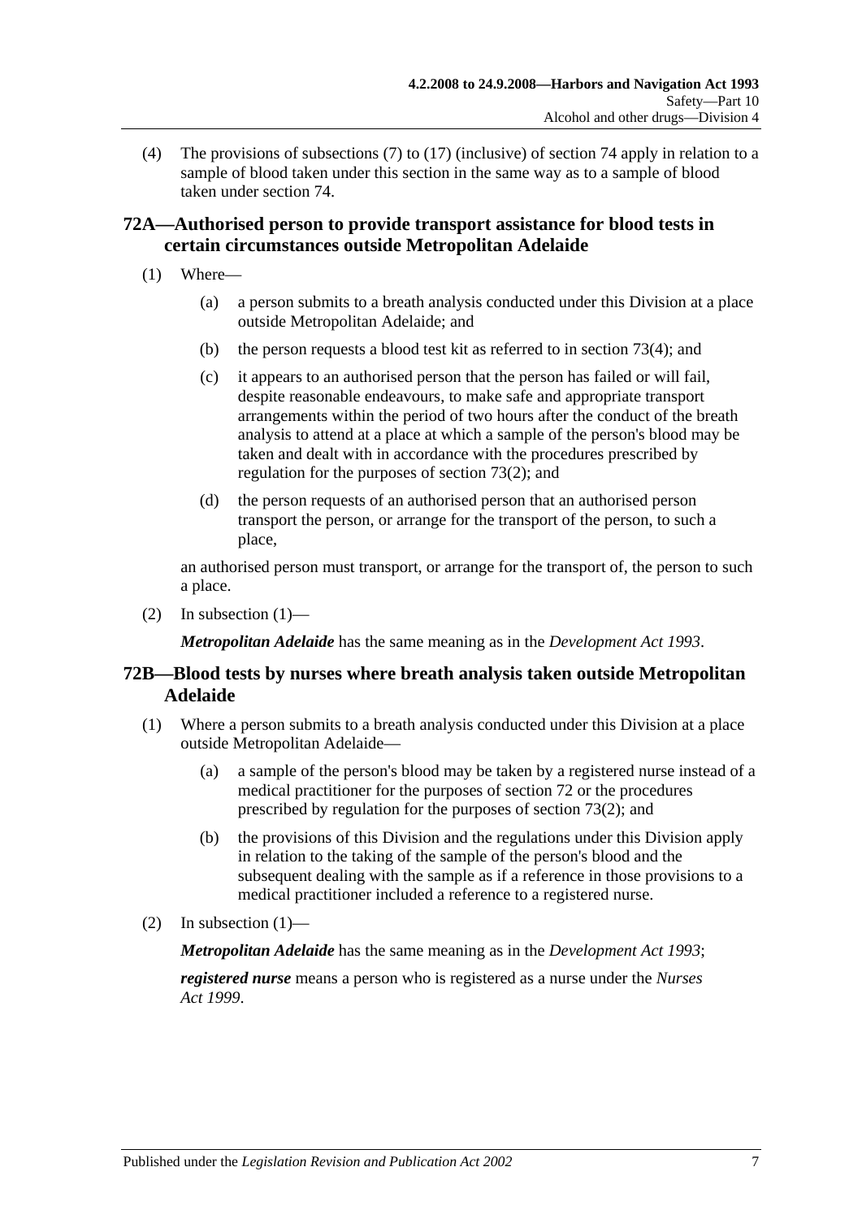(4) The provisions of subsections (7) to (17) (inclusive) of section 74 apply in relation to a sample of blood taken under this section in the same way as to a sample of blood taken under section 74.

## 72A—Authorised person to provide transport assistance for blood tests in certain circumstances outside Metropolitan Adelaide

(1) Where—

(a) a person submits to a breath analysis conducted under this Division at a place outside Metropolitan Adelaide; and

(b) the person requests a blood test kit as referred to in section 73(4); and

(c) it appears to an authorised person that the person has failed or will fail, despite reasonable endeavours, to make safe and appropriate transport arrangements within the period of two hours after the conduct of the breath analysis to attend at a place at which a sample of the person's blood may be taken and dealt with in accordance with the procedures prescribed by regulation for the purposes of section 73(2); and

(d) the person requests of an authorised person that an authorised person transport the person, or arrange for the transport of the person, to such a place,

an authorised person must transport, or arrange for the transport of, the person to such a place.

(2) In subsection (1)—

***Metropolitan Adelaide*** has the same meaning as in the *Development Act 1993*.

## 72B—Blood tests by nurses where breath analysis taken outside Metropolitan Adelaide

(1) Where a person submits to a breath analysis conducted under this Division at a place outside Metropolitan Adelaide—

(a) a sample of the person's blood may be taken by a registered nurse instead of a medical practitioner for the purposes of section 72 or the procedures prescribed by regulation for the purposes of section 73(2); and

(b) the provisions of this Division and the regulations under this Division apply in relation to the taking of the sample of the person's blood and the subsequent dealing with the sample as if a reference in those provisions to a medical practitioner included a reference to a registered nurse.

(2) In subsection (1)—

***Metropolitan Adelaide*** has the same meaning as in the *Development Act 1993*;

***registered nurse*** means a person who is registered as a nurse under the *Nurses Act 1999*.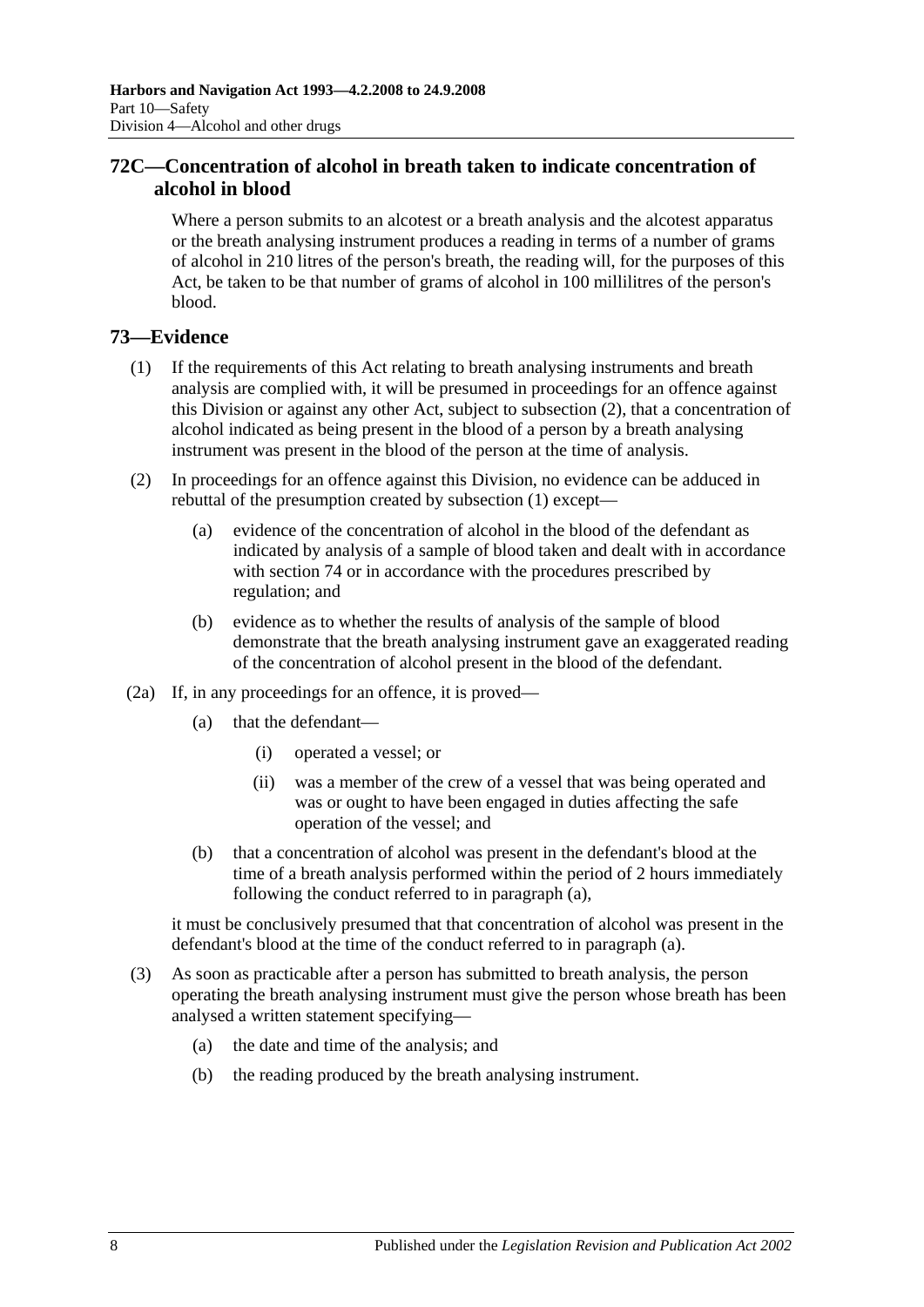## 72C—Concentration of alcohol in breath taken to indicate concentration of alcohol in blood

Where a person submits to an alcotest or a breath analysis and the alcotest apparatus or the breath analysing instrument produces a reading in terms of a number of grams of alcohol in 210 litres of the person's breath, the reading will, for the purposes of this Act, be taken to be that number of grams of alcohol in 100 millilitres of the person's blood.

## 73—Evidence

(1) If the requirements of this Act relating to breath analysing instruments and breath analysis are complied with, it will be presumed in proceedings for an offence against this Division or against any other Act, subject to subsection (2), that a concentration of alcohol indicated as being present in the blood of a person by a breath analysing instrument was present in the blood of the person at the time of analysis.

(2) In proceedings for an offence against this Division, no evidence can be adduced in rebuttal of the presumption created by subsection (1) except—

- (a) evidence of the concentration of alcohol in the blood of the defendant as indicated by analysis of a sample of blood taken and dealt with in accordance with section 74 or in accordance with the procedures prescribed by regulation; and
- (b) evidence as to whether the results of analysis of the sample of blood demonstrate that the breath analysing instrument gave an exaggerated reading of the concentration of alcohol present in the blood of the defendant.

(2a) If, in any proceedings for an offence, it is proved—

- (a) that the defendant—
  - (i) operated a vessel; or
  - (ii) was a member of the crew of a vessel that was being operated and was or ought to have been engaged in duties affecting the safe operation of the vessel; and
- (b) that a concentration of alcohol was present in the defendant's blood at the time of a breath analysis performed within the period of 2 hours immediately following the conduct referred to in paragraph (a),

it must be conclusively presumed that that concentration of alcohol was present in the defendant's blood at the time of the conduct referred to in paragraph (a).

(3) As soon as practicable after a person has submitted to breath analysis, the person operating the breath analysing instrument must give the person whose breath has been analysed a written statement specifying—

- (a) the date and time of the analysis; and
- (b) the reading produced by the breath analysing instrument.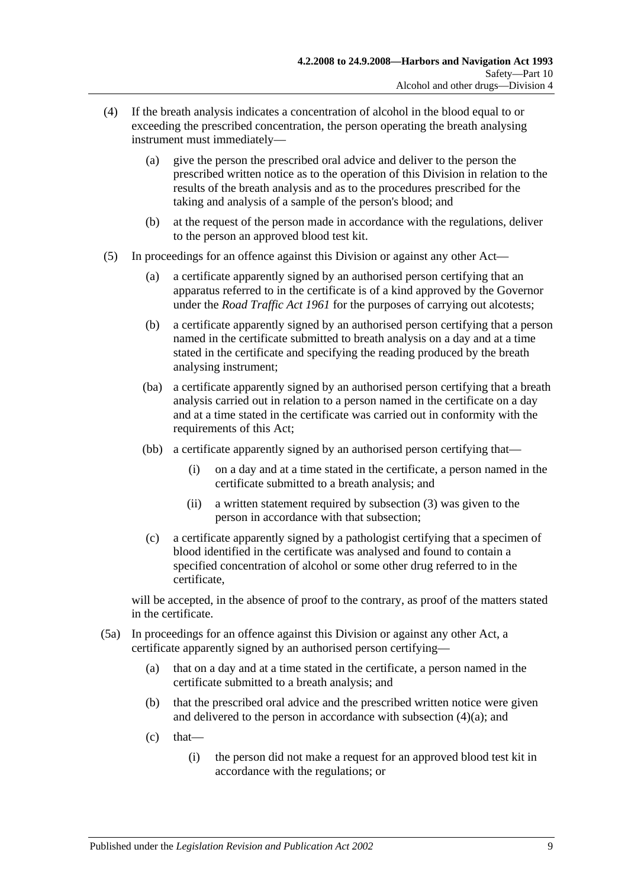(4) If the breath analysis indicates a concentration of alcohol in the blood equal to or exceeding the prescribed concentration, the person operating the breath analysing instrument must immediately—

  (a) give the person the prescribed oral advice and deliver to the person the prescribed written notice as to the operation of this Division in relation to the results of the breath analysis and as to the procedures prescribed for the taking and analysis of a sample of the person's blood; and

  (b) at the request of the person made in accordance with the regulations, deliver to the person an approved blood test kit.

(5) In proceedings for an offence against this Division or against any other Act—

  (a) a certificate apparently signed by an authorised person certifying that an apparatus referred to in the certificate is of a kind approved by the Governor under the *Road Traffic Act 1961* for the purposes of carrying out alcotests;

  (b) a certificate apparently signed by an authorised person certifying that a person named in the certificate submitted to breath analysis on a day and at a time stated in the certificate and specifying the reading produced by the breath analysing instrument;

  (ba) a certificate apparently signed by an authorised person certifying that a breath analysis carried out in relation to a person named in the certificate on a day and at a time stated in the certificate was carried out in conformity with the requirements of this Act;

  (bb) a certificate apparently signed by an authorised person certifying that—

    (i) on a day and at a time stated in the certificate, a person named in the certificate submitted to a breath analysis; and

    (ii) a written statement required by subsection (3) was given to the person in accordance with that subsection;

  (c) a certificate apparently signed by a pathologist certifying that a specimen of blood identified in the certificate was analysed and found to contain a specified concentration of alcohol or some other drug referred to in the certificate,

will be accepted, in the absence of proof to the contrary, as proof of the matters stated in the certificate.

(5a) In proceedings for an offence against this Division or against any other Act, a certificate apparently signed by an authorised person certifying—

  (a) that on a day and at a time stated in the certificate, a person named in the certificate submitted to a breath analysis; and

  (b) that the prescribed oral advice and the prescribed written notice were given and delivered to the person in accordance with subsection (4)(a); and

  (c) that—

    (i) the person did not make a request for an approved blood test kit in accordance with the regulations; or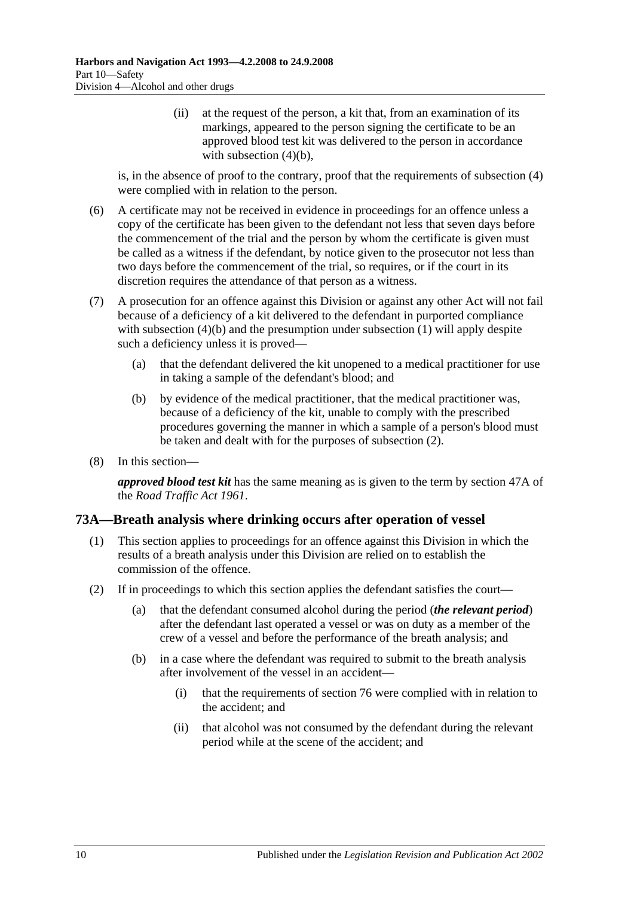(ii) at the request of the person, a kit that, from an examination of its markings, appeared to the person signing the certificate to be an approved blood test kit was delivered to the person in accordance with subsection (4)(b),

is, in the absence of proof to the contrary, proof that the requirements of subsection (4) were complied with in relation to the person.

(6) A certificate may not be received in evidence in proceedings for an offence unless a copy of the certificate has been given to the defendant not less that seven days before the commencement of the trial and the person by whom the certificate is given must be called as a witness if the defendant, by notice given to the prosecutor not less than two days before the commencement of the trial, so requires, or if the court in its discretion requires the attendance of that person as a witness.

(7) A prosecution for an offence against this Division or against any other Act will not fail because of a deficiency of a kit delivered to the defendant in purported compliance with subsection (4)(b) and the presumption under subsection (1) will apply despite such a deficiency unless it is proved—

(a) that the defendant delivered the kit unopened to a medical practitioner for use in taking a sample of the defendant's blood; and

(b) by evidence of the medical practitioner, that the medical practitioner was, because of a deficiency of the kit, unable to comply with the prescribed procedures governing the manner in which a sample of a person's blood must be taken and dealt with for the purposes of subsection (2).

(8) In this section—

***approved blood test kit*** has the same meaning as is given to the term by section 47A of the *Road Traffic Act 1961*.

## 73A—Breath analysis where drinking occurs after operation of vessel

(1) This section applies to proceedings for an offence against this Division in which the results of a breath analysis under this Division are relied on to establish the commission of the offence.

(2) If in proceedings to which this section applies the defendant satisfies the court—

(a) that the defendant consumed alcohol during the period (***the relevant period***) after the defendant last operated a vessel or was on duty as a member of the crew of a vessel and before the performance of the breath analysis; and

(b) in a case where the defendant was required to submit to the breath analysis after involvement of the vessel in an accident—

(i) that the requirements of section 76 were complied with in relation to the accident; and

(ii) that alcohol was not consumed by the defendant during the relevant period while at the scene of the accident; and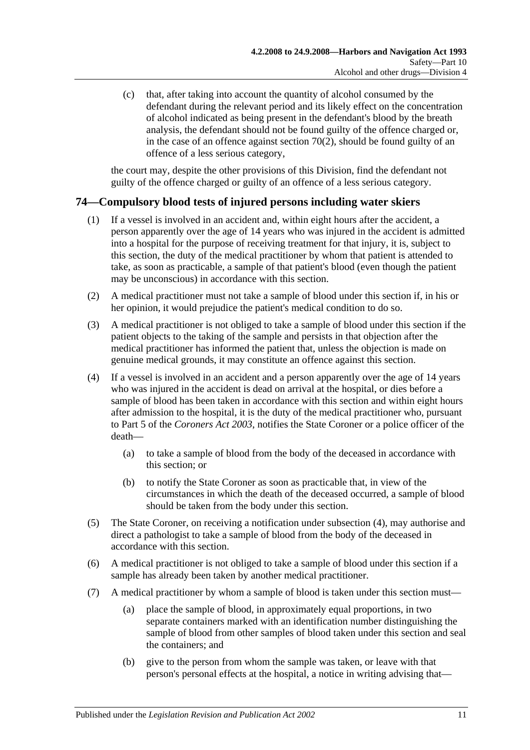(c) that, after taking into account the quantity of alcohol consumed by the defendant during the relevant period and its likely effect on the concentration of alcohol indicated as being present in the defendant's blood by the breath analysis, the defendant should not be found guilty of the offence charged or, in the case of an offence against section 70(2), should be found guilty of an offence of a less serious category,

the court may, despite the other provisions of this Division, find the defendant not guilty of the offence charged or guilty of an offence of a less serious category.

## 74—Compulsory blood tests of injured persons including water skiers

(1) If a vessel is involved in an accident and, within eight hours after the accident, a person apparently over the age of 14 years who was injured in the accident is admitted into a hospital for the purpose of receiving treatment for that injury, it is, subject to this section, the duty of the medical practitioner by whom that patient is attended to take, as soon as practicable, a sample of that patient's blood (even though the patient may be unconscious) in accordance with this section.

(2) A medical practitioner must not take a sample of blood under this section if, in his or her opinion, it would prejudice the patient's medical condition to do so.

(3) A medical practitioner is not obliged to take a sample of blood under this section if the patient objects to the taking of the sample and persists in that objection after the medical practitioner has informed the patient that, unless the objection is made on genuine medical grounds, it may constitute an offence against this section.

(4) If a vessel is involved in an accident and a person apparently over the age of 14 years who was injured in the accident is dead on arrival at the hospital, or dies before a sample of blood has been taken in accordance with this section and within eight hours after admission to the hospital, it is the duty of the medical practitioner who, pursuant to Part 5 of the *Coroners Act 2003*, notifies the State Coroner or a police officer of the death—

(a) to take a sample of blood from the body of the deceased in accordance with this section; or

(b) to notify the State Coroner as soon as practicable that, in view of the circumstances in which the death of the deceased occurred, a sample of blood should be taken from the body under this section.

(5) The State Coroner, on receiving a notification under subsection (4), may authorise and direct a pathologist to take a sample of blood from the body of the deceased in accordance with this section.

(6) A medical practitioner is not obliged to take a sample of blood under this section if a sample has already been taken by another medical practitioner.

(7) A medical practitioner by whom a sample of blood is taken under this section must—

(a) place the sample of blood, in approximately equal proportions, in two separate containers marked with an identification number distinguishing the sample of blood from other samples of blood taken under this section and seal the containers; and

(b) give to the person from whom the sample was taken, or leave with that person's personal effects at the hospital, a notice in writing advising that—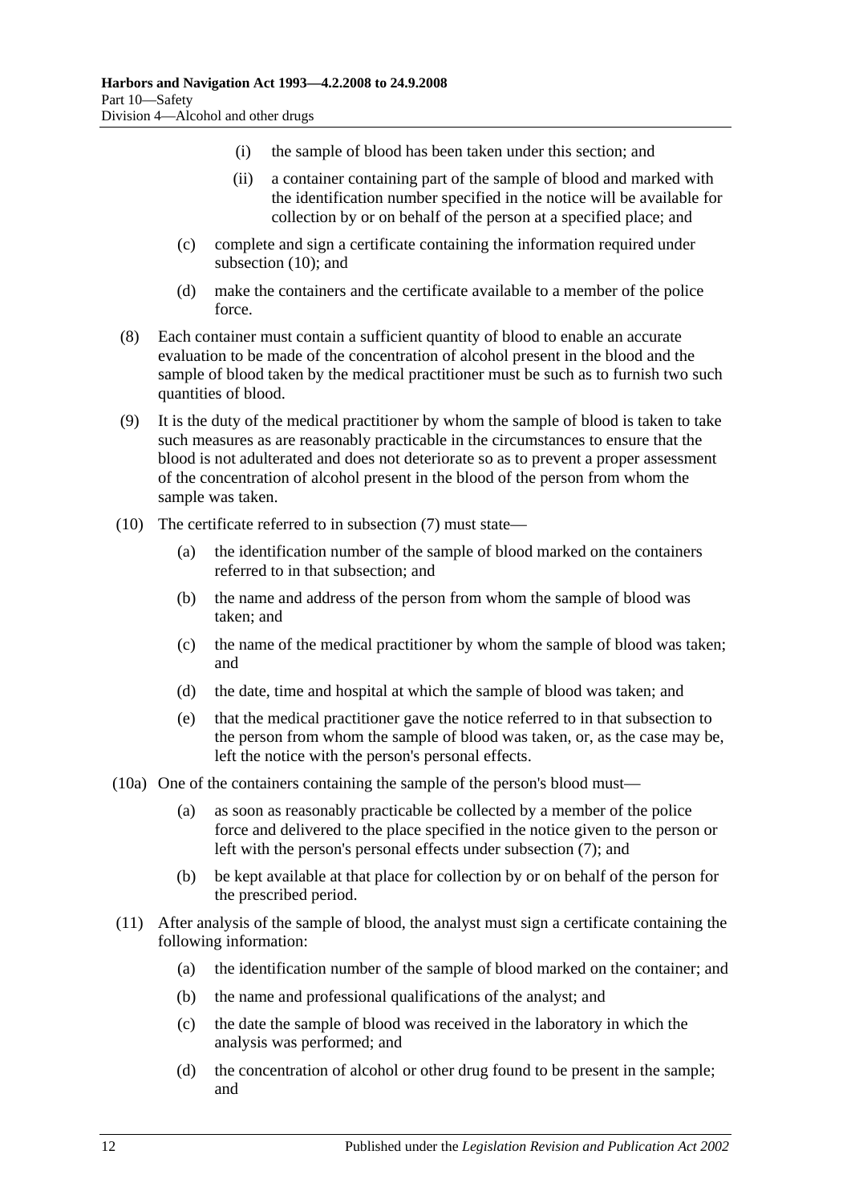(i) the sample of blood has been taken under this section; and

(ii) a container containing part of the sample of blood and marked with the identification number specified in the notice will be available for collection by or on behalf of the person at a specified place; and

(c) complete and sign a certificate containing the information required under subsection (10); and

(d) make the containers and the certificate available to a member of the police force.

(8) Each container must contain a sufficient quantity of blood to enable an accurate evaluation to be made of the concentration of alcohol present in the blood and the sample of blood taken by the medical practitioner must be such as to furnish two such quantities of blood.

(9) It is the duty of the medical practitioner by whom the sample of blood is taken to take such measures as are reasonably practicable in the circumstances to ensure that the blood is not adulterated and does not deteriorate so as to prevent a proper assessment of the concentration of alcohol present in the blood of the person from whom the sample was taken.

(10) The certificate referred to in subsection (7) must state—

(a) the identification number of the sample of blood marked on the containers referred to in that subsection; and

(b) the name and address of the person from whom the sample of blood was taken; and

(c) the name of the medical practitioner by whom the sample of blood was taken; and

(d) the date, time and hospital at which the sample of blood was taken; and

(e) that the medical practitioner gave the notice referred to in that subsection to the person from whom the sample of blood was taken, or, as the case may be, left the notice with the person's personal effects.

(10a) One of the containers containing the sample of the person's blood must—

(a) as soon as reasonably practicable be collected by a member of the police force and delivered to the place specified in the notice given to the person or left with the person's personal effects under subsection (7); and

(b) be kept available at that place for collection by or on behalf of the person for the prescribed period.

(11) After analysis of the sample of blood, the analyst must sign a certificate containing the following information:

(a) the identification number of the sample of blood marked on the container; and

(b) the name and professional qualifications of the analyst; and

(c) the date the sample of blood was received in the laboratory in which the analysis was performed; and

(d) the concentration of alcohol or other drug found to be present in the sample; and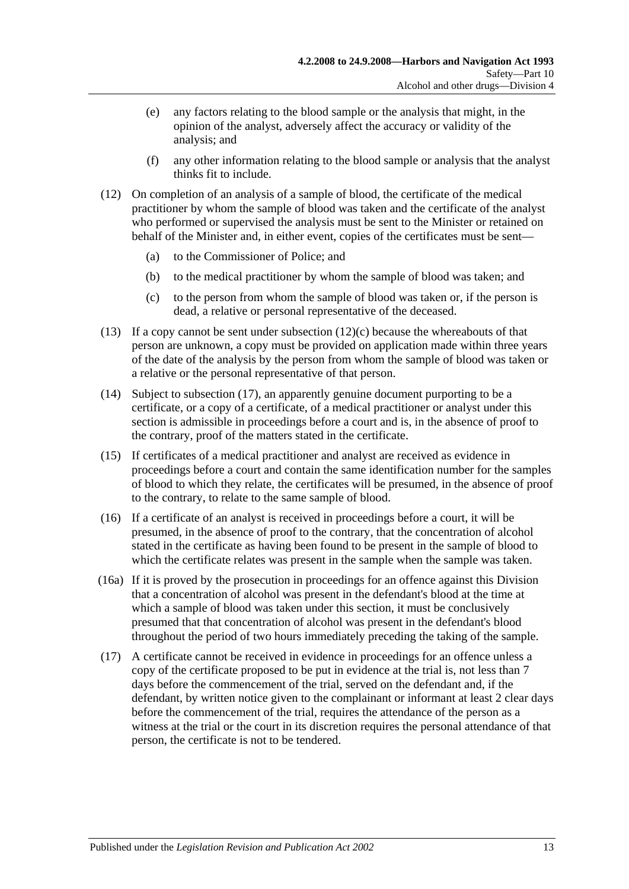(e) any factors relating to the blood sample or the analysis that might, in the opinion of the analyst, adversely affect the accuracy or validity of the analysis; and

(f) any other information relating to the blood sample or analysis that the analyst thinks fit to include.

(12) On completion of an analysis of a sample of blood, the certificate of the medical practitioner by whom the sample of blood was taken and the certificate of the analyst who performed or supervised the analysis must be sent to the Minister or retained on behalf of the Minister and, in either event, copies of the certificates must be sent—

(a) to the Commissioner of Police; and

(b) to the medical practitioner by whom the sample of blood was taken; and

(c) to the person from whom the sample of blood was taken or, if the person is dead, a relative or personal representative of the deceased.

(13) If a copy cannot be sent under subsection (12)(c) because the whereabouts of that person are unknown, a copy must be provided on application made within three years of the date of the analysis by the person from whom the sample of blood was taken or a relative or the personal representative of that person.

(14) Subject to subsection (17), an apparently genuine document purporting to be a certificate, or a copy of a certificate, of a medical practitioner or analyst under this section is admissible in proceedings before a court and is, in the absence of proof to the contrary, proof of the matters stated in the certificate.

(15) If certificates of a medical practitioner and analyst are received as evidence in proceedings before a court and contain the same identification number for the samples of blood to which they relate, the certificates will be presumed, in the absence of proof to the contrary, to relate to the same sample of blood.

(16) If a certificate of an analyst is received in proceedings before a court, it will be presumed, in the absence of proof to the contrary, that the concentration of alcohol stated in the certificate as having been found to be present in the sample of blood to which the certificate relates was present in the sample when the sample was taken.

(16a) If it is proved by the prosecution in proceedings for an offence against this Division that a concentration of alcohol was present in the defendant's blood at the time at which a sample of blood was taken under this section, it must be conclusively presumed that that concentration of alcohol was present in the defendant's blood throughout the period of two hours immediately preceding the taking of the sample.

(17) A certificate cannot be received in evidence in proceedings for an offence unless a copy of the certificate proposed to be put in evidence at the trial is, not less than 7 days before the commencement of the trial, served on the defendant and, if the defendant, by written notice given to the complainant or informant at least 2 clear days before the commencement of the trial, requires the attendance of the person as a witness at the trial or the court in its discretion requires the personal attendance of that person, the certificate is not to be tendered.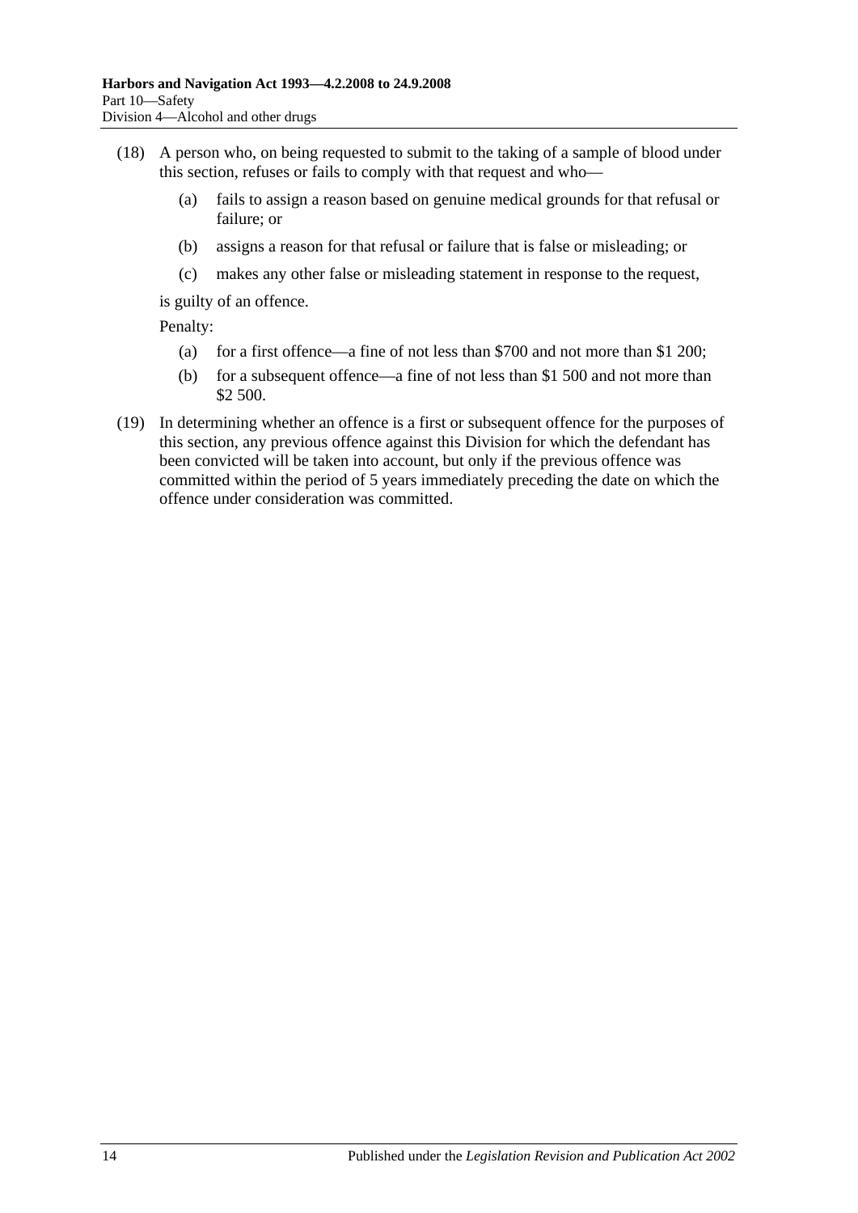(18) A person who, on being requested to submit to the taking of a sample of blood under this section, refuses or fails to comply with that request and who—

(a) fails to assign a reason based on genuine medical grounds for that refusal or failure; or

(b) assigns a reason for that refusal or failure that is false or misleading; or

(c) makes any other false or misleading statement in response to the request,

is guilty of an offence.

Penalty:

(a) for a first offence—a fine of not less than $700 and not more than $1 200;

(b) for a subsequent offence—a fine of not less than $1 500 and not more than $2 500.

(19) In determining whether an offence is a first or subsequent offence for the purposes of this section, any previous offence against this Division for which the defendant has been convicted will be taken into account, but only if the previous offence was committed within the period of 5 years immediately preceding the date on which the offence under consideration was committed.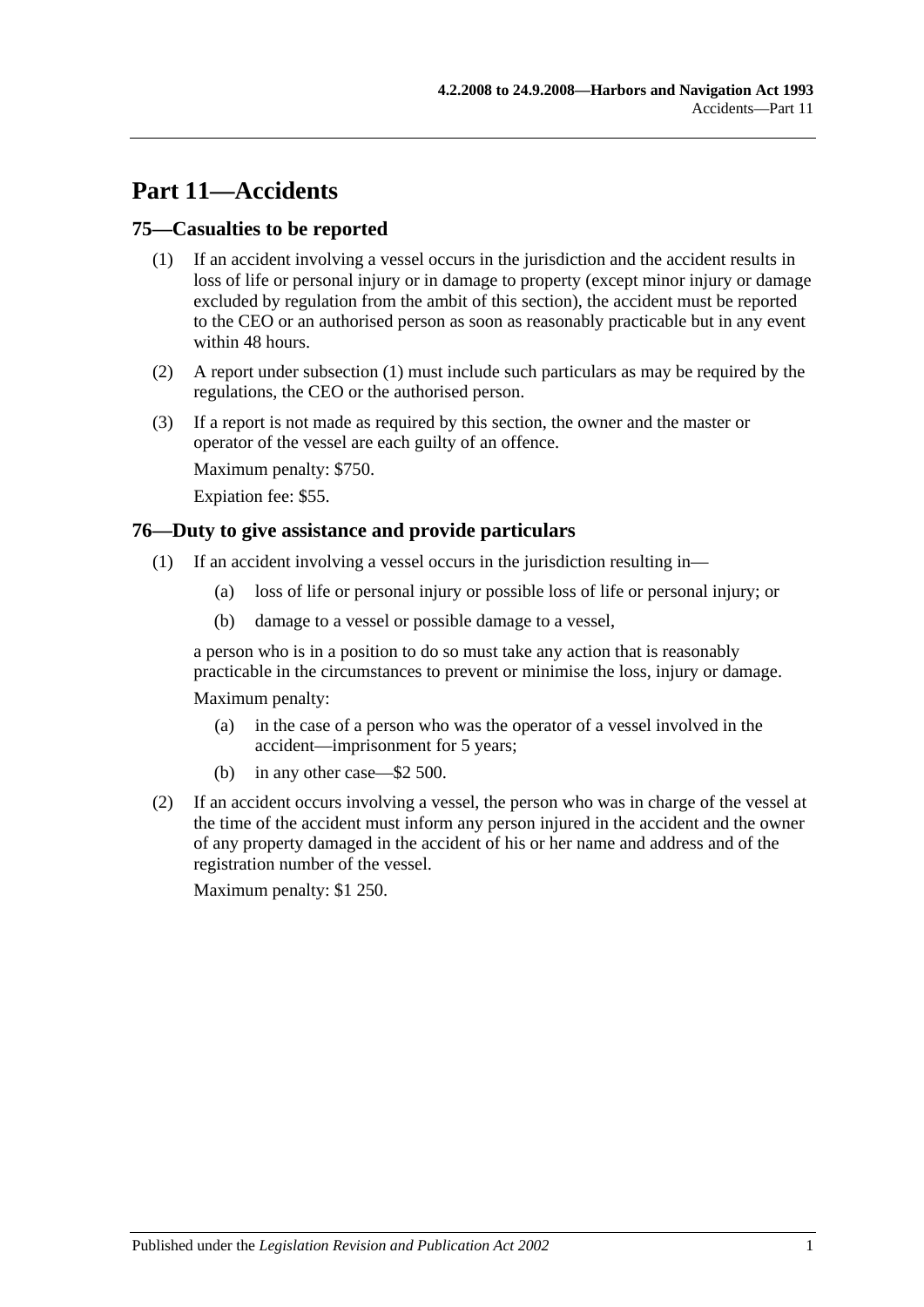# Part 11—Accidents

## 75—Casualties to be reported

(1) If an accident involving a vessel occurs in the jurisdiction and the accident results in loss of life or personal injury or in damage to property (except minor injury or damage excluded by regulation from the ambit of this section), the accident must be reported to the CEO or an authorised person as soon as reasonably practicable but in any event within 48 hours.

(2) A report under subsection (1) must include such particulars as may be required by the regulations, the CEO or the authorised person.

(3) If a report is not made as required by this section, the owner and the master or operator of the vessel are each guilty of an offence.

Maximum penalty: $750.

Expiation fee: $55.

## 76—Duty to give assistance and provide particulars

(1) If an accident involving a vessel occurs in the jurisdiction resulting in—

   (a) loss of life or personal injury or possible loss of life or personal injury; or

   (b) damage to a vessel or possible damage to a vessel,

a person who is in a position to do so must take any action that is reasonably practicable in the circumstances to prevent or minimise the loss, injury or damage.

Maximum penalty:

   (a) in the case of a person who was the operator of a vessel involved in the accident—imprisonment for 5 years;

   (b) in any other case—$2 500.

(2) If an accident occurs involving a vessel, the person who was in charge of the vessel at the time of the accident must inform any person injured in the accident and the owner of any property damaged in the accident of his or her name and address and of the registration number of the vessel.

Maximum penalty: $1 250.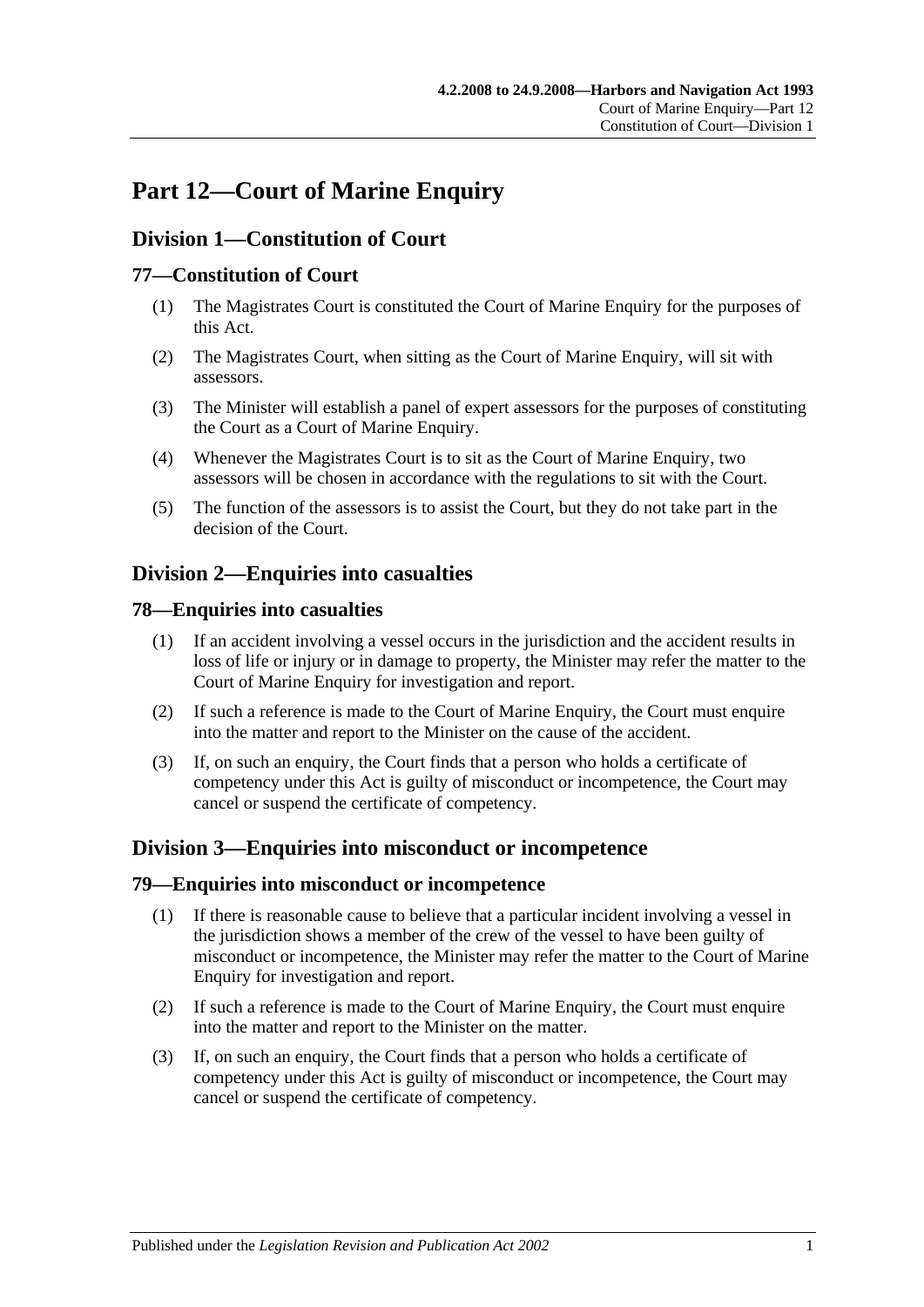# Part 12—Court of Marine Enquiry

## Division 1—Constitution of Court

### 77—Constitution of Court

(1) The Magistrates Court is constituted the Court of Marine Enquiry for the purposes of this Act.

(2) The Magistrates Court, when sitting as the Court of Marine Enquiry, will sit with assessors.

(3) The Minister will establish a panel of expert assessors for the purposes of constituting the Court as a Court of Marine Enquiry.

(4) Whenever the Magistrates Court is to sit as the Court of Marine Enquiry, two assessors will be chosen in accordance with the regulations to sit with the Court.

(5) The function of the assessors is to assist the Court, but they do not take part in the decision of the Court.

## Division 2—Enquiries into casualties

### 78—Enquiries into casualties

(1) If an accident involving a vessel occurs in the jurisdiction and the accident results in loss of life or injury or in damage to property, the Minister may refer the matter to the Court of Marine Enquiry for investigation and report.

(2) If such a reference is made to the Court of Marine Enquiry, the Court must enquire into the matter and report to the Minister on the cause of the accident.

(3) If, on such an enquiry, the Court finds that a person who holds a certificate of competency under this Act is guilty of misconduct or incompetence, the Court may cancel or suspend the certificate of competency.

## Division 3—Enquiries into misconduct or incompetence

### 79—Enquiries into misconduct or incompetence

(1) If there is reasonable cause to believe that a particular incident involving a vessel in the jurisdiction shows a member of the crew of the vessel to have been guilty of misconduct or incompetence, the Minister may refer the matter to the Court of Marine Enquiry for investigation and report.

(2) If such a reference is made to the Court of Marine Enquiry, the Court must enquire into the matter and report to the Minister on the matter.

(3) If, on such an enquiry, the Court finds that a person who holds a certificate of competency under this Act is guilty of misconduct or incompetence, the Court may cancel or suspend the certificate of competency.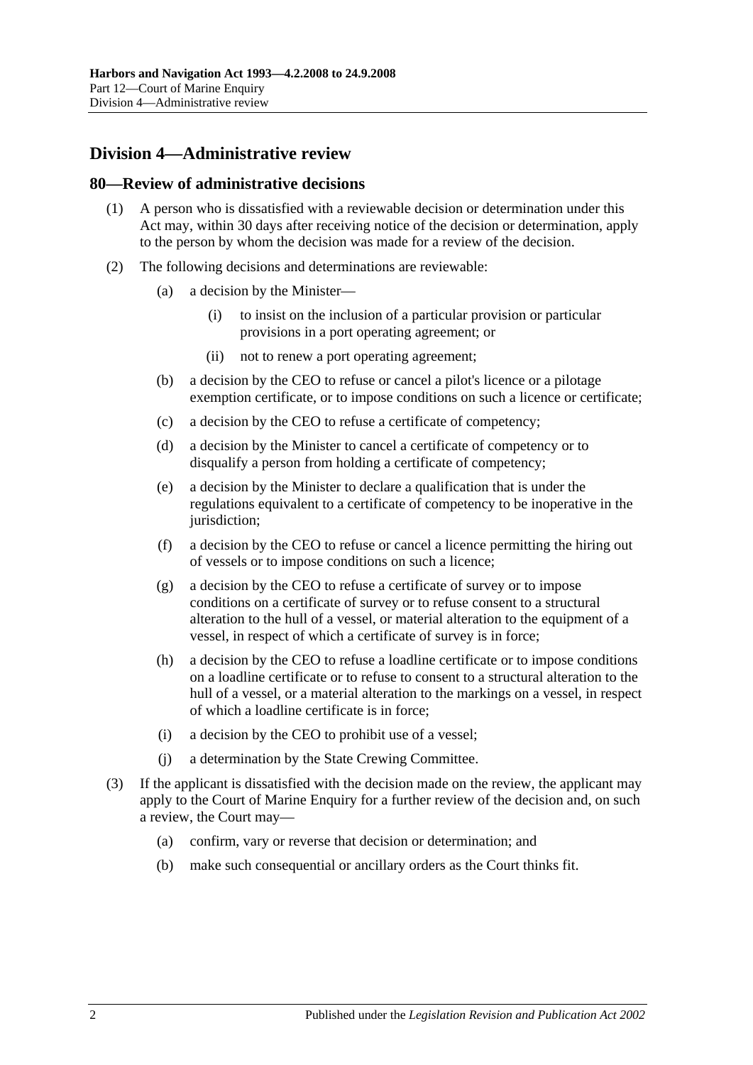## Division 4—Administrative review

### 80—Review of administrative decisions

(1) A person who is dissatisfied with a reviewable decision or determination under this Act may, within 30 days after receiving notice of the decision or determination, apply to the person by whom the decision was made for a review of the decision.

(2) The following decisions and determinations are reviewable:

(a) a decision by the Minister—

(i) to insist on the inclusion of a particular provision or particular provisions in a port operating agreement; or

(ii) not to renew a port operating agreement;

(b) a decision by the CEO to refuse or cancel a pilot's licence or a pilotage exemption certificate, or to impose conditions on such a licence or certificate;

(c) a decision by the CEO to refuse a certificate of competency;

(d) a decision by the Minister to cancel a certificate of competency or to disqualify a person from holding a certificate of competency;

(e) a decision by the Minister to declare a qualification that is under the regulations equivalent to a certificate of competency to be inoperative in the jurisdiction;

(f) a decision by the CEO to refuse or cancel a licence permitting the hiring out of vessels or to impose conditions on such a licence;

(g) a decision by the CEO to refuse a certificate of survey or to impose conditions on a certificate of survey or to refuse consent to a structural alteration to the hull of a vessel, or material alteration to the equipment of a vessel, in respect of which a certificate of survey is in force;

(h) a decision by the CEO to refuse a loadline certificate or to impose conditions on a loadline certificate or to refuse to consent to a structural alteration to the hull of a vessel, or a material alteration to the markings on a vessel, in respect of which a loadline certificate is in force;

(i) a decision by the CEO to prohibit use of a vessel;

(j) a determination by the State Crewing Committee.

(3) If the applicant is dissatisfied with the decision made on the review, the applicant may apply to the Court of Marine Enquiry for a further review of the decision and, on such a review, the Court may—

(a) confirm, vary or reverse that decision or determination; and

(b) make such consequential or ancillary orders as the Court thinks fit.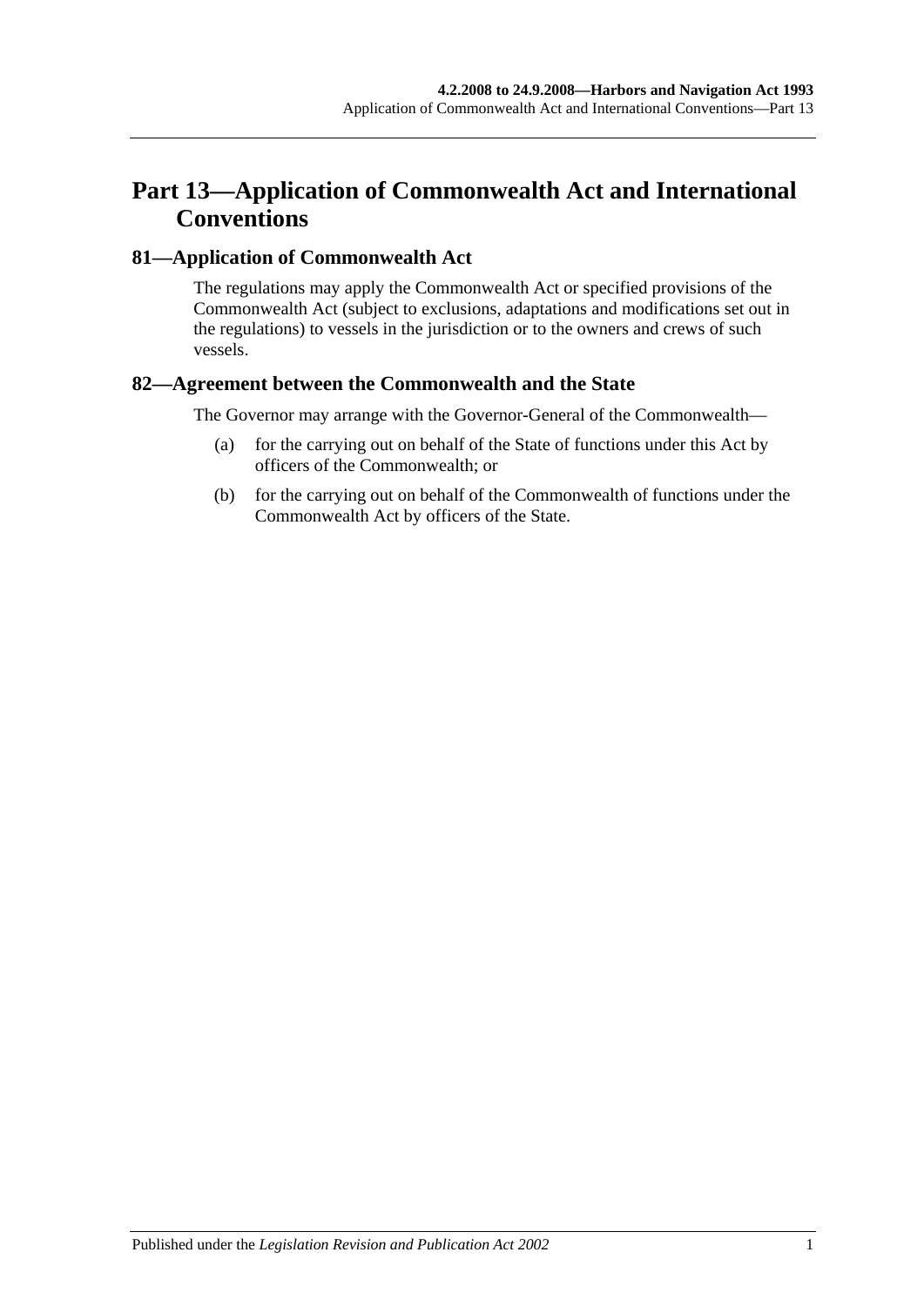# Part 13—Application of Commonwealth Act and International Conventions

## 81—Application of Commonwealth Act

The regulations may apply the Commonwealth Act or specified provisions of the Commonwealth Act (subject to exclusions, adaptations and modifications set out in the regulations) to vessels in the jurisdiction or to the owners and crews of such vessels.

## 82—Agreement between the Commonwealth and the State

The Governor may arrange with the Governor-General of the Commonwealth—

(a) for the carrying out on behalf of the State of functions under this Act by officers of the Commonwealth; or

(b) for the carrying out on behalf of the Commonwealth of functions under the Commonwealth Act by officers of the State.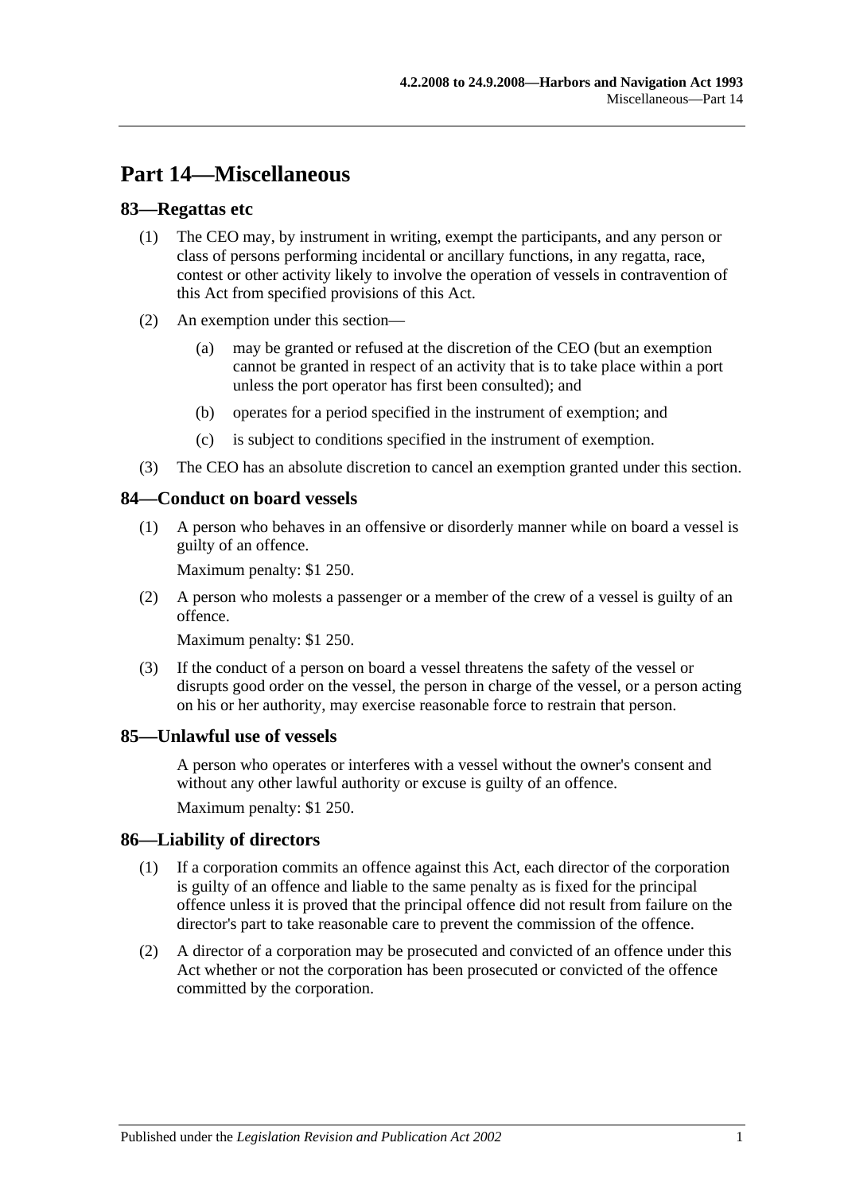# Part 14—Miscellaneous

## 83—Regattas etc

(1) The CEO may, by instrument in writing, exempt the participants, and any person or class of persons performing incidental or ancillary functions, in any regatta, race, contest or other activity likely to involve the operation of vessels in contravention of this Act from specified provisions of this Act.

(2) An exemption under this section—

(a) may be granted or refused at the discretion of the CEO (but an exemption cannot be granted in respect of an activity that is to take place within a port unless the port operator has first been consulted); and

(b) operates for a period specified in the instrument of exemption; and

(c) is subject to conditions specified in the instrument of exemption.

(3) The CEO has an absolute discretion to cancel an exemption granted under this section.

## 84—Conduct on board vessels

(1) A person who behaves in an offensive or disorderly manner while on board a vessel is guilty of an offence.

Maximum penalty: $1 250.

(2) A person who molests a passenger or a member of the crew of a vessel is guilty of an offence.

Maximum penalty: $1 250.

(3) If the conduct of a person on board a vessel threatens the safety of the vessel or disrupts good order on the vessel, the person in charge of the vessel, or a person acting on his or her authority, may exercise reasonable force to restrain that person.

## 85—Unlawful use of vessels

A person who operates or interferes with a vessel without the owner's consent and without any other lawful authority or excuse is guilty of an offence.

Maximum penalty: $1 250.

## 86—Liability of directors

(1) If a corporation commits an offence against this Act, each director of the corporation is guilty of an offence and liable to the same penalty as is fixed for the principal offence unless it is proved that the principal offence did not result from failure on the director's part to take reasonable care to prevent the commission of the offence.

(2) A director of a corporation may be prosecuted and convicted of an offence under this Act whether or not the corporation has been prosecuted or convicted of the offence committed by the corporation.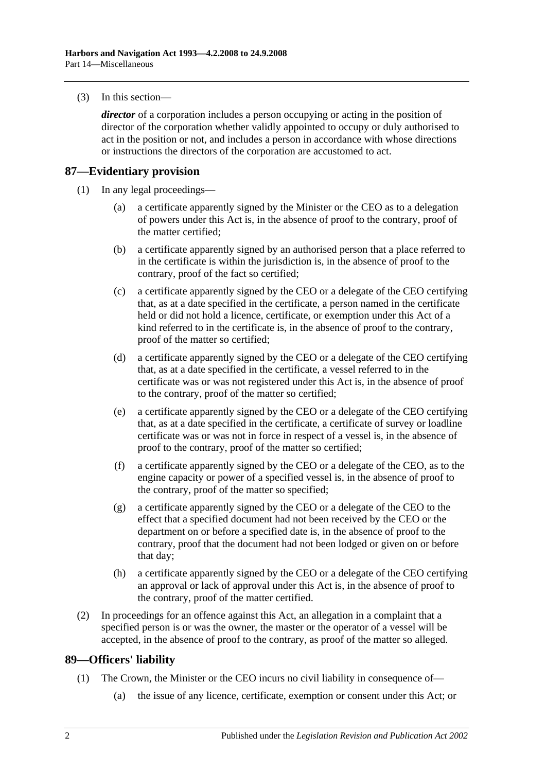(3) In this section—

***director*** of a corporation includes a person occupying or acting in the position of director of the corporation whether validly appointed to occupy or duly authorised to act in the position or not, and includes a person in accordance with whose directions or instructions the directors of the corporation are accustomed to act.

## 87—Evidentiary provision

(1) In any legal proceedings—

(a) a certificate apparently signed by the Minister or the CEO as to a delegation of powers under this Act is, in the absence of proof to the contrary, proof of the matter certified;

(b) a certificate apparently signed by an authorised person that a place referred to in the certificate is within the jurisdiction is, in the absence of proof to the contrary, proof of the fact so certified;

(c) a certificate apparently signed by the CEO or a delegate of the CEO certifying that, as at a date specified in the certificate, a person named in the certificate held or did not hold a licence, certificate, or exemption under this Act of a kind referred to in the certificate is, in the absence of proof to the contrary, proof of the matter so certified;

(d) a certificate apparently signed by the CEO or a delegate of the CEO certifying that, as at a date specified in the certificate, a vessel referred to in the certificate was or was not registered under this Act is, in the absence of proof to the contrary, proof of the matter so certified;

(e) a certificate apparently signed by the CEO or a delegate of the CEO certifying that, as at a date specified in the certificate, a certificate of survey or loadline certificate was or was not in force in respect of a vessel is, in the absence of proof to the contrary, proof of the matter so certified;

(f) a certificate apparently signed by the CEO or a delegate of the CEO, as to the engine capacity or power of a specified vessel is, in the absence of proof to the contrary, proof of the matter so specified;

(g) a certificate apparently signed by the CEO or a delegate of the CEO to the effect that a specified document had not been received by the CEO or the department on or before a specified date is, in the absence of proof to the contrary, proof that the document had not been lodged or given on or before that day;

(h) a certificate apparently signed by the CEO or a delegate of the CEO certifying an approval or lack of approval under this Act is, in the absence of proof to the contrary, proof of the matter certified.

(2) In proceedings for an offence against this Act, an allegation in a complaint that a specified person is or was the owner, the master or the operator of a vessel will be accepted, in the absence of proof to the contrary, as proof of the matter so alleged.

## 89—Officers' liability

(1) The Crown, the Minister or the CEO incurs no civil liability in consequence of—

(a) the issue of any licence, certificate, exemption or consent under this Act; or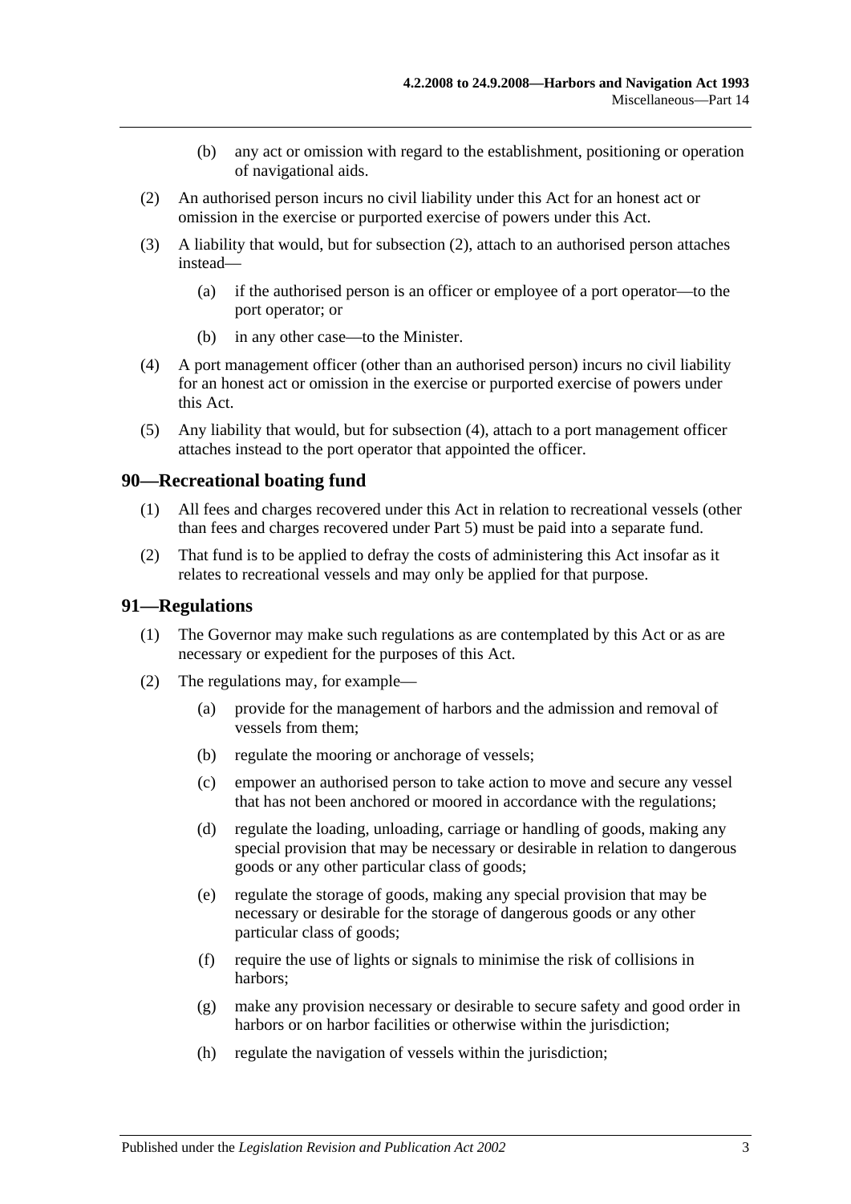(b) any act or omission with regard to the establishment, positioning or operation of navigational aids.

(2) An authorised person incurs no civil liability under this Act for an honest act or omission in the exercise or purported exercise of powers under this Act.

(3) A liability that would, but for subsection (2), attach to an authorised person attaches instead—

(a) if the authorised person is an officer or employee of a port operator—to the port operator; or

(b) in any other case—to the Minister.

(4) A port management officer (other than an authorised person) incurs no civil liability for an honest act or omission in the exercise or purported exercise of powers under this Act.

(5) Any liability that would, but for subsection (4), attach to a port management officer attaches instead to the port operator that appointed the officer.

## 90—Recreational boating fund

(1) All fees and charges recovered under this Act in relation to recreational vessels (other than fees and charges recovered under Part 5) must be paid into a separate fund.

(2) That fund is to be applied to defray the costs of administering this Act insofar as it relates to recreational vessels and may only be applied for that purpose.

## 91—Regulations

(1) The Governor may make such regulations as are contemplated by this Act or as are necessary or expedient for the purposes of this Act.

(2) The regulations may, for example—

(a) provide for the management of harbors and the admission and removal of vessels from them;

(b) regulate the mooring or anchorage of vessels;

(c) empower an authorised person to take action to move and secure any vessel that has not been anchored or moored in accordance with the regulations;

(d) regulate the loading, unloading, carriage or handling of goods, making any special provision that may be necessary or desirable in relation to dangerous goods or any other particular class of goods;

(e) regulate the storage of goods, making any special provision that may be necessary or desirable for the storage of dangerous goods or any other particular class of goods;

(f) require the use of lights or signals to minimise the risk of collisions in harbors;

(g) make any provision necessary or desirable to secure safety and good order in harbors or on harbor facilities or otherwise within the jurisdiction;

(h) regulate the navigation of vessels within the jurisdiction;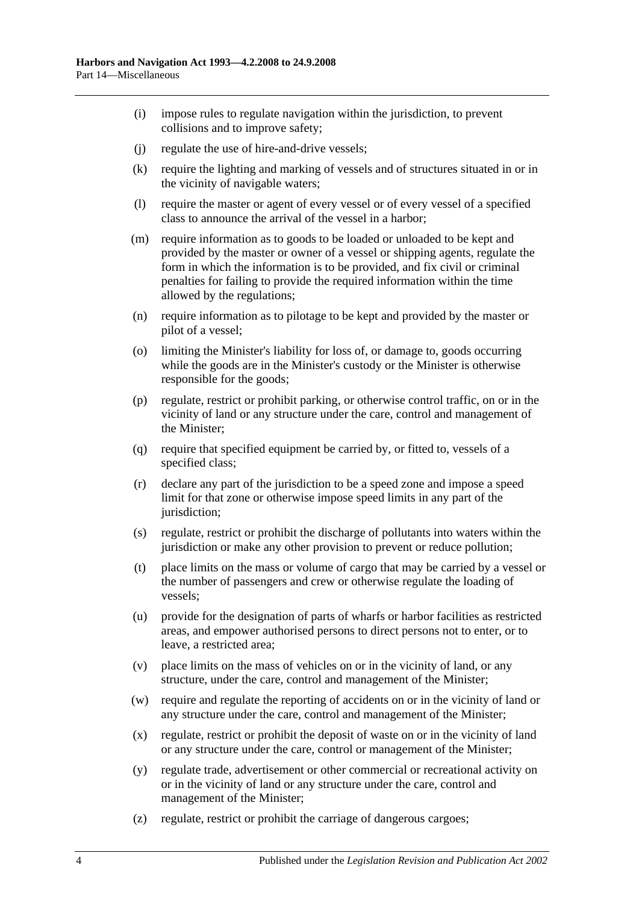(i) impose rules to regulate navigation within the jurisdiction, to prevent collisions and to improve safety;

(j) regulate the use of hire-and-drive vessels;

(k) require the lighting and marking of vessels and of structures situated in or in the vicinity of navigable waters;

(l) require the master or agent of every vessel or of every vessel of a specified class to announce the arrival of the vessel in a harbor;

(m) require information as to goods to be loaded or unloaded to be kept and provided by the master or owner of a vessel or shipping agents, regulate the form in which the information is to be provided, and fix civil or criminal penalties for failing to provide the required information within the time allowed by the regulations;

(n) require information as to pilotage to be kept and provided by the master or pilot of a vessel;

(o) limiting the Minister's liability for loss of, or damage to, goods occurring while the goods are in the Minister's custody or the Minister is otherwise responsible for the goods;

(p) regulate, restrict or prohibit parking, or otherwise control traffic, on or in the vicinity of land or any structure under the care, control and management of the Minister;

(q) require that specified equipment be carried by, or fitted to, vessels of a specified class;

(r) declare any part of the jurisdiction to be a speed zone and impose a speed limit for that zone or otherwise impose speed limits in any part of the jurisdiction;

(s) regulate, restrict or prohibit the discharge of pollutants into waters within the jurisdiction or make any other provision to prevent or reduce pollution;

(t) place limits on the mass or volume of cargo that may be carried by a vessel or the number of passengers and crew or otherwise regulate the loading of vessels;

(u) provide for the designation of parts of wharfs or harbor facilities as restricted areas, and empower authorised persons to direct persons not to enter, or to leave, a restricted area;

(v) place limits on the mass of vehicles on or in the vicinity of land, or any structure, under the care, control and management of the Minister;

(w) require and regulate the reporting of accidents on or in the vicinity of land or any structure under the care, control and management of the Minister;

(x) regulate, restrict or prohibit the deposit of waste on or in the vicinity of land or any structure under the care, control or management of the Minister;

(y) regulate trade, advertisement or other commercial or recreational activity on or in the vicinity of land or any structure under the care, control and management of the Minister;

(z) regulate, restrict or prohibit the carriage of dangerous cargoes;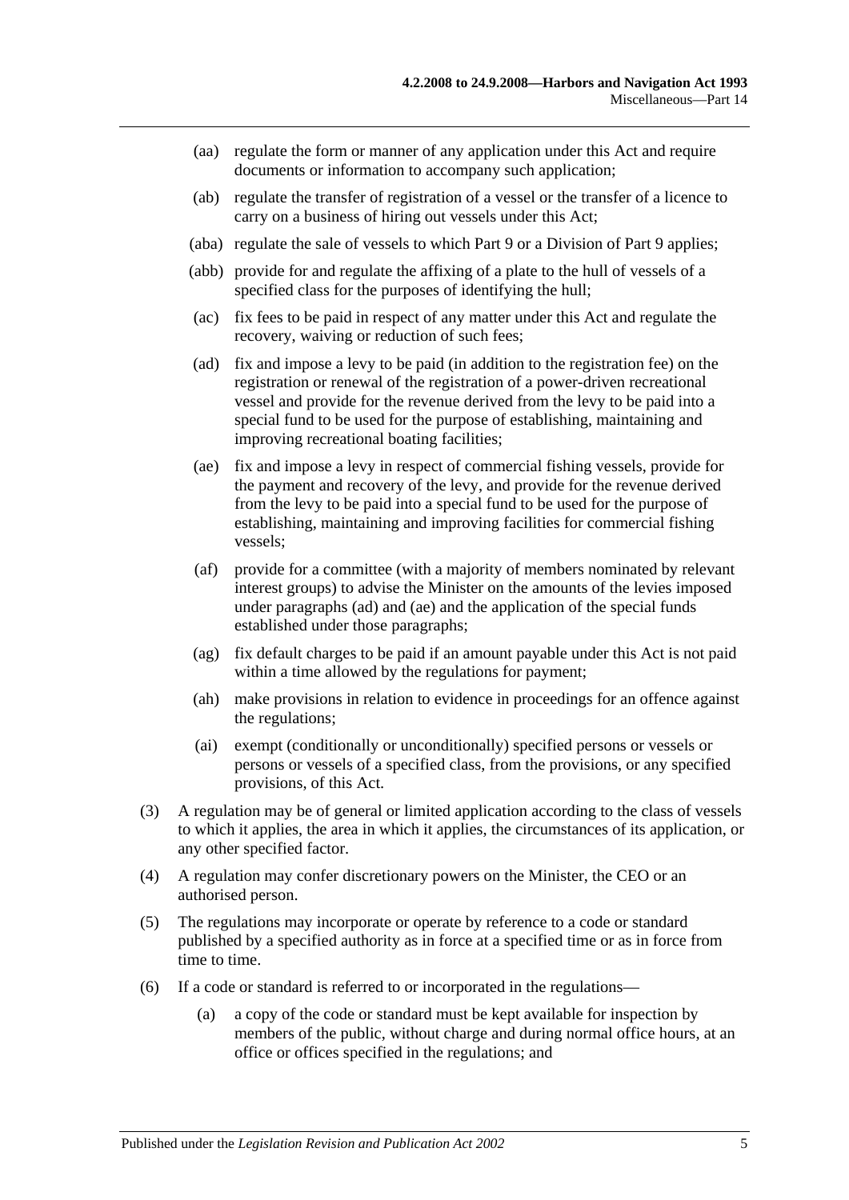(aa) regulate the form or manner of any application under this Act and require documents or information to accompany such application;

(ab) regulate the transfer of registration of a vessel or the transfer of a licence to carry on a business of hiring out vessels under this Act;

(aba) regulate the sale of vessels to which Part 9 or a Division of Part 9 applies;

(abb) provide for and regulate the affixing of a plate to the hull of vessels of a specified class for the purposes of identifying the hull;

(ac) fix fees to be paid in respect of any matter under this Act and regulate the recovery, waiving or reduction of such fees;

(ad) fix and impose a levy to be paid (in addition to the registration fee) on the registration or renewal of the registration of a power-driven recreational vessel and provide for the revenue derived from the levy to be paid into a special fund to be used for the purpose of establishing, maintaining and improving recreational boating facilities;

(ae) fix and impose a levy in respect of commercial fishing vessels, provide for the payment and recovery of the levy, and provide for the revenue derived from the levy to be paid into a special fund to be used for the purpose of establishing, maintaining and improving facilities for commercial fishing vessels;

(af) provide for a committee (with a majority of members nominated by relevant interest groups) to advise the Minister on the amounts of the levies imposed under paragraphs (ad) and (ae) and the application of the special funds established under those paragraphs;

(ag) fix default charges to be paid if an amount payable under this Act is not paid within a time allowed by the regulations for payment;

(ah) make provisions in relation to evidence in proceedings for an offence against the regulations;

(ai) exempt (conditionally or unconditionally) specified persons or vessels or persons or vessels of a specified class, from the provisions, or any specified provisions, of this Act.

(3) A regulation may be of general or limited application according to the class of vessels to which it applies, the area in which it applies, the circumstances of its application, or any other specified factor.

(4) A regulation may confer discretionary powers on the Minister, the CEO or an authorised person.

(5) The regulations may incorporate or operate by reference to a code or standard published by a specified authority as in force at a specified time or as in force from time to time.

(6) If a code or standard is referred to or incorporated in the regulations—

(a) a copy of the code or standard must be kept available for inspection by members of the public, without charge and during normal office hours, at an office or offices specified in the regulations; and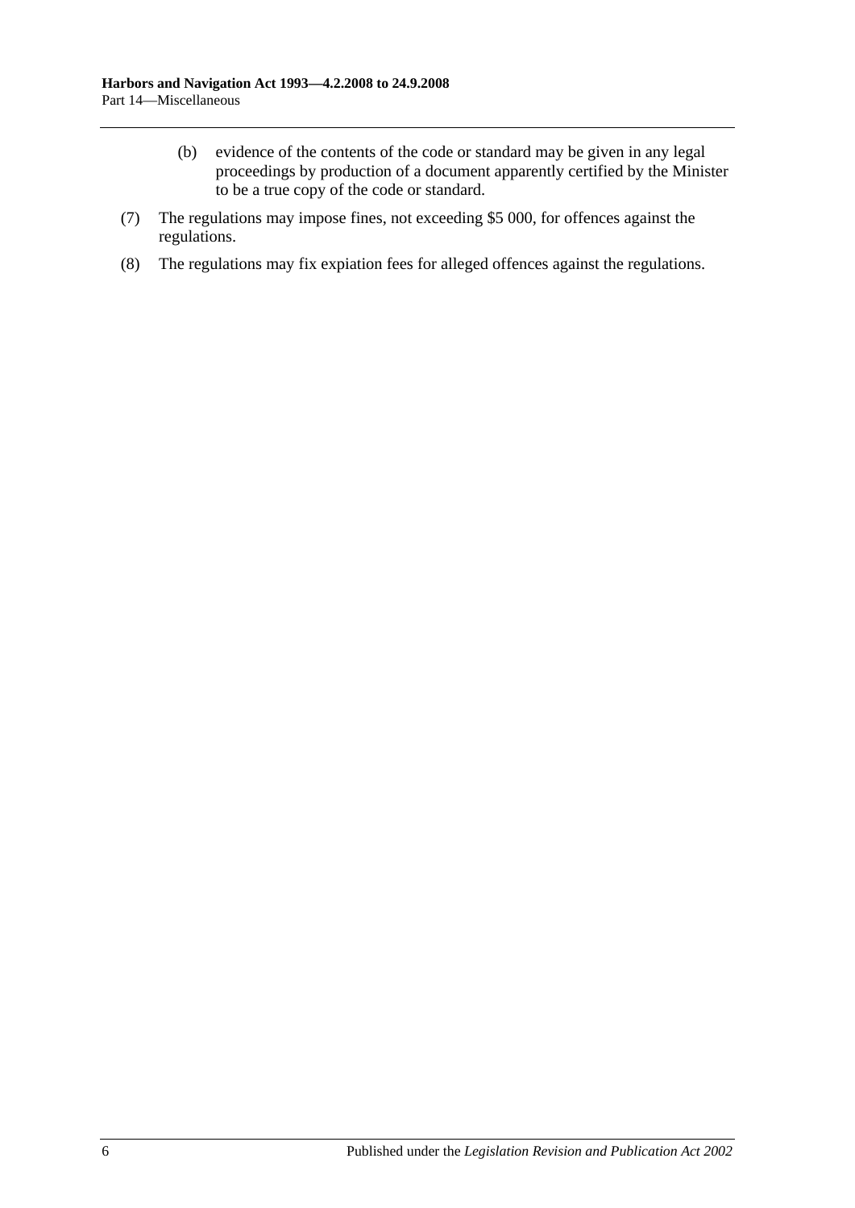(b) evidence of the contents of the code or standard may be given in any legal proceedings by production of a document apparently certified by the Minister to be a true copy of the code or standard.

(7) The regulations may impose fines, not exceeding $5 000, for offences against the regulations.

(8) The regulations may fix expiation fees for alleged offences against the regulations.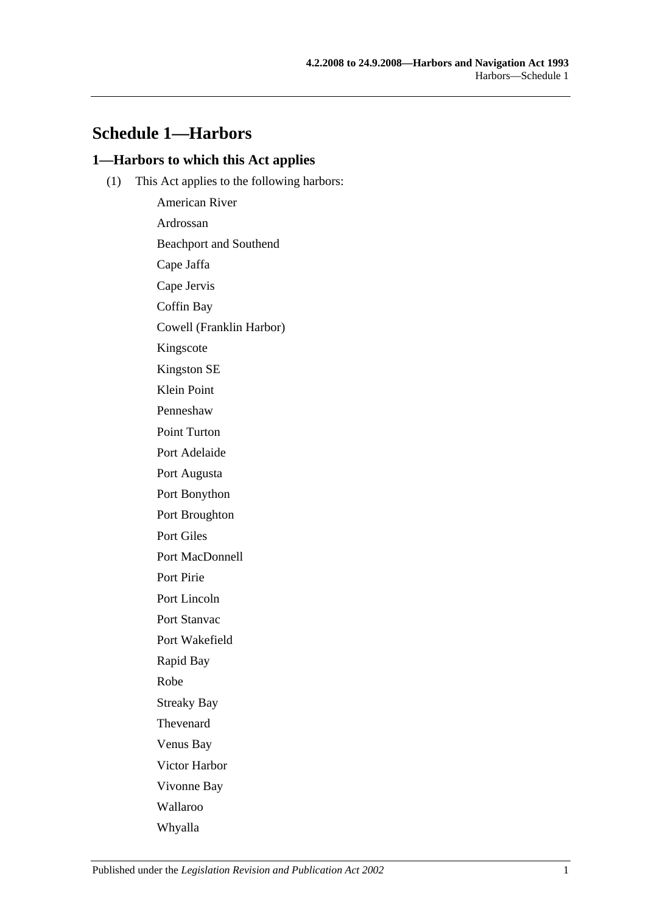# Schedule 1—Harbors

## 1—Harbors to which this Act applies

(1) This Act applies to the following harbors:

American River

Ardrossan

Beachport and Southend

Cape Jaffa

Cape Jervis

Coffin Bay

Cowell (Franklin Harbor)

Kingscote

Kingston SE

Klein Point

Penneshaw

Point Turton

Port Adelaide

Port Augusta

Port Bonython

Port Broughton

Port Giles

Port MacDonnell

Port Pirie

Port Lincoln

Port Stanvac

Port Wakefield

Rapid Bay

Robe

Streaky Bay

Thevenard

Venus Bay

Victor Harbor

Vivonne Bay

Wallaroo

Whyalla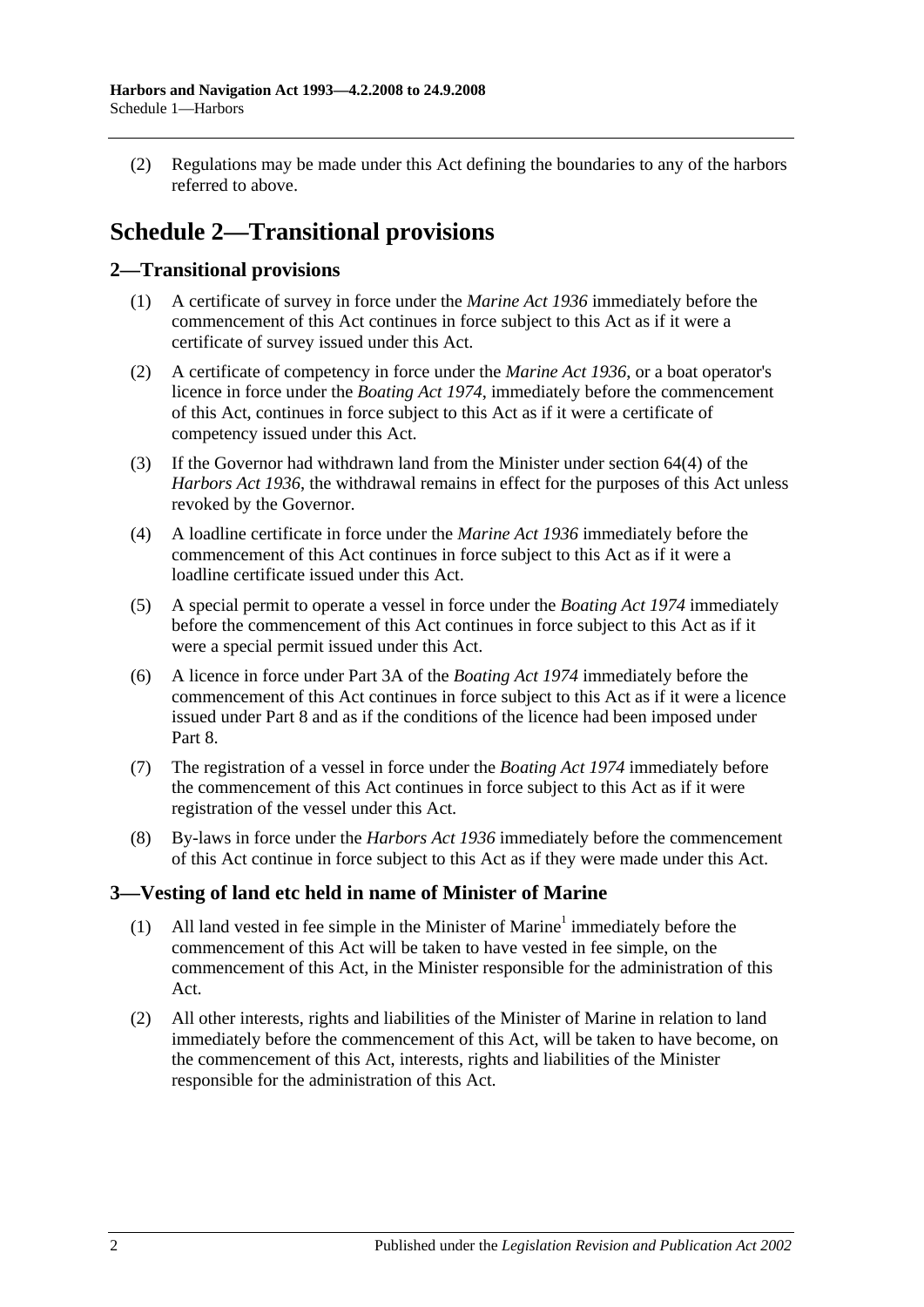(2) Regulations may be made under this Act defining the boundaries to any of the harbors referred to above.

# Schedule 2—Transitional provisions

## 2—Transitional provisions

(1) A certificate of survey in force under the *Marine Act 1936* immediately before the commencement of this Act continues in force subject to this Act as if it were a certificate of survey issued under this Act.

(2) A certificate of competency in force under the *Marine Act 1936*, or a boat operator's licence in force under the *Boating Act 1974*, immediately before the commencement of this Act, continues in force subject to this Act as if it were a certificate of competency issued under this Act.

(3) If the Governor had withdrawn land from the Minister under section 64(4) of the *Harbors Act 1936*, the withdrawal remains in effect for the purposes of this Act unless revoked by the Governor.

(4) A loadline certificate in force under the *Marine Act 1936* immediately before the commencement of this Act continues in force subject to this Act as if it were a loadline certificate issued under this Act.

(5) A special permit to operate a vessel in force under the *Boating Act 1974* immediately before the commencement of this Act continues in force subject to this Act as if it were a special permit issued under this Act.

(6) A licence in force under Part 3A of the *Boating Act 1974* immediately before the commencement of this Act continues in force subject to this Act as if it were a licence issued under Part 8 and as if the conditions of the licence had been imposed under Part 8.

(7) The registration of a vessel in force under the *Boating Act 1974* immediately before the commencement of this Act continues in force subject to this Act as if it were registration of the vessel under this Act.

(8) By-laws in force under the *Harbors Act 1936* immediately before the commencement of this Act continue in force subject to this Act as if they were made under this Act.

## 3—Vesting of land etc held in name of Minister of Marine

(1) All land vested in fee simple in the Minister of Marine[1] immediately before the commencement of this Act will be taken to have vested in fee simple, on the commencement of this Act, in the Minister responsible for the administration of this Act.

(2) All other interests, rights and liabilities of the Minister of Marine in relation to land immediately before the commencement of this Act, will be taken to have become, on the commencement of this Act, interests, rights and liabilities of the Minister responsible for the administration of this Act.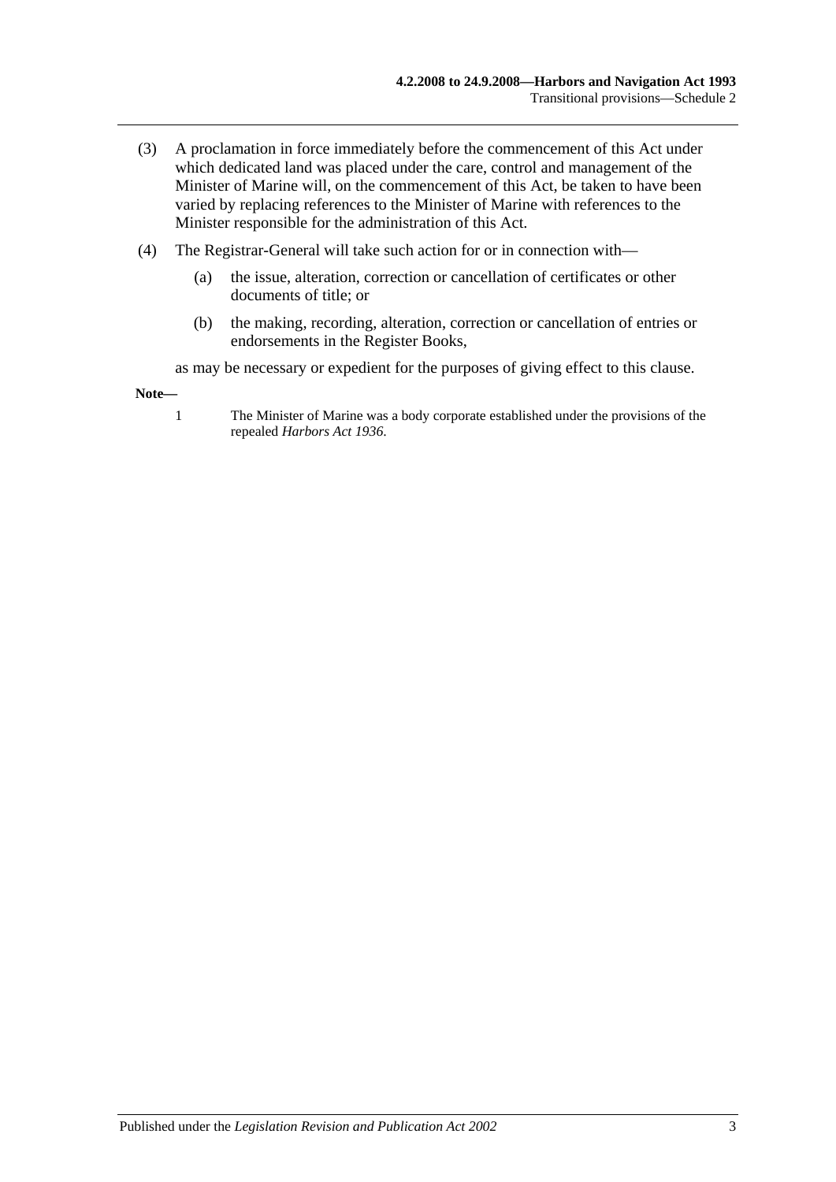(3) A proclamation in force immediately before the commencement of this Act under which dedicated land was placed under the care, control and management of the Minister of Marine will, on the commencement of this Act, be taken to have been varied by replacing references to the Minister of Marine with references to the Minister responsible for the administration of this Act.

(4) The Registrar-General will take such action for or in connection with—

(a) the issue, alteration, correction or cancellation of certificates or other documents of title; or

(b) the making, recording, alteration, correction or cancellation of entries or endorsements in the Register Books,

as may be necessary or expedient for the purposes of giving effect to this clause.

**Note—**

1 The Minister of Marine was a body corporate established under the provisions of the repealed *Harbors Act 1936*.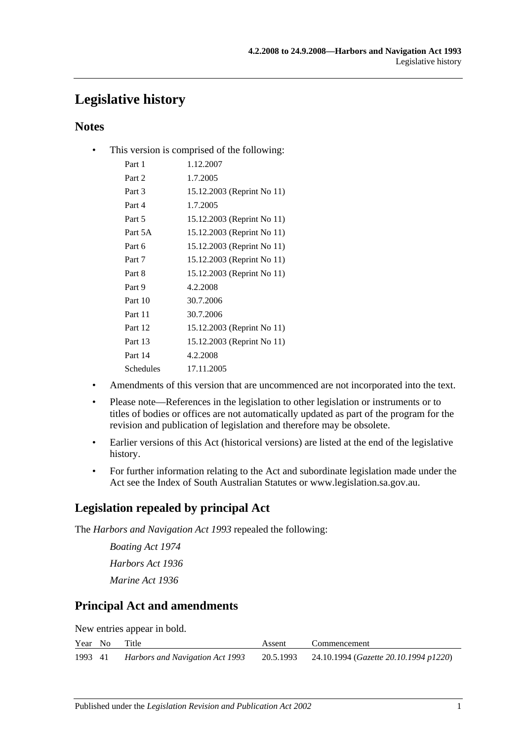# Legislative history

## Notes

- This version is comprised of the following:

| | |
|---|---|
| Part 1 | 1.12.2007 |
| Part 2 | 1.7.2005 |
| Part 3 | 15.12.2003 (Reprint No 11) |
| Part 4 | 1.7.2005 |
| Part 5 | 15.12.2003 (Reprint No 11) |
| Part 5A | 15.12.2003 (Reprint No 11) |
| Part 6 | 15.12.2003 (Reprint No 11) |
| Part 7 | 15.12.2003 (Reprint No 11) |
| Part 8 | 15.12.2003 (Reprint No 11) |
| Part 9 | 4.2.2008 |
| Part 10 | 30.7.2006 |
| Part 11 | 30.7.2006 |
| Part 12 | 15.12.2003 (Reprint No 11) |
| Part 13 | 15.12.2003 (Reprint No 11) |
| Part 14 | 4.2.2008 |
| Schedules | 17.11.2005 |

- Amendments of this version that are uncommenced are not incorporated into the text.
- Please note—References in the legislation to other legislation or instruments or to titles of bodies or offices are not automatically updated as part of the program for the revision and publication of legislation and therefore may be obsolete.
- Earlier versions of this Act (historical versions) are listed at the end of the legislative history.
- For further information relating to the Act and subordinate legislation made under the Act see the Index of South Australian Statutes or www.legislation.sa.gov.au.

## Legislation repealed by principal Act

The *Harbors and Navigation Act 1993* repealed the following:

*Boating Act 1974*

*Harbors Act 1936*

*Marine Act 1936*

## Principal Act and amendments

New entries appear in bold.

| Year | No | Title | Assent | Commencement |
|---|---|---|---|---|
| 1993 | 41 | *Harbors and Navigation Act 1993* | 20.5.1993 | 24.10.1994 (*Gazette 20.10.1994 p1220*) |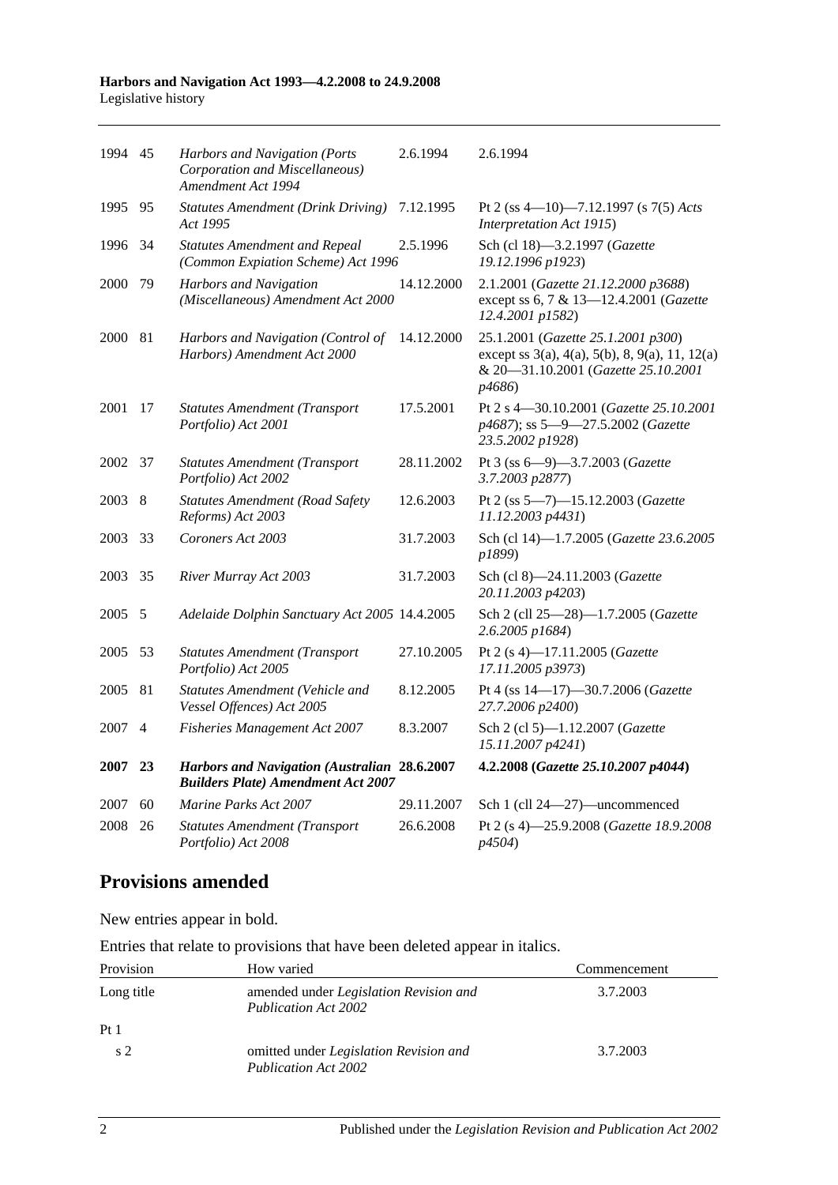| | | | | |
|---|---|---|---|---|
| 1994 | 45 | *Harbors and Navigation (Ports Corporation and Miscellaneous) Amendment Act 1994* | 2.6.1994 | 2.6.1994 |
| 1995 | 95 | *Statutes Amendment (Drink Driving) Act 1995* | 7.12.1995 | Pt 2 (ss 4—10)—7.12.1997 (s 7(5) *Acts Interpretation Act 1915*) |
| 1996 | 34 | *Statutes Amendment and Repeal (Common Expiation Scheme) Act 1996* | 2.5.1996 | Sch (cl 18)—3.2.1997 (*Gazette 19.12.1996 p1923*) |
| 2000 | 79 | *Harbors and Navigation (Miscellaneous) Amendment Act 2000* | 14.12.2000 | 2.1.2001 (*Gazette 21.12.2000 p3688*) except ss 6, 7 & 13—12.4.2001 (*Gazette 12.4.2001 p1582*) |
| 2000 | 81 | *Harbors and Navigation (Control of Harbors) Amendment Act 2000* | 14.12.2000 | 25.1.2001 (*Gazette 25.1.2001 p300*) except ss 3(a), 4(a), 5(b), 8, 9(a), 11, 12(a) & 20—31.10.2001 (*Gazette 25.10.2001 p4686*) |
| 2001 | 17 | *Statutes Amendment (Transport Portfolio) Act 2001* | 17.5.2001 | Pt 2 s 4—30.10.2001 (*Gazette 25.10.2001 p4687*); ss 5—9—27.5.2002 (*Gazette 23.5.2002 p1928*) |
| 2002 | 37 | *Statutes Amendment (Transport Portfolio) Act 2002* | 28.11.2002 | Pt 3 (ss 6—9)—3.7.2003 (*Gazette 3.7.2003 p2877*) |
| 2003 | 8 | *Statutes Amendment (Road Safety Reforms) Act 2003* | 12.6.2003 | Pt 2 (ss 5—7)—15.12.2003 (*Gazette 11.12.2003 p4431*) |
| 2003 | 33 | *Coroners Act 2003* | 31.7.2003 | Sch (cl 14)—1.7.2005 (*Gazette 23.6.2005 p1899*) |
| 2003 | 35 | *River Murray Act 2003* | 31.7.2003 | Sch (cl 8)—24.11.2003 (*Gazette 20.11.2003 p4203*) |
| 2005 | 5 | *Adelaide Dolphin Sanctuary Act 2005* | 14.4.2005 | Sch 2 (cll 25—28)—1.7.2005 (*Gazette 2.6.2005 p1684*) |
| 2005 | 53 | *Statutes Amendment (Transport Portfolio) Act 2005* | 27.10.2005 | Pt 2 (s 4)—17.11.2005 (*Gazette 17.11.2005 p3973*) |
| 2005 | 81 | *Statutes Amendment (Vehicle and Vessel Offences) Act 2005* | 8.12.2005 | Pt 4 (ss 14—17)—30.7.2006 (*Gazette 27.7.2006 p2400*) |
| 2007 | 4 | *Fisheries Management Act 2007* | 8.3.2007 | Sch 2 (cl 5)—1.12.2007 (*Gazette 15.11.2007 p4241*) |
| **2007** | **23** | ***Harbors and Navigation (Australian Builders Plate) Amendment Act 2007*** | **28.6.2007** | **4.2.2008 (*Gazette 25.10.2007 p4044*)** |
| 2007 | 60 | *Marine Parks Act 2007* | 29.11.2007 | Sch 1 (cll 24—27)—uncommenced |
| 2008 | 26 | *Statutes Amendment (Transport Portfolio) Act 2008* | 26.6.2008 | Pt 2 (s 4)—25.9.2008 (*Gazette 18.9.2008 p4504*) |

## Provisions amended

New entries appear in bold.

Entries that relate to provisions that have been deleted appear in italics.

| Provision | How varied | Commencement |
|---|---|---|
| Long title | amended under *Legislation Revision and Publication Act 2002* | 3.7.2003 |
| Pt 1 | | |
| s 2 | omitted under *Legislation Revision and Publication Act 2002* | 3.7.2003 |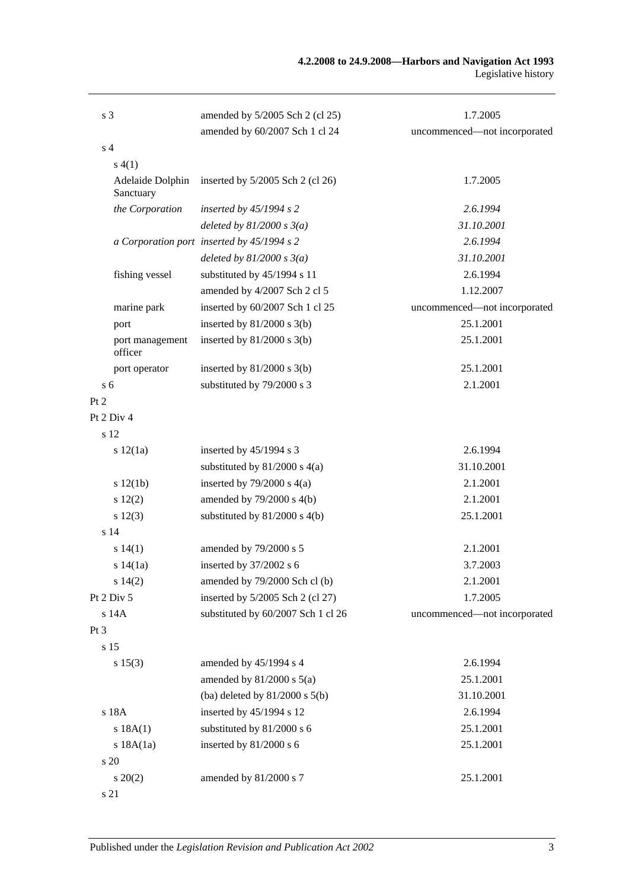| | | |
|---|---|---|
| s 3 | amended by 5/2005 Sch 2 (cl 25) | 1.7.2005 |
| | amended by 60/2007 Sch 1 cl 24 | uncommenced—not incorporated |
| s 4 | | |
| s 4(1) | | |
| Adelaide Dolphin Sanctuary | inserted by 5/2005 Sch 2 (cl 26) | 1.7.2005 |
| *the Corporation* | *inserted by 45/1994 s 2* | *2.6.1994* |
| | *deleted by 81/2000 s 3(a)* | *31.10.2001* |
| *a Corporation port* | *inserted by 45/1994 s 2* | *2.6.1994* |
| | *deleted by 81/2000 s 3(a)* | *31.10.2001* |
| fishing vessel | substituted by 45/1994 s 11 | 2.6.1994 |
| | amended by 4/2007 Sch 2 cl 5 | 1.12.2007 |
| marine park | inserted by 60/2007 Sch 1 cl 25 | uncommenced—not incorporated |
| port | inserted by 81/2000 s 3(b) | 25.1.2001 |
| port management officer | inserted by 81/2000 s 3(b) | 25.1.2001 |
| port operator | inserted by 81/2000 s 3(b) | 25.1.2001 |
| s 6 | substituted by 79/2000 s 3 | 2.1.2001 |
| Pt 2 | | |
| Pt 2 Div 4 | | |
| s 12 | | |
| s 12(1a) | inserted by 45/1994 s 3 | 2.6.1994 |
| | substituted by 81/2000 s 4(a) | 31.10.2001 |
| s 12(1b) | inserted by 79/2000 s 4(a) | 2.1.2001 |
| s 12(2) | amended by 79/2000 s 4(b) | 2.1.2001 |
| s 12(3) | substituted by 81/2000 s 4(b) | 25.1.2001 |
| s 14 | | |
| s 14(1) | amended by 79/2000 s 5 | 2.1.2001 |
| s 14(1a) | inserted by 37/2002 s 6 | 3.7.2003 |
| s 14(2) | amended by 79/2000 Sch cl (b) | 2.1.2001 |
| Pt 2 Div 5 | inserted by 5/2005 Sch 2 (cl 27) | 1.7.2005 |
| s 14A | substituted by 60/2007 Sch 1 cl 26 | uncommenced—not incorporated |
| Pt 3 | | |
| s 15 | | |
| s 15(3) | amended by 45/1994 s 4 | 2.6.1994 |
| | amended by 81/2000 s 5(a) | 25.1.2001 |
| | (ba) deleted by 81/2000 s 5(b) | 31.10.2001 |
| s 18A | inserted by 45/1994 s 12 | 2.6.1994 |
| s 18A(1) | substituted by 81/2000 s 6 | 25.1.2001 |
| s 18A(1a) | inserted by 81/2000 s 6 | 25.1.2001 |
| s 20 | | |
| s 20(2) | amended by 81/2000 s 7 | 25.1.2001 |
| s 21 | | |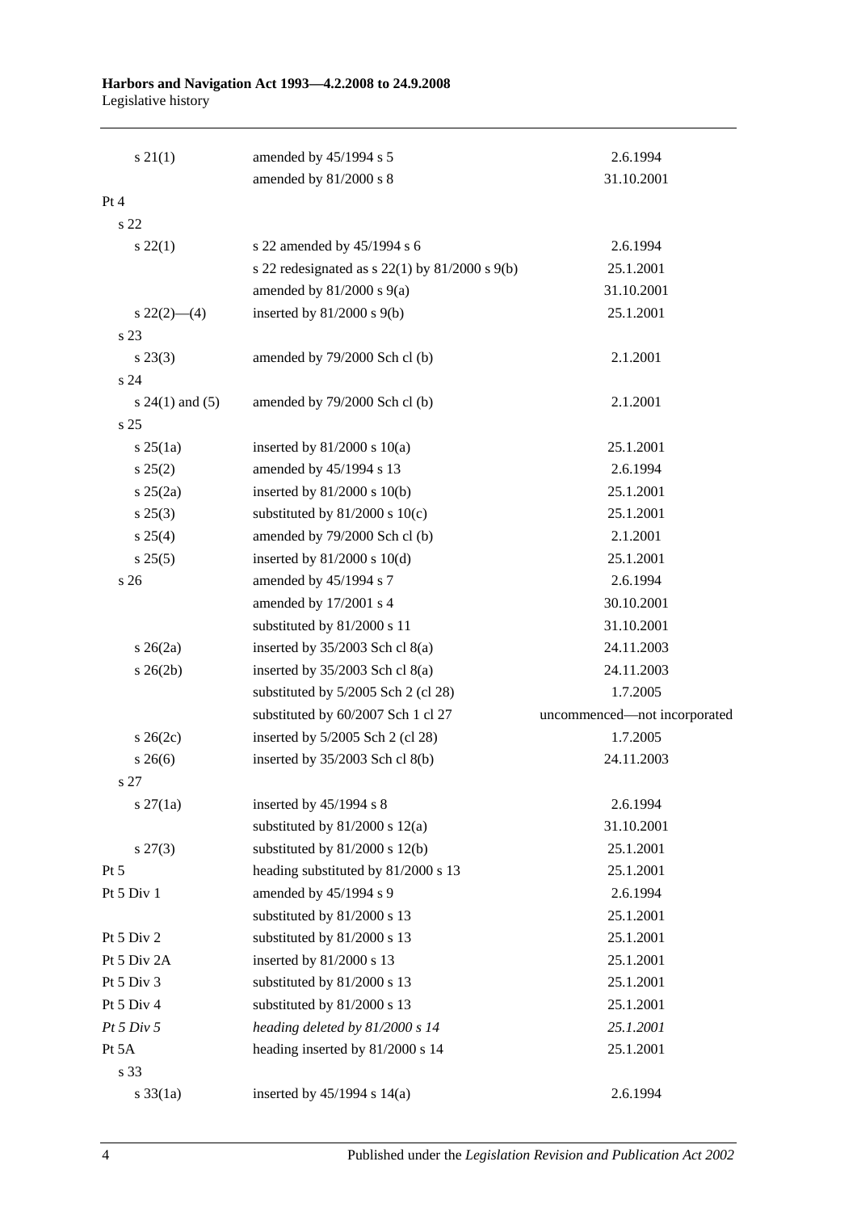| | | |
|---|---|---|
| s 21(1) | amended by 45/1994 s 5 | 2.6.1994 |
| | amended by 81/2000 s 8 | 31.10.2001 |
| Pt 4 | | |
| s 22 | | |
| s 22(1) | s 22 amended by 45/1994 s 6 | 2.6.1994 |
| | s 22 redesignated as s 22(1) by 81/2000 s 9(b) | 25.1.2001 |
| | amended by 81/2000 s 9(a) | 31.10.2001 |
| s 22(2)—(4) | inserted by 81/2000 s 9(b) | 25.1.2001 |
| s 23 | | |
| s 23(3) | amended by 79/2000 Sch cl (b) | 2.1.2001 |
| s 24 | | |
| s 24(1) and (5) | amended by 79/2000 Sch cl (b) | 2.1.2001 |
| s 25 | | |
| s 25(1a) | inserted by 81/2000 s 10(a) | 25.1.2001 |
| s 25(2) | amended by 45/1994 s 13 | 2.6.1994 |
| s 25(2a) | inserted by 81/2000 s 10(b) | 25.1.2001 |
| s 25(3) | substituted by 81/2000 s 10(c) | 25.1.2001 |
| s 25(4) | amended by 79/2000 Sch cl (b) | 2.1.2001 |
| s 25(5) | inserted by 81/2000 s 10(d) | 25.1.2001 |
| s 26 | amended by 45/1994 s 7 | 2.6.1994 |
| | amended by 17/2001 s 4 | 30.10.2001 |
| | substituted by 81/2000 s 11 | 31.10.2001 |
| s 26(2a) | inserted by 35/2003 Sch cl 8(a) | 24.11.2003 |
| s 26(2b) | inserted by 35/2003 Sch cl 8(a) | 24.11.2003 |
| | substituted by 5/2005 Sch 2 (cl 28) | 1.7.2005 |
| | substituted by 60/2007 Sch 1 cl 27 | uncommenced—not incorporated |
| s 26(2c) | inserted by 5/2005 Sch 2 (cl 28) | 1.7.2005 |
| s 26(6) | inserted by 35/2003 Sch cl 8(b) | 24.11.2003 |
| s 27 | | |
| s 27(1a) | inserted by 45/1994 s 8 | 2.6.1994 |
| | substituted by 81/2000 s 12(a) | 31.10.2001 |
| s 27(3) | substituted by 81/2000 s 12(b) | 25.1.2001 |
| Pt 5 | heading substituted by 81/2000 s 13 | 25.1.2001 |
| Pt 5 Div 1 | amended by 45/1994 s 9 | 2.6.1994 |
| | substituted by 81/2000 s 13 | 25.1.2001 |
| Pt 5 Div 2 | substituted by 81/2000 s 13 | 25.1.2001 |
| Pt 5 Div 2A | inserted by 81/2000 s 13 | 25.1.2001 |
| Pt 5 Div 3 | substituted by 81/2000 s 13 | 25.1.2001 |
| Pt 5 Div 4 | substituted by 81/2000 s 13 | 25.1.2001 |
| *Pt 5 Div 5* | *heading deleted by 81/2000 s 14* | *25.1.2001* |
| Pt 5A | heading inserted by 81/2000 s 14 | 25.1.2001 |
| s 33 | | |
| s 33(1a) | inserted by 45/1994 s 14(a) | 2.6.1994 |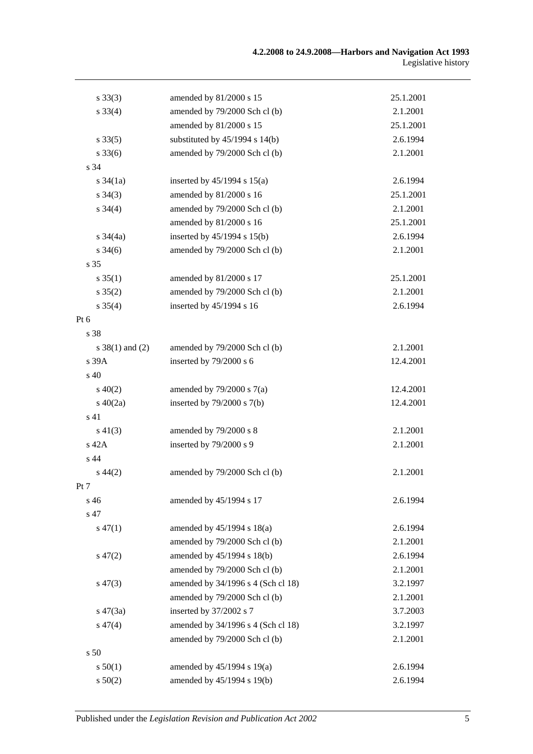| | | |
|---|---|---|
| s 33(3) | amended by 81/2000 s 15 | 25.1.2001 |
| s 33(4) | amended by 79/2000 Sch cl (b) | 2.1.2001 |
| | amended by 81/2000 s 15 | 25.1.2001 |
| s 33(5) | substituted by 45/1994 s 14(b) | 2.6.1994 |
| s 33(6) | amended by 79/2000 Sch cl (b) | 2.1.2001 |
| s 34 | | |
| s 34(1a) | inserted by 45/1994 s 15(a) | 2.6.1994 |
| s 34(3) | amended by 81/2000 s 16 | 25.1.2001 |
| s 34(4) | amended by 79/2000 Sch cl (b) | 2.1.2001 |
| | amended by 81/2000 s 16 | 25.1.2001 |
| s 34(4a) | inserted by 45/1994 s 15(b) | 2.6.1994 |
| s 34(6) | amended by 79/2000 Sch cl (b) | 2.1.2001 |
| s 35 | | |
| s 35(1) | amended by 81/2000 s 17 | 25.1.2001 |
| s 35(2) | amended by 79/2000 Sch cl (b) | 2.1.2001 |
| s 35(4) | inserted by 45/1994 s 16 | 2.6.1994 |
| Pt 6 | | |
| s 38 | | |
| s 38(1) and (2) | amended by 79/2000 Sch cl (b) | 2.1.2001 |
| s 39A | inserted by 79/2000 s 6 | 12.4.2001 |
| s 40 | | |
| s 40(2) | amended by 79/2000 s 7(a) | 12.4.2001 |
| s 40(2a) | inserted by 79/2000 s 7(b) | 12.4.2001 |
| s 41 | | |
| s 41(3) | amended by 79/2000 s 8 | 2.1.2001 |
| s 42A | inserted by 79/2000 s 9 | 2.1.2001 |
| s 44 | | |
| s 44(2) | amended by 79/2000 Sch cl (b) | 2.1.2001 |
| Pt 7 | | |
| s 46 | amended by 45/1994 s 17 | 2.6.1994 |
| s 47 | | |
| s 47(1) | amended by 45/1994 s 18(a) | 2.6.1994 |
| | amended by 79/2000 Sch cl (b) | 2.1.2001 |
| s 47(2) | amended by 45/1994 s 18(b) | 2.6.1994 |
| | amended by 79/2000 Sch cl (b) | 2.1.2001 |
| s 47(3) | amended by 34/1996 s 4 (Sch cl 18) | 3.2.1997 |
| | amended by 79/2000 Sch cl (b) | 2.1.2001 |
| s 47(3a) | inserted by 37/2002 s 7 | 3.7.2003 |
| s 47(4) | amended by 34/1996 s 4 (Sch cl 18) | 3.2.1997 |
| | amended by 79/2000 Sch cl (b) | 2.1.2001 |
| s 50 | | |
| s 50(1) | amended by 45/1994 s 19(a) | 2.6.1994 |
| s 50(2) | amended by 45/1994 s 19(b) | 2.6.1994 |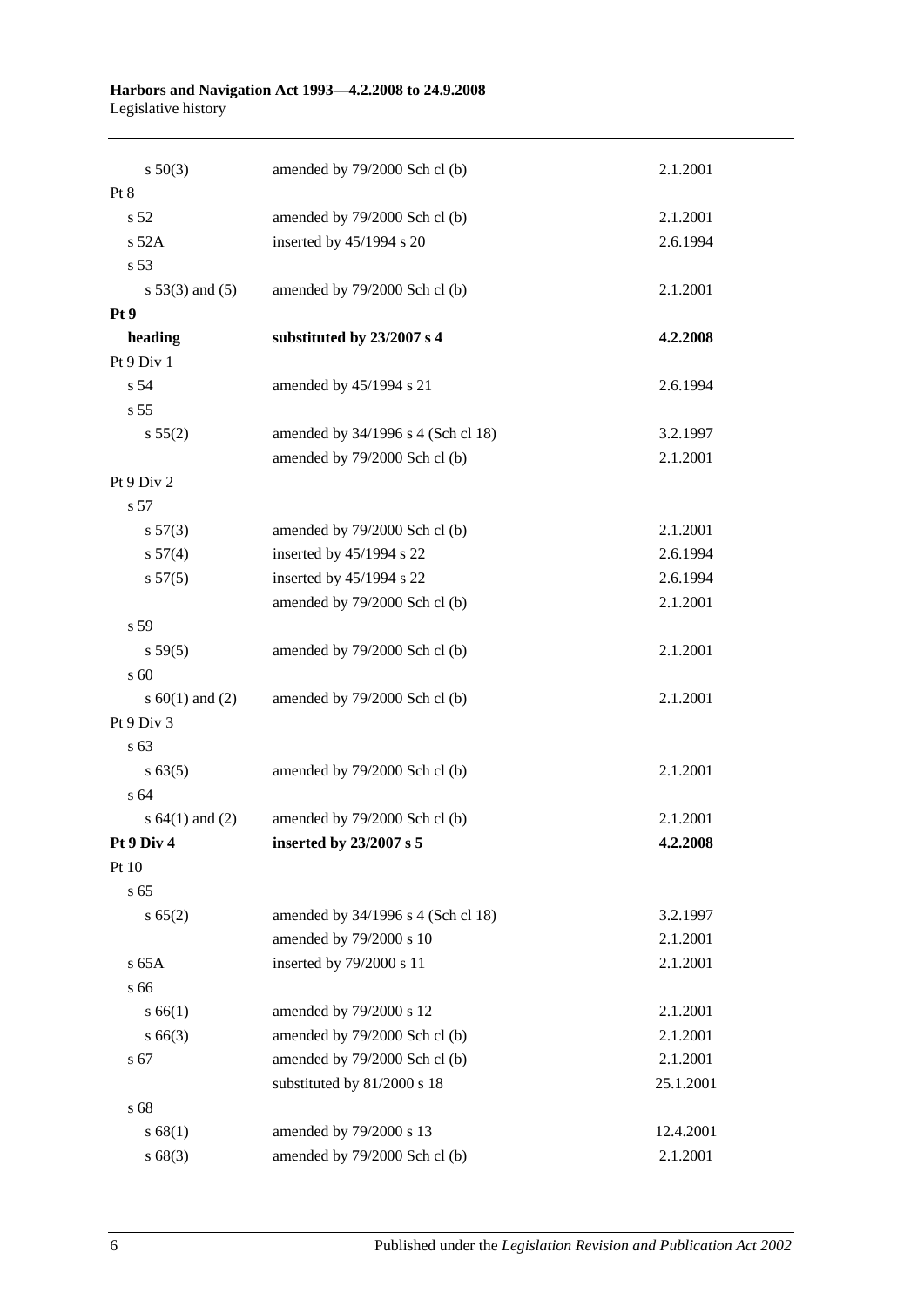| | | |
|---|---|---|
| s 50(3) | amended by 79/2000 Sch cl (b) | 2.1.2001 |
| Pt 8 | | |
| s 52 | amended by 79/2000 Sch cl (b) | 2.1.2001 |
| s 52A | inserted by 45/1994 s 20 | 2.6.1994 |
| s 53 | | |
| s 53(3) and (5) | amended by 79/2000 Sch cl (b) | 2.1.2001 |
| **Pt 9** | | |
| **heading** | **substituted by 23/2007 s 4** | **4.2.2008** |
| Pt 9 Div 1 | | |
| s 54 | amended by 45/1994 s 21 | 2.6.1994 |
| s 55 | | |
| s 55(2) | amended by 34/1996 s 4 (Sch cl 18) | 3.2.1997 |
| | amended by 79/2000 Sch cl (b) | 2.1.2001 |
| Pt 9 Div 2 | | |
| s 57 | | |
| s 57(3) | amended by 79/2000 Sch cl (b) | 2.1.2001 |
| s 57(4) | inserted by 45/1994 s 22 | 2.6.1994 |
| s 57(5) | inserted by 45/1994 s 22 | 2.6.1994 |
| | amended by 79/2000 Sch cl (b) | 2.1.2001 |
| s 59 | | |
| s 59(5) | amended by 79/2000 Sch cl (b) | 2.1.2001 |
| s 60 | | |
| s 60(1) and (2) | amended by 79/2000 Sch cl (b) | 2.1.2001 |
| Pt 9 Div 3 | | |
| s 63 | | |
| s 63(5) | amended by 79/2000 Sch cl (b) | 2.1.2001 |
| s 64 | | |
| s 64(1) and (2) | amended by 79/2000 Sch cl (b) | 2.1.2001 |
| **Pt 9 Div 4** | **inserted by 23/2007 s 5** | **4.2.2008** |
| Pt 10 | | |
| s 65 | | |
| s 65(2) | amended by 34/1996 s 4 (Sch cl 18) | 3.2.1997 |
| | amended by 79/2000 s 10 | 2.1.2001 |
| s 65A | inserted by 79/2000 s 11 | 2.1.2001 |
| s 66 | | |
| s 66(1) | amended by 79/2000 s 12 | 2.1.2001 |
| s 66(3) | amended by 79/2000 Sch cl (b) | 2.1.2001 |
| s 67 | amended by 79/2000 Sch cl (b) | 2.1.2001 |
| | substituted by 81/2000 s 18 | 25.1.2001 |
| s 68 | | |
| s 68(1) | amended by 79/2000 s 13 | 12.4.2001 |
| s 68(3) | amended by 79/2000 Sch cl (b) | 2.1.2001 |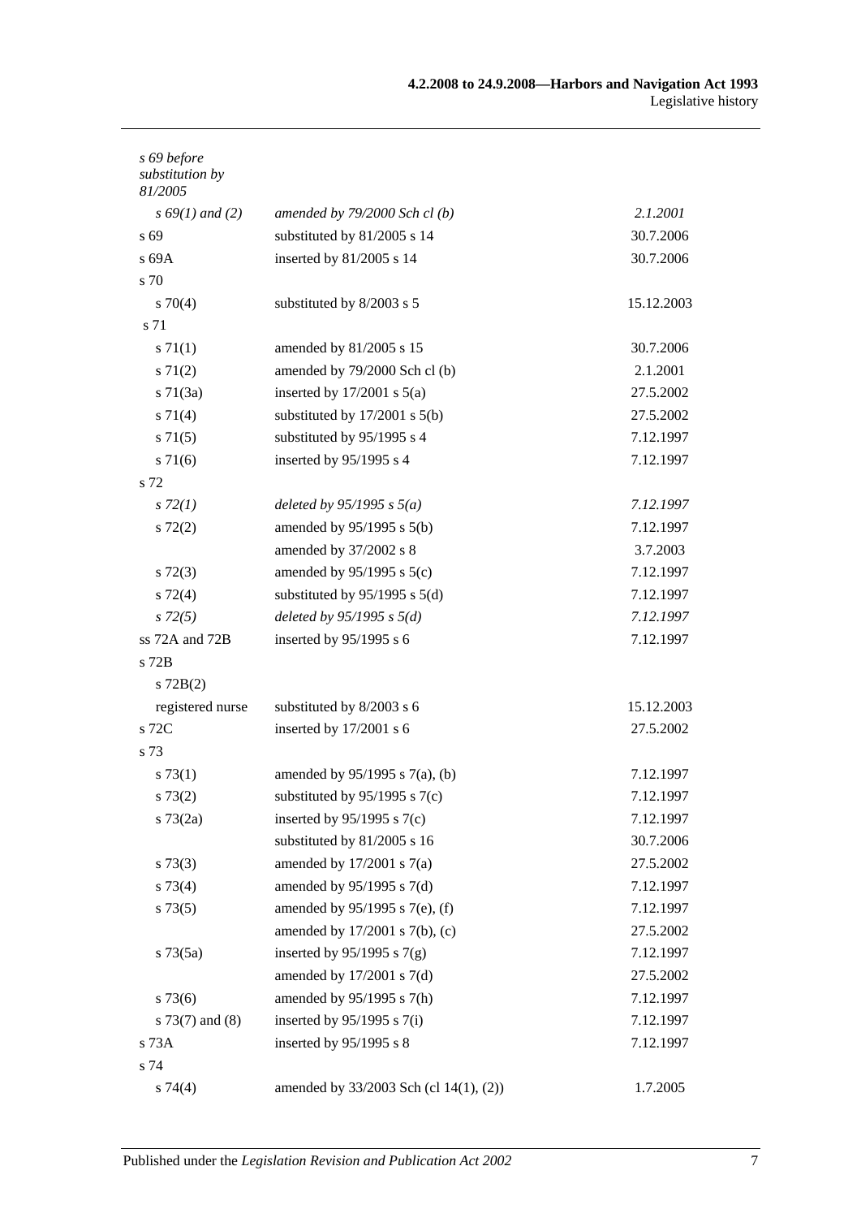| | | |
|---|---|---|
| *s 69 before substitution by 81/2005* | | |
| *s 69(1) and (2)* | *amended by 79/2000 Sch cl (b)* | *2.1.2001* |
| s 69 | substituted by 81/2005 s 14 | 30.7.2006 |
| s 69A | inserted by 81/2005 s 14 | 30.7.2006 |
| s 70 | | |
| s 70(4) | substituted by 8/2003 s 5 | 15.12.2003 |
| s 71 | | |
| s 71(1) | amended by 81/2005 s 15 | 30.7.2006 |
| s 71(2) | amended by 79/2000 Sch cl (b) | 2.1.2001 |
| s 71(3a) | inserted by 17/2001 s 5(a) | 27.5.2002 |
| s 71(4) | substituted by 17/2001 s 5(b) | 27.5.2002 |
| s 71(5) | substituted by 95/1995 s 4 | 7.12.1997 |
| s 71(6) | inserted by 95/1995 s 4 | 7.12.1997 |
| s 72 | | |
| *s 72(1)* | *deleted by 95/1995 s 5(a)* | *7.12.1997* |
| s 72(2) | amended by 95/1995 s 5(b) | 7.12.1997 |
| | amended by 37/2002 s 8 | 3.7.2003 |
| s 72(3) | amended by 95/1995 s 5(c) | 7.12.1997 |
| s 72(4) | substituted by 95/1995 s 5(d) | 7.12.1997 |
| *s 72(5)* | *deleted by 95/1995 s 5(d)* | *7.12.1997* |
| ss 72A and 72B | inserted by 95/1995 s 6 | 7.12.1997 |
| s 72B | | |
| s 72B(2) | | |
| registered nurse | substituted by 8/2003 s 6 | 15.12.2003 |
| s 72C | inserted by 17/2001 s 6 | 27.5.2002 |
| s 73 | | |
| s 73(1) | amended by 95/1995 s 7(a), (b) | 7.12.1997 |
| s 73(2) | substituted by 95/1995 s 7(c) | 7.12.1997 |
| s 73(2a) | inserted by 95/1995 s 7(c) | 7.12.1997 |
| | substituted by 81/2005 s 16 | 30.7.2006 |
| s 73(3) | amended by 17/2001 s 7(a) | 27.5.2002 |
| s 73(4) | amended by 95/1995 s 7(d) | 7.12.1997 |
| s 73(5) | amended by 95/1995 s 7(e), (f) | 7.12.1997 |
| | amended by 17/2001 s 7(b), (c) | 27.5.2002 |
| s 73(5a) | inserted by 95/1995 s 7(g) | 7.12.1997 |
| | amended by 17/2001 s 7(d) | 27.5.2002 |
| s 73(6) | amended by 95/1995 s 7(h) | 7.12.1997 |
| s 73(7) and (8) | inserted by 95/1995 s 7(i) | 7.12.1997 |
| s 73A | inserted by 95/1995 s 8 | 7.12.1997 |
| s 74 | | |
| s 74(4) | amended by 33/2003 Sch (cl 14(1), (2)) | 1.7.2005 |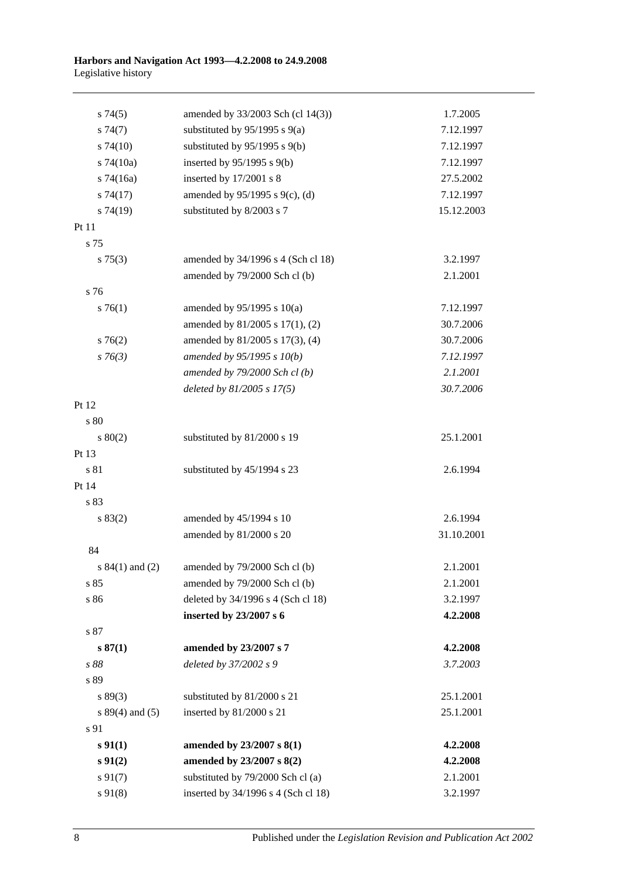| | | |
|---|---|---|
| s 74(5) | amended by 33/2003 Sch (cl 14(3)) | 1.7.2005 |
| s 74(7) | substituted by 95/1995 s 9(a) | 7.12.1997 |
| s 74(10) | substituted by 95/1995 s 9(b) | 7.12.1997 |
| s 74(10a) | inserted by 95/1995 s 9(b) | 7.12.1997 |
| s 74(16a) | inserted by 17/2001 s 8 | 27.5.2002 |
| s 74(17) | amended by 95/1995 s 9(c), (d) | 7.12.1997 |
| s 74(19) | substituted by 8/2003 s 7 | 15.12.2003 |
| Pt 11 | | |
| s 75 | | |
| s 75(3) | amended by 34/1996 s 4 (Sch cl 18) | 3.2.1997 |
| | amended by 79/2000 Sch cl (b) | 2.1.2001 |
| s 76 | | |
| s 76(1) | amended by 95/1995 s 10(a) | 7.12.1997 |
| | amended by 81/2005 s 17(1), (2) | 30.7.2006 |
| s 76(2) | amended by 81/2005 s 17(3), (4) | 30.7.2006 |
| *s 76(3)* | *amended by 95/1995 s 10(b)* | *7.12.1997* |
| | *amended by 79/2000 Sch cl (b)* | *2.1.2001* |
| | *deleted by 81/2005 s 17(5)* | *30.7.2006* |
| Pt 12 | | |
| s 80 | | |
| s 80(2) | substituted by 81/2000 s 19 | 25.1.2001 |
| Pt 13 | | |
| s 81 | substituted by 45/1994 s 23 | 2.6.1994 |
| Pt 14 | | |
| s 83 | | |
| s 83(2) | amended by 45/1994 s 10 | 2.6.1994 |
| | amended by 81/2000 s 20 | 31.10.2001 |
| 84 | | |
| s 84(1) and (2) | amended by 79/2000 Sch cl (b) | 2.1.2001 |
| s 85 | amended by 79/2000 Sch cl (b) | 2.1.2001 |
| s 86 | deleted by 34/1996 s 4 (Sch cl 18) | 3.2.1997 |
| | **inserted by 23/2007 s 6** | **4.2.2008** |
| s 87 | | |
| **s 87(1)** | **amended by 23/2007 s 7** | **4.2.2008** |
| *s 88* | *deleted by 37/2002 s 9* | *3.7.2003* |
| s 89 | | |
| s 89(3) | substituted by 81/2000 s 21 | 25.1.2001 |
| s 89(4) and (5) | inserted by 81/2000 s 21 | 25.1.2001 |
| s 91 | | |
| **s 91(1)** | **amended by 23/2007 s 8(1)** | **4.2.2008** |
| **s 91(2)** | **amended by 23/2007 s 8(2)** | **4.2.2008** |
| s 91(7) | substituted by 79/2000 Sch cl (a) | 2.1.2001 |
| s 91(8) | inserted by 34/1996 s 4 (Sch cl 18) | 3.2.1997 |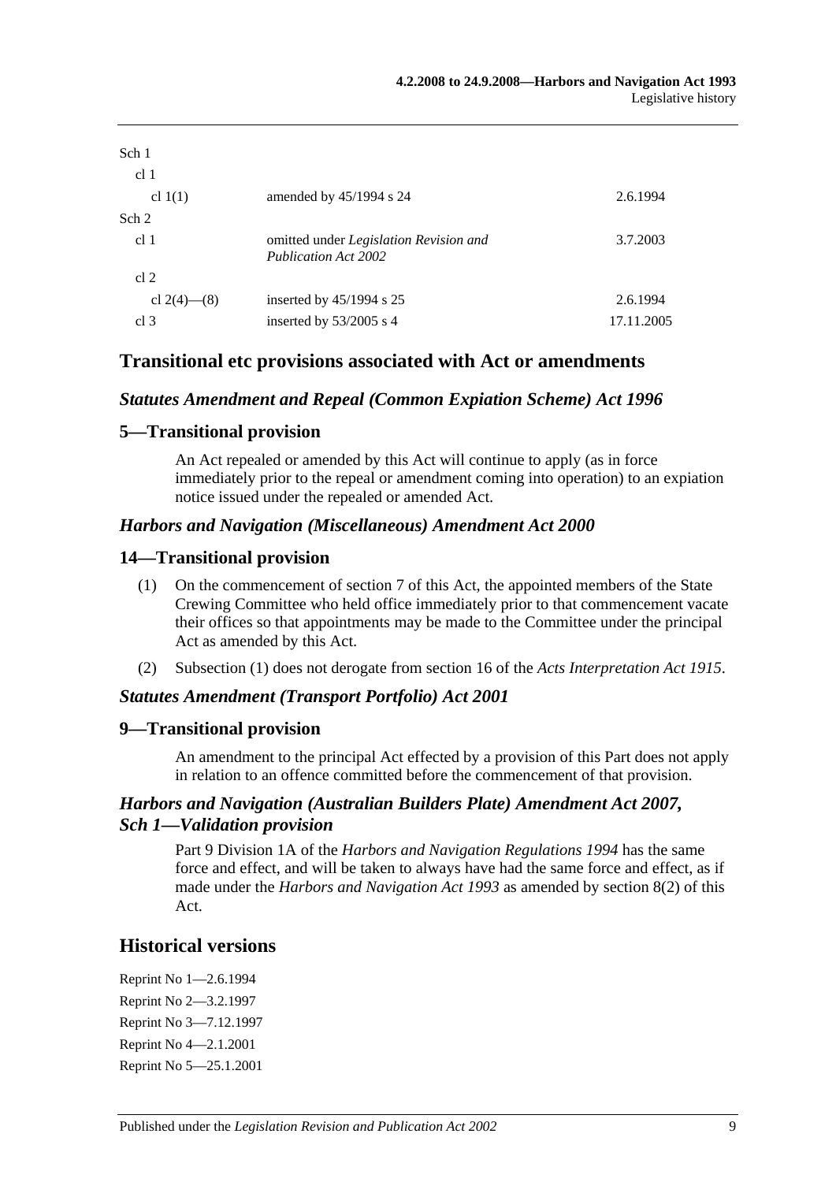| | | |
|---|---|---|
| Sch 1 | | |
| cl 1 | | |
| cl 1(1) | amended by 45/1994 s 24 | 2.6.1994 |
| Sch 2 | | |
| cl 1 | omitted under *Legislation Revision and Publication Act 2002* | 3.7.2003 |
| cl 2 | | |
| cl 2(4)—(8) | inserted by 45/1994 s 25 | 2.6.1994 |
| cl 3 | inserted by 53/2005 s 4 | 17.11.2005 |

## Transitional etc provisions associated with Act or amendments

### *Statutes Amendment and Repeal (Common Expiation Scheme) Act 1996*

### 5—Transitional provision

An Act repealed or amended by this Act will continue to apply (as in force immediately prior to the repeal or amendment coming into operation) to an expiation notice issued under the repealed or amended Act.

### *Harbors and Navigation (Miscellaneous) Amendment Act 2000*

### 14—Transitional provision

(1) On the commencement of section 7 of this Act, the appointed members of the State Crewing Committee who held office immediately prior to that commencement vacate their offices so that appointments may be made to the Committee under the principal Act as amended by this Act.

(2) Subsection (1) does not derogate from section 16 of the *Acts Interpretation Act 1915*.

### *Statutes Amendment (Transport Portfolio) Act 2001*

### 9—Transitional provision

An amendment to the principal Act effected by a provision of this Part does not apply in relation to an offence committed before the commencement of that provision.

### *Harbors and Navigation (Australian Builders Plate) Amendment Act 2007, Sch 1—Validation provision*

Part 9 Division 1A of the *Harbors and Navigation Regulations 1994* has the same force and effect, and will be taken to always have had the same force and effect, as if made under the *Harbors and Navigation Act 1993* as amended by section 8(2) of this Act.

## Historical versions

Reprint No 1—2.6.1994

Reprint No 2—3.2.1997

Reprint No 3—7.12.1997

Reprint No 4—2.1.2001

Reprint No 5—25.1.2001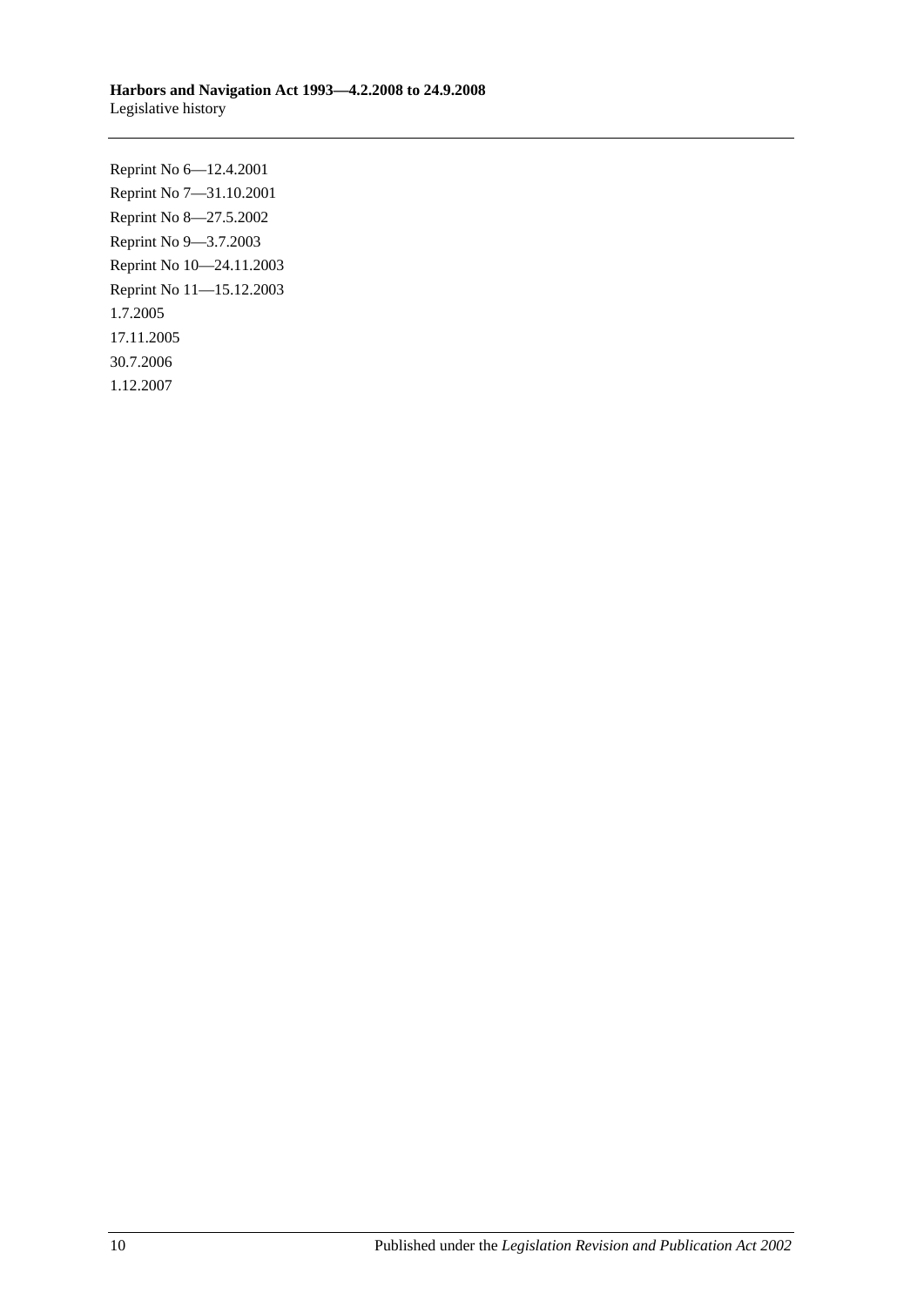Reprint No 6—12.4.2001

Reprint No 7—31.10.2001

Reprint No 8—27.5.2002

Reprint No 9—3.7.2003

Reprint No 10—24.11.2003

Reprint No 11—15.12.2003

1.7.2005

17.11.2005

30.7.2006

1.12.2007